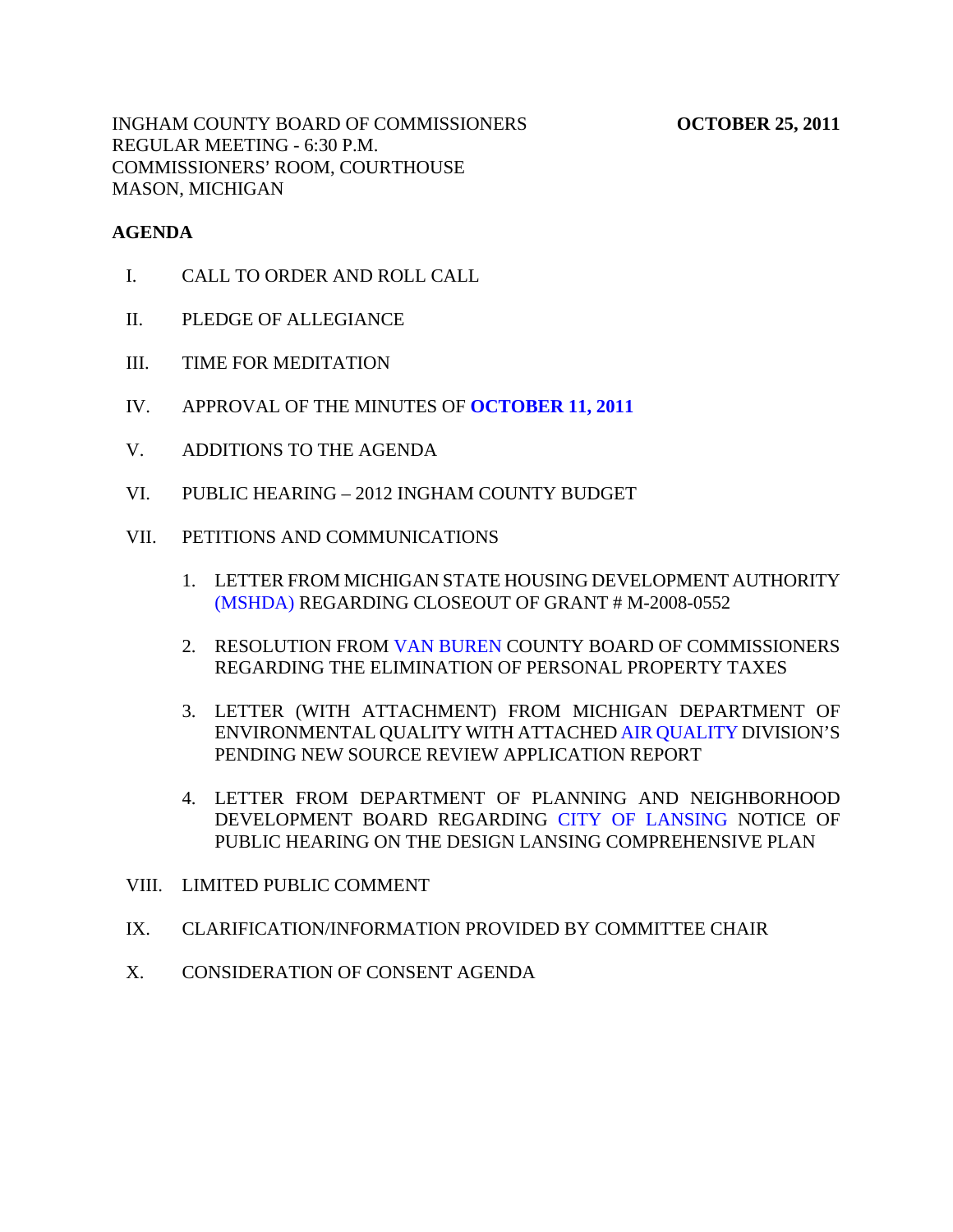INGHAM COUNTY BOARD OF COMMISSIONERS **OCTOBER 25, 2011**
REGULAR MEETING - 6:30 P.M.
COMMISSIONERS' ROOM, COURTHOUSE
MASON, MICHIGAN

**AGENDA**

I. CALL TO ORDER AND ROLL CALL

II. PLEDGE OF ALLEGIANCE

III. TIME FOR MEDITATION

IV. APPROVAL OF THE MINUTES OF **OCTOBER 11, 2011**

V. ADDITIONS TO THE AGENDA

VI. PUBLIC HEARING – 2012 INGHAM COUNTY BUDGET

VII. PETITIONS AND COMMUNICATIONS

1. LETTER FROM MICHIGAN STATE HOUSING DEVELOPMENT AUTHORITY (MSHDA) REGARDING CLOSEOUT OF GRANT # M-2008-0552

2. RESOLUTION FROM VAN BUREN COUNTY BOARD OF COMMISSIONERS REGARDING THE ELIMINATION OF PERSONAL PROPERTY TAXES

3. LETTER (WITH ATTACHMENT) FROM MICHIGAN DEPARTMENT OF ENVIRONMENTAL QUALITY WITH ATTACHED AIR QUALITY DIVISION'S PENDING NEW SOURCE REVIEW APPLICATION REPORT

4. LETTER FROM DEPARTMENT OF PLANNING AND NEIGHBORHOOD DEVELOPMENT BOARD REGARDING CITY OF LANSING NOTICE OF PUBLIC HEARING ON THE DESIGN LANSING COMPREHENSIVE PLAN

VIII. LIMITED PUBLIC COMMENT

IX. CLARIFICATION/INFORMATION PROVIDED BY COMMITTEE CHAIR

X. CONSIDERATION OF CONSENT AGENDA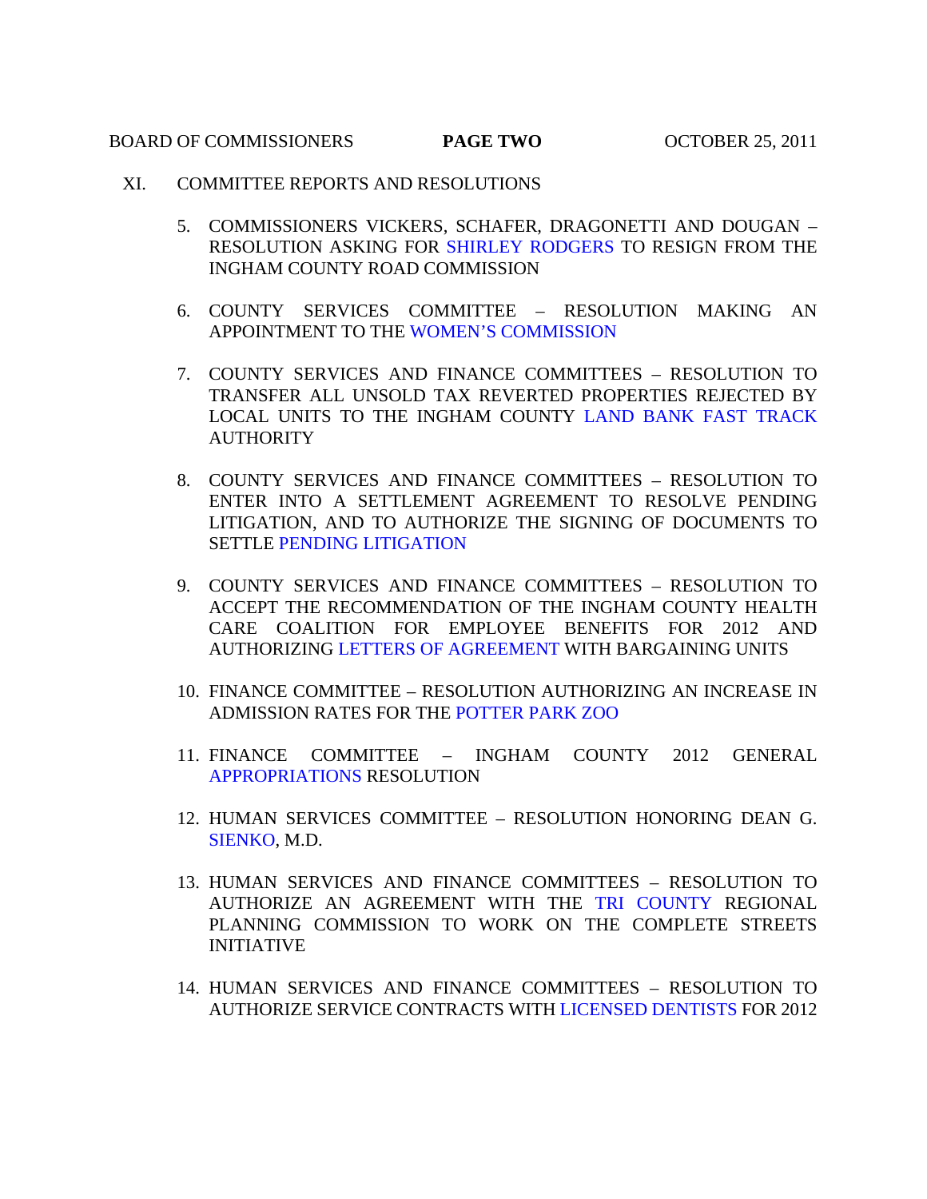XI. COMMITTEE REPORTS AND RESOLUTIONS

5. COMMISSIONERS VICKERS, SCHAFER, DRAGONETTI AND DOUGAN – RESOLUTION ASKING FOR SHIRLEY RODGERS TO RESIGN FROM THE INGHAM COUNTY ROAD COMMISSION

6. COUNTY SERVICES COMMITTEE – RESOLUTION MAKING AN APPOINTMENT TO THE WOMEN'S COMMISSION

7. COUNTY SERVICES AND FINANCE COMMITTEES – RESOLUTION TO TRANSFER ALL UNSOLD TAX REVERTED PROPERTIES REJECTED BY LOCAL UNITS TO THE INGHAM COUNTY LAND BANK FAST TRACK AUTHORITY

8. COUNTY SERVICES AND FINANCE COMMITTEES – RESOLUTION TO ENTER INTO A SETTLEMENT AGREEMENT TO RESOLVE PENDING LITIGATION, AND TO AUTHORIZE THE SIGNING OF DOCUMENTS TO SETTLE PENDING LITIGATION

9. COUNTY SERVICES AND FINANCE COMMITTEES – RESOLUTION TO ACCEPT THE RECOMMENDATION OF THE INGHAM COUNTY HEALTH CARE COALITION FOR EMPLOYEE BENEFITS FOR 2012 AND AUTHORIZING LETTERS OF AGREEMENT WITH BARGAINING UNITS

10. FINANCE COMMITTEE – RESOLUTION AUTHORIZING AN INCREASE IN ADMISSION RATES FOR THE POTTER PARK ZOO

11. FINANCE COMMITTEE – INGHAM COUNTY 2012 GENERAL APPROPRIATIONS RESOLUTION

12. HUMAN SERVICES COMMITTEE – RESOLUTION HONORING DEAN G. SIENKO, M.D.

13. HUMAN SERVICES AND FINANCE COMMITTEES – RESOLUTION TO AUTHORIZE AN AGREEMENT WITH THE TRI COUNTY REGIONAL PLANNING COMMISSION TO WORK ON THE COMPLETE STREETS INITIATIVE

14. HUMAN SERVICES AND FINANCE COMMITTEES – RESOLUTION TO AUTHORIZE SERVICE CONTRACTS WITH LICENSED DENTISTS FOR 2012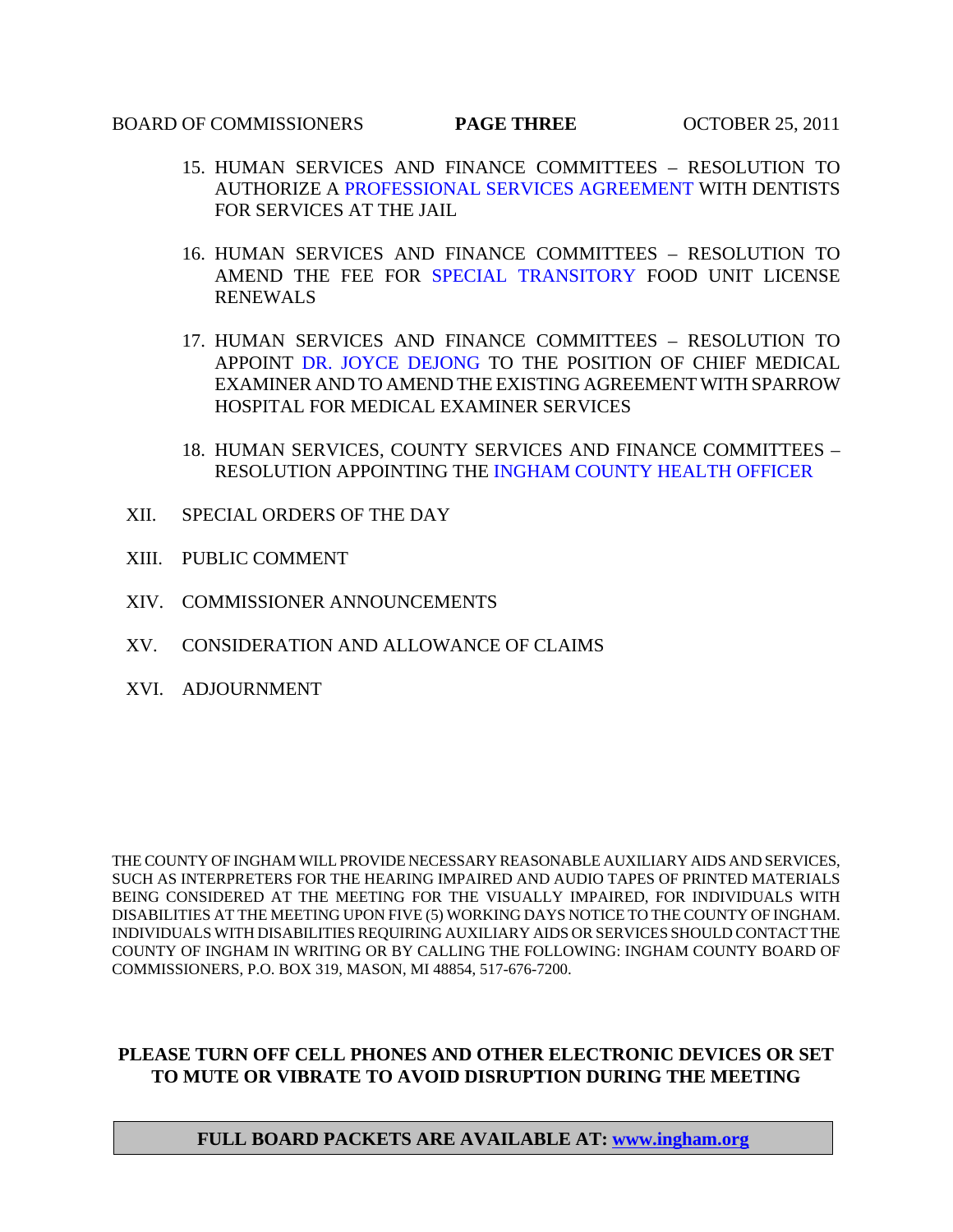15. HUMAN SERVICES AND FINANCE COMMITTEES – RESOLUTION TO AUTHORIZE A PROFESSIONAL SERVICES AGREEMENT WITH DENTISTS FOR SERVICES AT THE JAIL

16. HUMAN SERVICES AND FINANCE COMMITTEES – RESOLUTION TO AMEND THE FEE FOR SPECIAL TRANSITORY FOOD UNIT LICENSE RENEWALS

17. HUMAN SERVICES AND FINANCE COMMITTEES – RESOLUTION TO APPOINT DR. JOYCE DEJONG TO THE POSITION OF CHIEF MEDICAL EXAMINER AND TO AMEND THE EXISTING AGREEMENT WITH SPARROW HOSPITAL FOR MEDICAL EXAMINER SERVICES

18. HUMAN SERVICES, COUNTY SERVICES AND FINANCE COMMITTEES – RESOLUTION APPOINTING THE INGHAM COUNTY HEALTH OFFICER

XII. SPECIAL ORDERS OF THE DAY

XIII. PUBLIC COMMENT

XIV. COMMISSIONER ANNOUNCEMENTS

XV. CONSIDERATION AND ALLOWANCE OF CLAIMS

XVI. ADJOURNMENT

THE COUNTY OF INGHAM WILL PROVIDE NECESSARY REASONABLE AUXILIARY AIDS AND SERVICES, SUCH AS INTERPRETERS FOR THE HEARING IMPAIRED AND AUDIO TAPES OF PRINTED MATERIALS BEING CONSIDERED AT THE MEETING FOR THE VISUALLY IMPAIRED, FOR INDIVIDUALS WITH DISABILITIES AT THE MEETING UPON FIVE (5) WORKING DAYS NOTICE TO THE COUNTY OF INGHAM. INDIVIDUALS WITH DISABILITIES REQUIRING AUXILIARY AIDS OR SERVICES SHOULD CONTACT THE COUNTY OF INGHAM IN WRITING OR BY CALLING THE FOLLOWING: INGHAM COUNTY BOARD OF COMMISSIONERS, P.O. BOX 319, MASON, MI 48854, 517-676-7200.

**PLEASE TURN OFF CELL PHONES AND OTHER ELECTRONIC DEVICES OR SET TO MUTE OR VIBRATE TO AVOID DISRUPTION DURING THE MEETING**

**FULL BOARD PACKETS ARE AVAILABLE AT: www.ingham.org**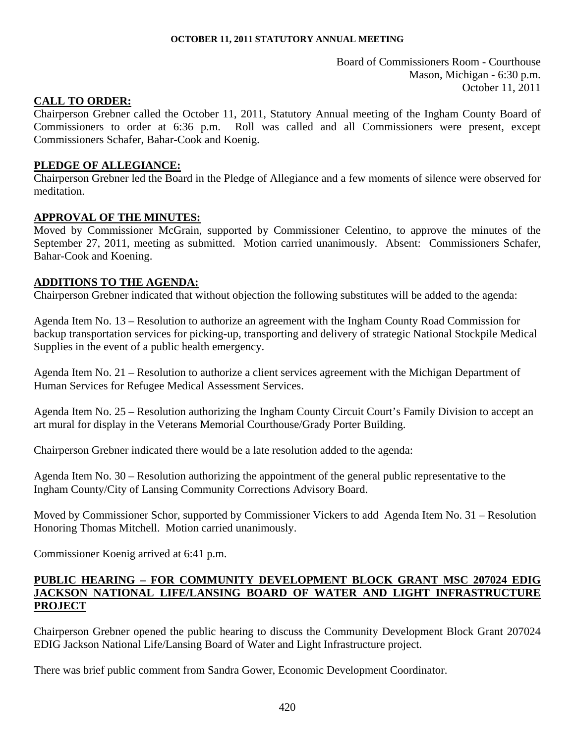**OCTOBER 11, 2011 STATUTORY ANNUAL MEETING**

Board of Commissioners Room - Courthouse
Mason, Michigan - 6:30 p.m.
October 11, 2011

## CALL TO ORDER:

Chairperson Grebner called the October 11, 2011, Statutory Annual meeting of the Ingham County Board of Commissioners to order at 6:36 p.m. Roll was called and all Commissioners were present, except Commissioners Schafer, Bahar-Cook and Koenig.

## PLEDGE OF ALLEGIANCE:

Chairperson Grebner led the Board in the Pledge of Allegiance and a few moments of silence were observed for meditation.

## APPROVAL OF THE MINUTES:

Moved by Commissioner McGrain, supported by Commissioner Celentino, to approve the minutes of the September 27, 2011, meeting as submitted. Motion carried unanimously. Absent: Commissioners Schafer, Bahar-Cook and Koening.

## ADDITIONS TO THE AGENDA:

Chairperson Grebner indicated that without objection the following substitutes will be added to the agenda:

Agenda Item No. 13 – Resolution to authorize an agreement with the Ingham County Road Commission for backup transportation services for picking-up, transporting and delivery of strategic National Stockpile Medical Supplies in the event of a public health emergency.

Agenda Item No. 21 – Resolution to authorize a client services agreement with the Michigan Department of Human Services for Refugee Medical Assessment Services.

Agenda Item No. 25 – Resolution authorizing the Ingham County Circuit Court's Family Division to accept an art mural for display in the Veterans Memorial Courthouse/Grady Porter Building.

Chairperson Grebner indicated there would be a late resolution added to the agenda:

Agenda Item No. 30 – Resolution authorizing the appointment of the general public representative to the Ingham County/City of Lansing Community Corrections Advisory Board.

Moved by Commissioner Schor, supported by Commissioner Vickers to add Agenda Item No. 31 – Resolution Honoring Thomas Mitchell. Motion carried unanimously.

Commissioner Koenig arrived at 6:41 p.m.

## PUBLIC HEARING – FOR COMMUNITY DEVELOPMENT BLOCK GRANT MSC 207024 EDIG JACKSON NATIONAL LIFE/LANSING BOARD OF WATER AND LIGHT INFRASTRUCTURE PROJECT

Chairperson Grebner opened the public hearing to discuss the Community Development Block Grant 207024 EDIG Jackson National Life/Lansing Board of Water and Light Infrastructure project.

There was brief public comment from Sandra Gower, Economic Development Coordinator.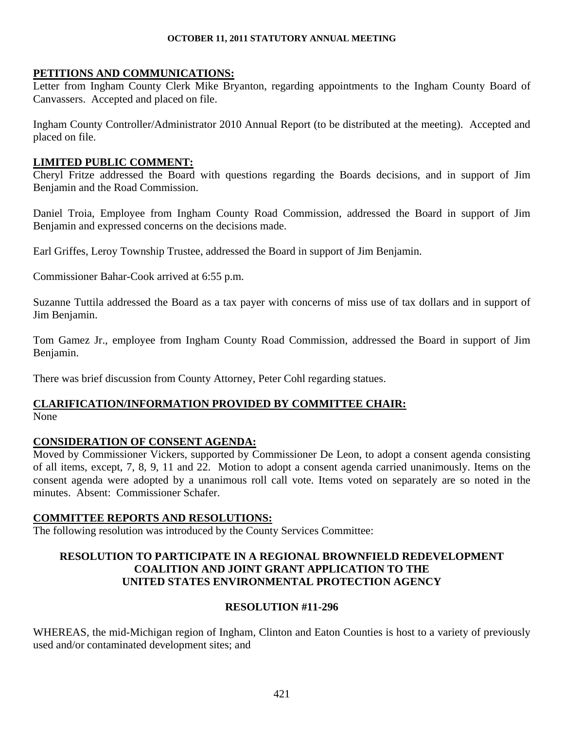**PETITIONS AND COMMUNICATIONS:**

Letter from Ingham County Clerk Mike Bryanton, regarding appointments to the Ingham County Board of Canvassers. Accepted and placed on file.

Ingham County Controller/Administrator 2010 Annual Report (to be distributed at the meeting). Accepted and placed on file.

**LIMITED PUBLIC COMMENT:**

Cheryl Fritze addressed the Board with questions regarding the Boards decisions, and in support of Jim Benjamin and the Road Commission.

Daniel Troia, Employee from Ingham County Road Commission, addressed the Board in support of Jim Benjamin and expressed concerns on the decisions made.

Earl Griffes, Leroy Township Trustee, addressed the Board in support of Jim Benjamin.

Commissioner Bahar-Cook arrived at 6:55 p.m.

Suzanne Tuttila addressed the Board as a tax payer with concerns of miss use of tax dollars and in support of Jim Benjamin.

Tom Gamez Jr., employee from Ingham County Road Commission, addressed the Board in support of Jim Benjamin.

There was brief discussion from County Attorney, Peter Cohl regarding statues.

**CLARIFICATION/INFORMATION PROVIDED BY COMMITTEE CHAIR:**

None

**CONSIDERATION OF CONSENT AGENDA:**

Moved by Commissioner Vickers, supported by Commissioner De Leon, to adopt a consent agenda consisting of all items, except, 7, 8, 9, 11 and 22. Motion to adopt a consent agenda carried unanimously. Items on the consent agenda were adopted by a unanimous roll call vote. Items voted on separately are so noted in the minutes. Absent: Commissioner Schafer.

**COMMITTEE REPORTS AND RESOLUTIONS:**

The following resolution was introduced by the County Services Committee:

**RESOLUTION TO PARTICIPATE IN A REGIONAL BROWNFIELD REDEVELOPMENT COALITION AND JOINT GRANT APPLICATION TO THE UNITED STATES ENVIRONMENTAL PROTECTION AGENCY**

**RESOLUTION #11-296**

WHEREAS, the mid-Michigan region of Ingham, Clinton and Eaton Counties is host to a variety of previously used and/or contaminated development sites; and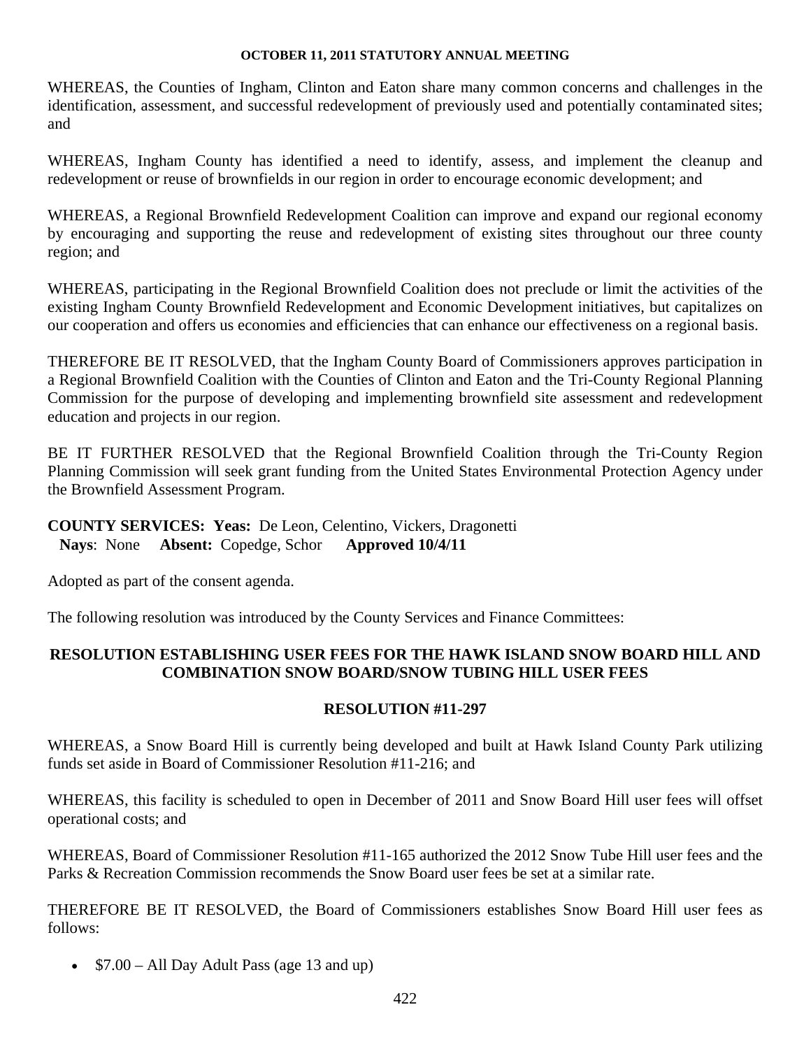WHEREAS, the Counties of Ingham, Clinton and Eaton share many common concerns and challenges in the identification, assessment, and successful redevelopment of previously used and potentially contaminated sites; and

WHEREAS, Ingham County has identified a need to identify, assess, and implement the cleanup and redevelopment or reuse of brownfields in our region in order to encourage economic development; and

WHEREAS, a Regional Brownfield Redevelopment Coalition can improve and expand our regional economy by encouraging and supporting the reuse and redevelopment of existing sites throughout our three county region; and

WHEREAS, participating in the Regional Brownfield Coalition does not preclude or limit the activities of the existing Ingham County Brownfield Redevelopment and Economic Development initiatives, but capitalizes on our cooperation and offers us economies and efficiencies that can enhance our effectiveness on a regional basis.

THEREFORE BE IT RESOLVED, that the Ingham County Board of Commissioners approves participation in a Regional Brownfield Coalition with the Counties of Clinton and Eaton and the Tri-County Regional Planning Commission for the purpose of developing and implementing brownfield site assessment and redevelopment education and projects in our region.

BE IT FURTHER RESOLVED that the Regional Brownfield Coalition through the Tri-County Region Planning Commission will seek grant funding from the United States Environmental Protection Agency under the Brownfield Assessment Program.

**COUNTY SERVICES: Yeas:** De Leon, Celentino, Vickers, Dragonetti
**Nays**: None **Absent:** Copedge, Schor **Approved 10/4/11**

Adopted as part of the consent agenda.

The following resolution was introduced by the County Services and Finance Committees:

## RESOLUTION ESTABLISHING USER FEES FOR THE HAWK ISLAND SNOW BOARD HILL AND COMBINATION SNOW BOARD/SNOW TUBING HILL USER FEES

## RESOLUTION #11-297

WHEREAS, a Snow Board Hill is currently being developed and built at Hawk Island County Park utilizing funds set aside in Board of Commissioner Resolution #11-216; and

WHEREAS, this facility is scheduled to open in December of 2011 and Snow Board Hill user fees will offset operational costs; and

WHEREAS, Board of Commissioner Resolution #11-165 authorized the 2012 Snow Tube Hill user fees and the Parks & Recreation Commission recommends the Snow Board user fees be set at a similar rate.

THEREFORE BE IT RESOLVED, the Board of Commissioners establishes Snow Board Hill user fees as follows:

- $7.00 – All Day Adult Pass (age 13 and up)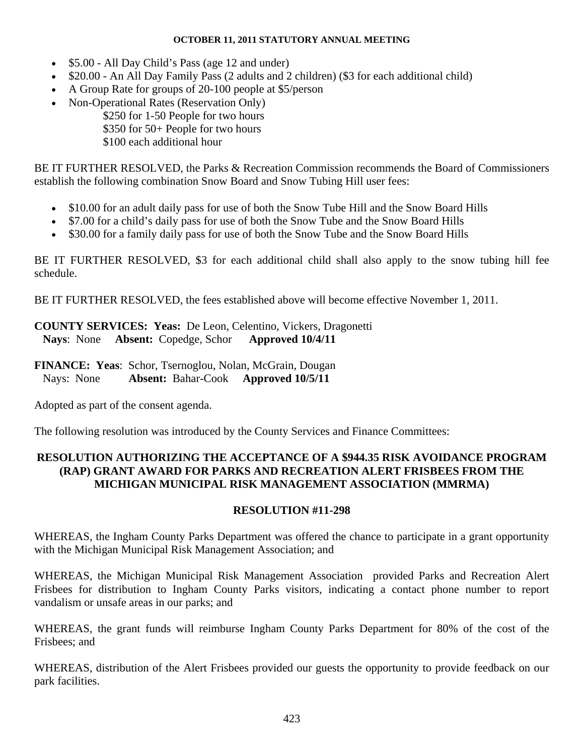- $5.00 - All Day Child's Pass (age 12 and under)
- $20.00 - An All Day Family Pass (2 adults and 2 children) ($3 for each additional child)
- A Group Rate for groups of 20-100 people at $5/person
- Non-Operational Rates (Reservation Only)
  - $250 for 1-50 People for two hours
  - $350 for 50+ People for two hours
  - $100 each additional hour

BE IT FURTHER RESOLVED, the Parks & Recreation Commission recommends the Board of Commissioners establish the following combination Snow Board and Snow Tubing Hill user fees:

- $10.00 for an adult daily pass for use of both the Snow Tube Hill and the Snow Board Hills
- $7.00 for a child's daily pass for use of both the Snow Tube and the Snow Board Hills
- $30.00 for a family daily pass for use of both the Snow Tube and the Snow Board Hills

BE IT FURTHER RESOLVED, $3 for each additional child shall also apply to the snow tubing hill fee schedule.

BE IT FURTHER RESOLVED, the fees established above will become effective November 1, 2011.

**COUNTY SERVICES: Yeas:** De Leon, Celentino, Vickers, Dragonetti
**Nays**: None **Absent:** Copedge, Schor **Approved 10/4/11**

**FINANCE: Yeas**: Schor, Tsernoglou, Nolan, McGrain, Dougan
Nays: None **Absent:** Bahar-Cook **Approved 10/5/11**

Adopted as part of the consent agenda.

The following resolution was introduced by the County Services and Finance Committees:

**RESOLUTION AUTHORIZING THE ACCEPTANCE OF A $944.35 RISK AVOIDANCE PROGRAM (RAP) GRANT AWARD FOR PARKS AND RECREATION ALERT FRISBEES FROM THE MICHIGAN MUNICIPAL RISK MANAGEMENT ASSOCIATION (MMRMA)**

**RESOLUTION #11-298**

WHEREAS, the Ingham County Parks Department was offered the chance to participate in a grant opportunity with the Michigan Municipal Risk Management Association; and

WHEREAS, the Michigan Municipal Risk Management Association provided Parks and Recreation Alert Frisbees for distribution to Ingham County Parks visitors, indicating a contact phone number to report vandalism or unsafe areas in our parks; and

WHEREAS, the grant funds will reimburse Ingham County Parks Department for 80% of the cost of the Frisbees; and

WHEREAS, distribution of the Alert Frisbees provided our guests the opportunity to provide feedback on our park facilities.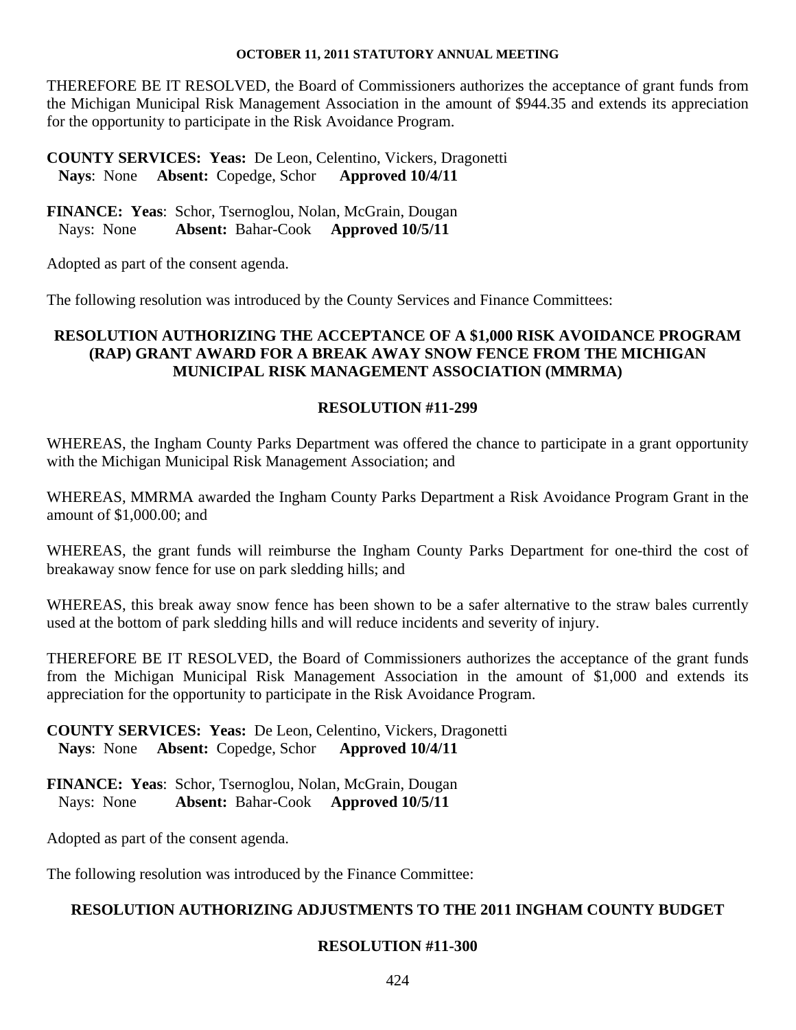THEREFORE BE IT RESOLVED, the Board of Commissioners authorizes the acceptance of grant funds from the Michigan Municipal Risk Management Association in the amount of $944.35 and extends its appreciation for the opportunity to participate in the Risk Avoidance Program.

**COUNTY SERVICES: Yeas:** De Leon, Celentino, Vickers, Dragonetti
**Nays**: None **Absent:** Copedge, Schor **Approved 10/4/11**

**FINANCE: Yeas**: Schor, Tsernoglou, Nolan, McGrain, Dougan
Nays: None **Absent:** Bahar-Cook **Approved 10/5/11**

Adopted as part of the consent agenda.

The following resolution was introduced by the County Services and Finance Committees:

**RESOLUTION AUTHORIZING THE ACCEPTANCE OF A $1,000 RISK AVOIDANCE PROGRAM (RAP) GRANT AWARD FOR A BREAK AWAY SNOW FENCE FROM THE MICHIGAN MUNICIPAL RISK MANAGEMENT ASSOCIATION (MMRMA)**

**RESOLUTION #11-299**

WHEREAS, the Ingham County Parks Department was offered the chance to participate in a grant opportunity with the Michigan Municipal Risk Management Association; and

WHEREAS, MMRMA awarded the Ingham County Parks Department a Risk Avoidance Program Grant in the amount of $1,000.00; and

WHEREAS, the grant funds will reimburse the Ingham County Parks Department for one-third the cost of breakaway snow fence for use on park sledding hills; and

WHEREAS, this break away snow fence has been shown to be a safer alternative to the straw bales currently used at the bottom of park sledding hills and will reduce incidents and severity of injury.

THEREFORE BE IT RESOLVED, the Board of Commissioners authorizes the acceptance of the grant funds from the Michigan Municipal Risk Management Association in the amount of $1,000 and extends its appreciation for the opportunity to participate in the Risk Avoidance Program.

**COUNTY SERVICES: Yeas:** De Leon, Celentino, Vickers, Dragonetti
**Nays**: None **Absent:** Copedge, Schor **Approved 10/4/11**

**FINANCE: Yeas**: Schor, Tsernoglou, Nolan, McGrain, Dougan
Nays: None **Absent:** Bahar-Cook **Approved 10/5/11**

Adopted as part of the consent agenda.

The following resolution was introduced by the Finance Committee:

**RESOLUTION AUTHORIZING ADJUSTMENTS TO THE 2011 INGHAM COUNTY BUDGET**

**RESOLUTION #11-300**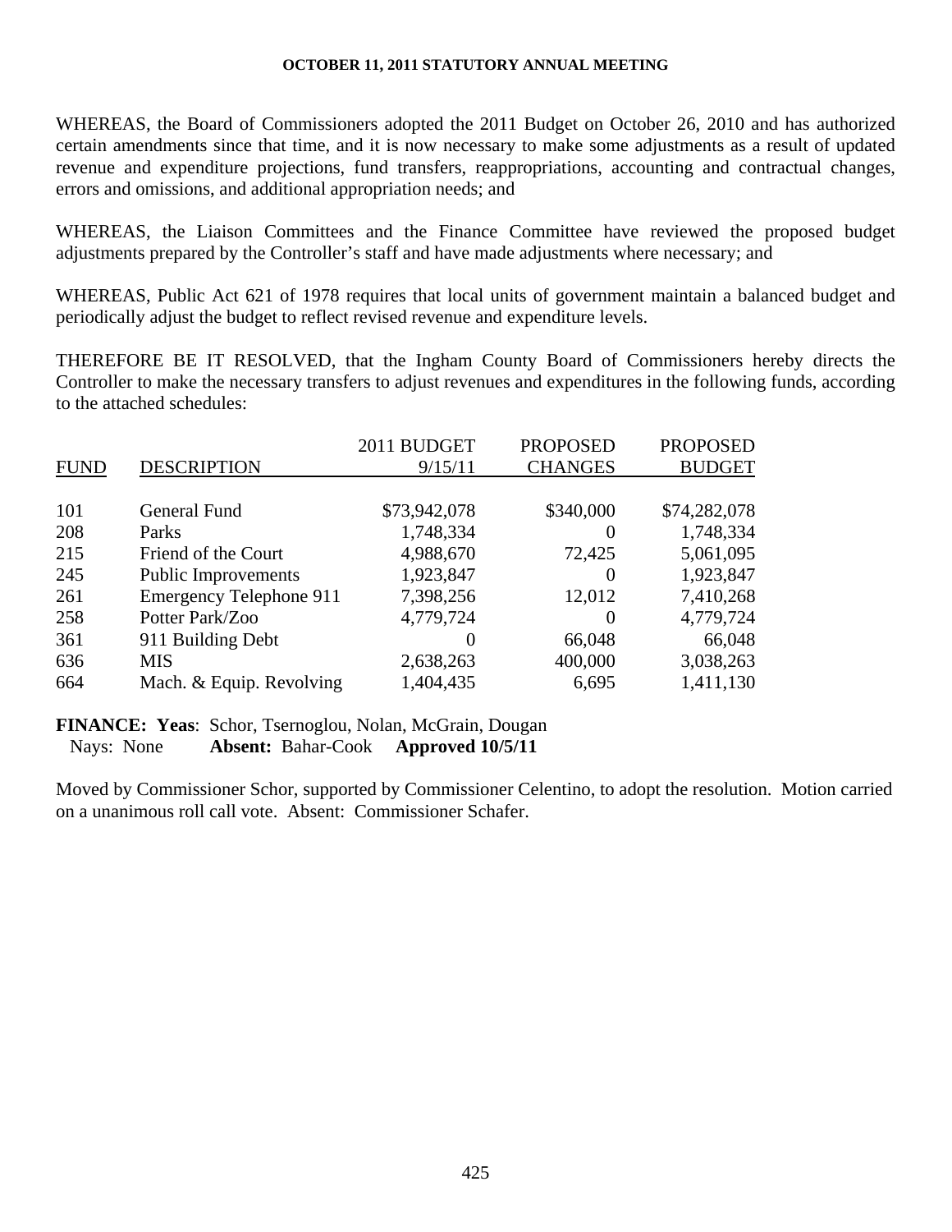WHEREAS, the Board of Commissioners adopted the 2011 Budget on October 26, 2010 and has authorized certain amendments since that time, and it is now necessary to make some adjustments as a result of updated revenue and expenditure projections, fund transfers, reappropriations, accounting and contractual changes, errors and omissions, and additional appropriation needs; and

WHEREAS, the Liaison Committees and the Finance Committee have reviewed the proposed budget adjustments prepared by the Controller's staff and have made adjustments where necessary; and

WHEREAS, Public Act 621 of 1978 requires that local units of government maintain a balanced budget and periodically adjust the budget to reflect revised revenue and expenditure levels.

THEREFORE BE IT RESOLVED, that the Ingham County Board of Commissioners hereby directs the Controller to make the necessary transfers to adjust revenues and expenditures in the following funds, according to the attached schedules:

| FUND | DESCRIPTION | 2011 BUDGET 9/15/11 | PROPOSED CHANGES | PROPOSED BUDGET |
|---|---|---|---|---|
| 101 | General Fund | $73,942,078 | $340,000 | $74,282,078 |
| 208 | Parks | 1,748,334 | 0 | 1,748,334 |
| 215 | Friend of the Court | 4,988,670 | 72,425 | 5,061,095 |
| 245 | Public Improvements | 1,923,847 | 0 | 1,923,847 |
| 261 | Emergency Telephone 911 | 7,398,256 | 12,012 | 7,410,268 |
| 258 | Potter Park/Zoo | 4,779,724 | 0 | 4,779,724 |
| 361 | 911 Building Debt | 0 | 66,048 | 66,048 |
| 636 | MIS | 2,638,263 | 400,000 | 3,038,263 |
| 664 | Mach. & Equip. Revolving | 1,404,435 | 6,695 | 1,411,130 |

**FINANCE: Yeas**: Schor, Tsernoglou, Nolan, McGrain, Dougan
Nays: None **Absent:** Bahar-Cook **Approved 10/5/11**

Moved by Commissioner Schor, supported by Commissioner Celentino, to adopt the resolution. Motion carried on a unanimous roll call vote. Absent: Commissioner Schafer.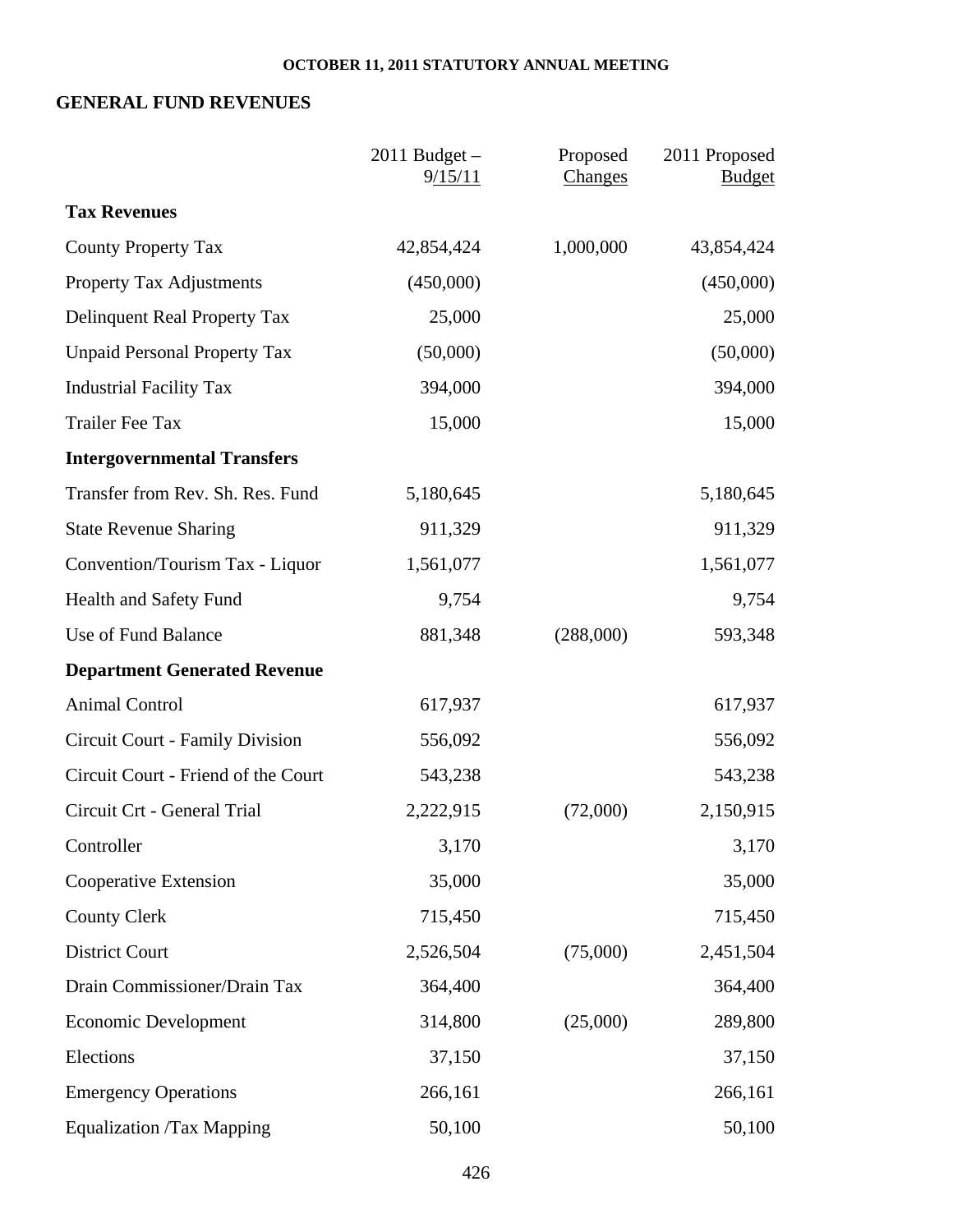**OCTOBER 11, 2011 STATUTORY ANNUAL MEETING**

## GENERAL FUND REVENUES

| | 2011 Budget – 9/15/11 | Proposed Changes | 2011 Proposed Budget |
|---|---:|---:|---:|
| **Tax Revenues** | | | |
| County Property Tax | 42,854,424 | 1,000,000 | 43,854,424 |
| Property Tax Adjustments | (450,000) | | (450,000) |
| Delinquent Real Property Tax | 25,000 | | 25,000 |
| Unpaid Personal Property Tax | (50,000) | | (50,000) |
| Industrial Facility Tax | 394,000 | | 394,000 |
| Trailer Fee Tax | 15,000 | | 15,000 |
| **Intergovernmental Transfers** | | | |
| Transfer from Rev. Sh. Res. Fund | 5,180,645 | | 5,180,645 |
| State Revenue Sharing | 911,329 | | 911,329 |
| Convention/Tourism Tax - Liquor | 1,561,077 | | 1,561,077 |
| Health and Safety Fund | 9,754 | | 9,754 |
| Use of Fund Balance | 881,348 | (288,000) | 593,348 |
| **Department Generated Revenue** | | | |
| Animal Control | 617,937 | | 617,937 |
| Circuit Court - Family Division | 556,092 | | 556,092 |
| Circuit Court - Friend of the Court | 543,238 | | 543,238 |
| Circuit Crt - General Trial | 2,222,915 | (72,000) | 2,150,915 |
| Controller | 3,170 | | 3,170 |
| Cooperative Extension | 35,000 | | 35,000 |
| County Clerk | 715,450 | | 715,450 |
| District Court | 2,526,504 | (75,000) | 2,451,504 |
| Drain Commissioner/Drain Tax | 364,400 | | 364,400 |
| Economic Development | 314,800 | (25,000) | 289,800 |
| Elections | 37,150 | | 37,150 |
| Emergency Operations | 266,161 | | 266,161 |
| Equalization /Tax Mapping | 50,100 | | 50,100 |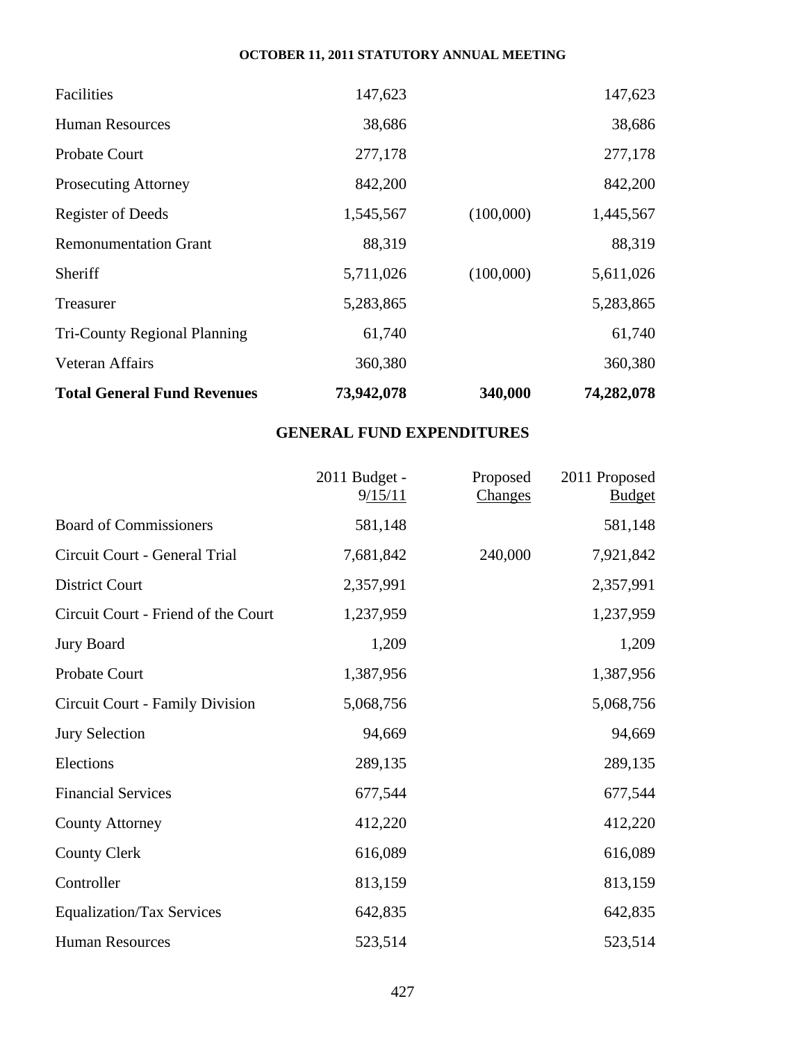| | | | |
|---|---|---|---|
| Facilities | 147,623 | | 147,623 |
| Human Resources | 38,686 | | 38,686 |
| Probate Court | 277,178 | | 277,178 |
| Prosecuting Attorney | 842,200 | | 842,200 |
| Register of Deeds | 1,545,567 | (100,000) | 1,445,567 |
| Remonumentation Grant | 88,319 | | 88,319 |
| Sheriff | 5,711,026 | (100,000) | 5,611,026 |
| Treasurer | 5,283,865 | | 5,283,865 |
| Tri-County Regional Planning | 61,740 | | 61,740 |
| Veteran Affairs | 360,380 | | 360,380 |
| **Total General Fund Revenues** | **73,942,078** | **340,000** | **74,282,078** |

## GENERAL FUND EXPENDITURES

| | 2011 Budget - 9/15/11 | Proposed Changes | 2011 Proposed Budget |
|---|---|---|---|
| Board of Commissioners | 581,148 | | 581,148 |
| Circuit Court - General Trial | 7,681,842 | 240,000 | 7,921,842 |
| District Court | 2,357,991 | | 2,357,991 |
| Circuit Court - Friend of the Court | 1,237,959 | | 1,237,959 |
| Jury Board | 1,209 | | 1,209 |
| Probate Court | 1,387,956 | | 1,387,956 |
| Circuit Court - Family Division | 5,068,756 | | 5,068,756 |
| Jury Selection | 94,669 | | 94,669 |
| Elections | 289,135 | | 289,135 |
| Financial Services | 677,544 | | 677,544 |
| County Attorney | 412,220 | | 412,220 |
| County Clerk | 616,089 | | 616,089 |
| Controller | 813,159 | | 813,159 |
| Equalization/Tax Services | 642,835 | | 642,835 |
| Human Resources | 523,514 | | 523,514 |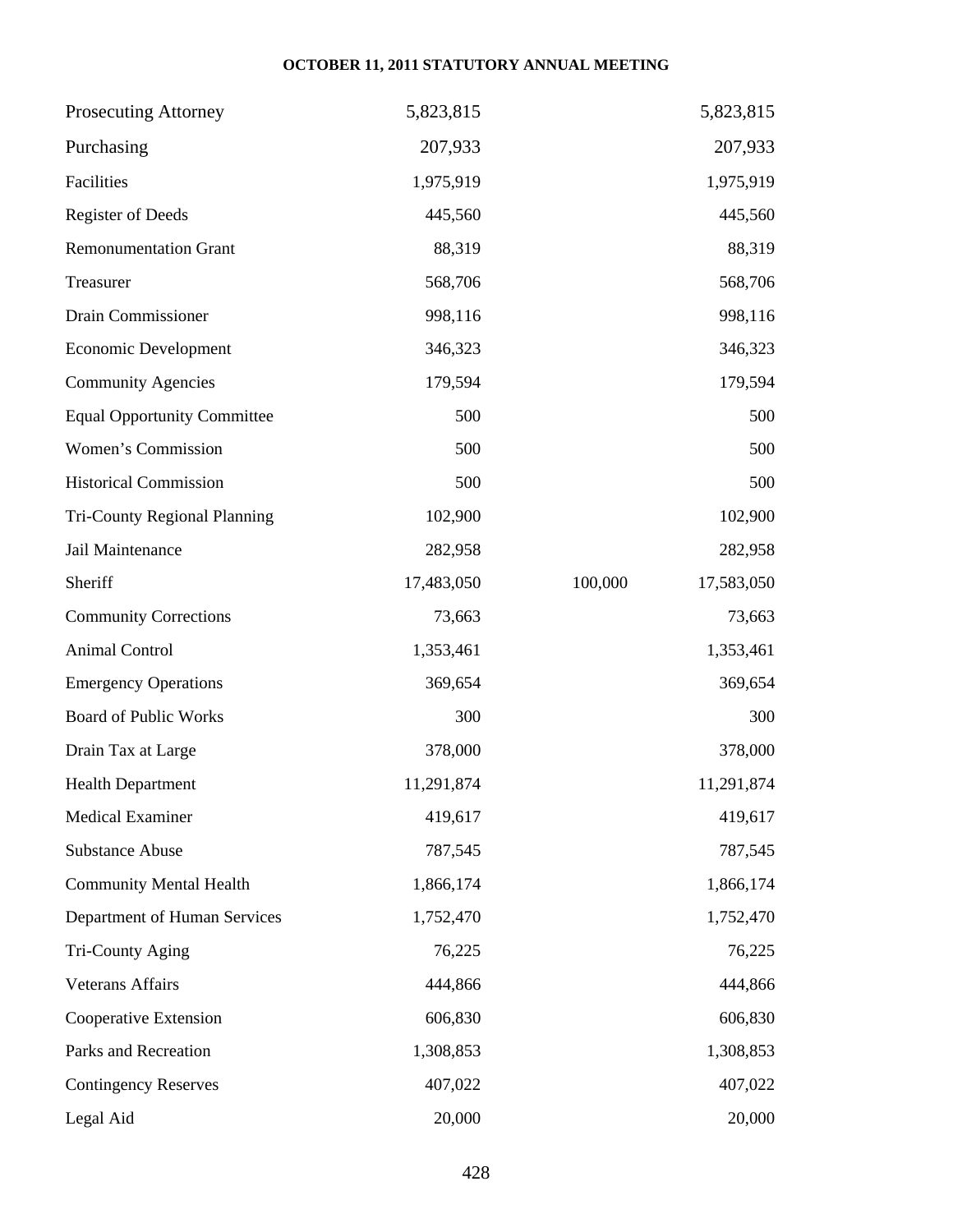| | | | |
|---|---|---|---|
| Prosecuting Attorney | 5,823,815 | | 5,823,815 |
| Purchasing | 207,933 | | 207,933 |
| Facilities | 1,975,919 | | 1,975,919 |
| Register of Deeds | 445,560 | | 445,560 |
| Remonumentation Grant | 88,319 | | 88,319 |
| Treasurer | 568,706 | | 568,706 |
| Drain Commissioner | 998,116 | | 998,116 |
| Economic Development | 346,323 | | 346,323 |
| Community Agencies | 179,594 | | 179,594 |
| Equal Opportunity Committee | 500 | | 500 |
| Women's Commission | 500 | | 500 |
| Historical Commission | 500 | | 500 |
| Tri-County Regional Planning | 102,900 | | 102,900 |
| Jail Maintenance | 282,958 | | 282,958 |
| Sheriff | 17,483,050 | 100,000 | 17,583,050 |
| Community Corrections | 73,663 | | 73,663 |
| Animal Control | 1,353,461 | | 1,353,461 |
| Emergency Operations | 369,654 | | 369,654 |
| Board of Public Works | 300 | | 300 |
| Drain Tax at Large | 378,000 | | 378,000 |
| Health Department | 11,291,874 | | 11,291,874 |
| Medical Examiner | 419,617 | | 419,617 |
| Substance Abuse | 787,545 | | 787,545 |
| Community Mental Health | 1,866,174 | | 1,866,174 |
| Department of Human Services | 1,752,470 | | 1,752,470 |
| Tri-County Aging | 76,225 | | 76,225 |
| Veterans Affairs | 444,866 | | 444,866 |
| Cooperative Extension | 606,830 | | 606,830 |
| Parks and Recreation | 1,308,853 | | 1,308,853 |
| Contingency Reserves | 407,022 | | 407,022 |
| Legal Aid | 20,000 | | 20,000 |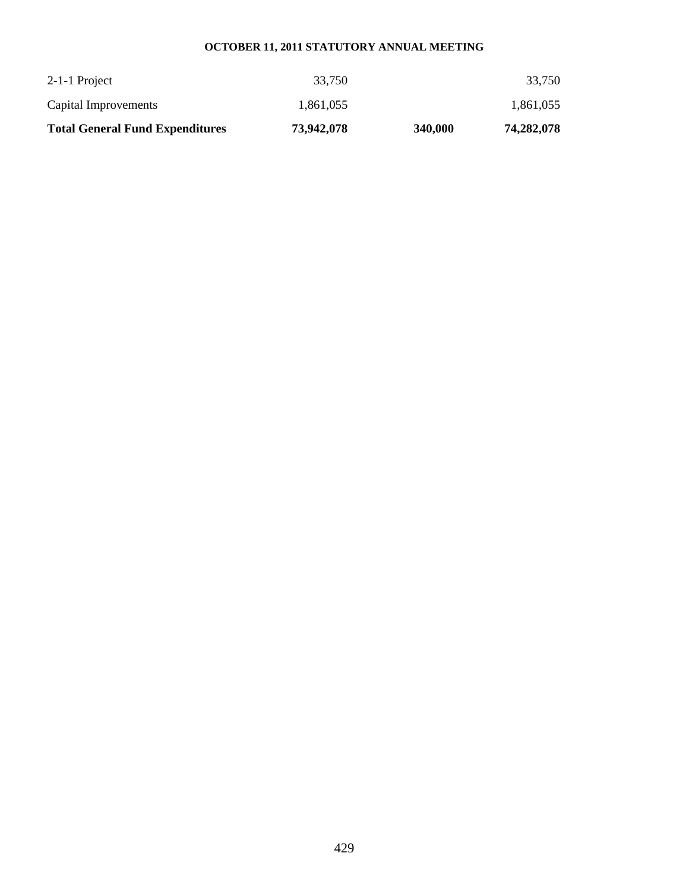| | | | |
|---|---|---|---|
| 2-1-1 Project | 33,750 | | 33,750 |
| Capital Improvements | 1,861,055 | | 1,861,055 |
| **Total General Fund Expenditures** | **73,942,078** | **340,000** | **74,282,078** |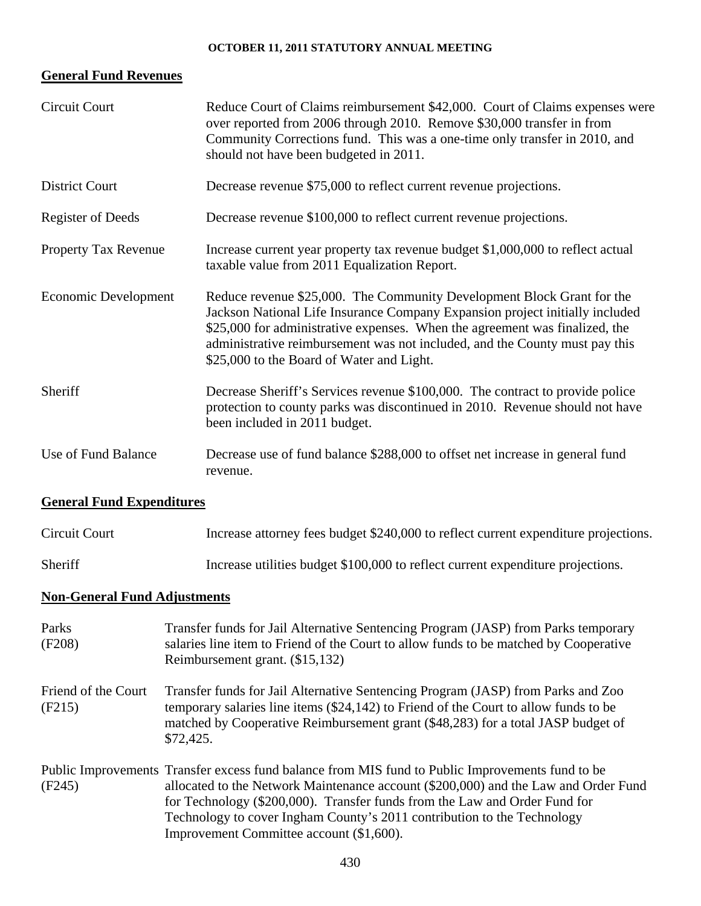**General Fund Revenues**

| | |
|---|---|
| Circuit Court | Reduce Court of Claims reimbursement $42,000. Court of Claims expenses were over reported from 2006 through 2010. Remove $30,000 transfer in from Community Corrections fund. This was a one-time only transfer in 2010, and should not have been budgeted in 2011. |
| District Court | Decrease revenue $75,000 to reflect current revenue projections. |
| Register of Deeds | Decrease revenue $100,000 to reflect current revenue projections. |
| Property Tax Revenue | Increase current year property tax revenue budget $1,000,000 to reflect actual taxable value from 2011 Equalization Report. |
| Economic Development | Reduce revenue $25,000. The Community Development Block Grant for the Jackson National Life Insurance Company Expansion project initially included $25,000 for administrative expenses. When the agreement was finalized, the administrative reimbursement was not included, and the County must pay this $25,000 to the Board of Water and Light. |
| Sheriff | Decrease Sheriff's Services revenue $100,000. The contract to provide police protection to county parks was discontinued in 2010. Revenue should not have been included in 2011 budget. |
| Use of Fund Balance | Decrease use of fund balance $288,000 to offset net increase in general fund revenue. |

**General Fund Expenditures**

| | |
|---|---|
| Circuit Court | Increase attorney fees budget $240,000 to reflect current expenditure projections. |
| Sheriff | Increase utilities budget $100,000 to reflect current expenditure projections. |

**Non-General Fund Adjustments**

| | |
|---|---|
| Parks (F208) | Transfer funds for Jail Alternative Sentencing Program (JASP) from Parks temporary salaries line item to Friend of the Court to allow funds to be matched by Cooperative Reimbursement grant. ($15,132) |
| Friend of the Court (F215) | Transfer funds for Jail Alternative Sentencing Program (JASP) from Parks and Zoo temporary salaries line items ($24,142) to Friend of the Court to allow funds to be matched by Cooperative Reimbursement grant ($48,283) for a total JASP budget of $72,425. |
| Public Improvements (F245) | Transfer excess fund balance from MIS fund to Public Improvements fund to be allocated to the Network Maintenance account ($200,000) and the Law and Order Fund for Technology ($200,000). Transfer funds from the Law and Order Fund for Technology to cover Ingham County's 2011 contribution to the Technology Improvement Committee account ($1,600). |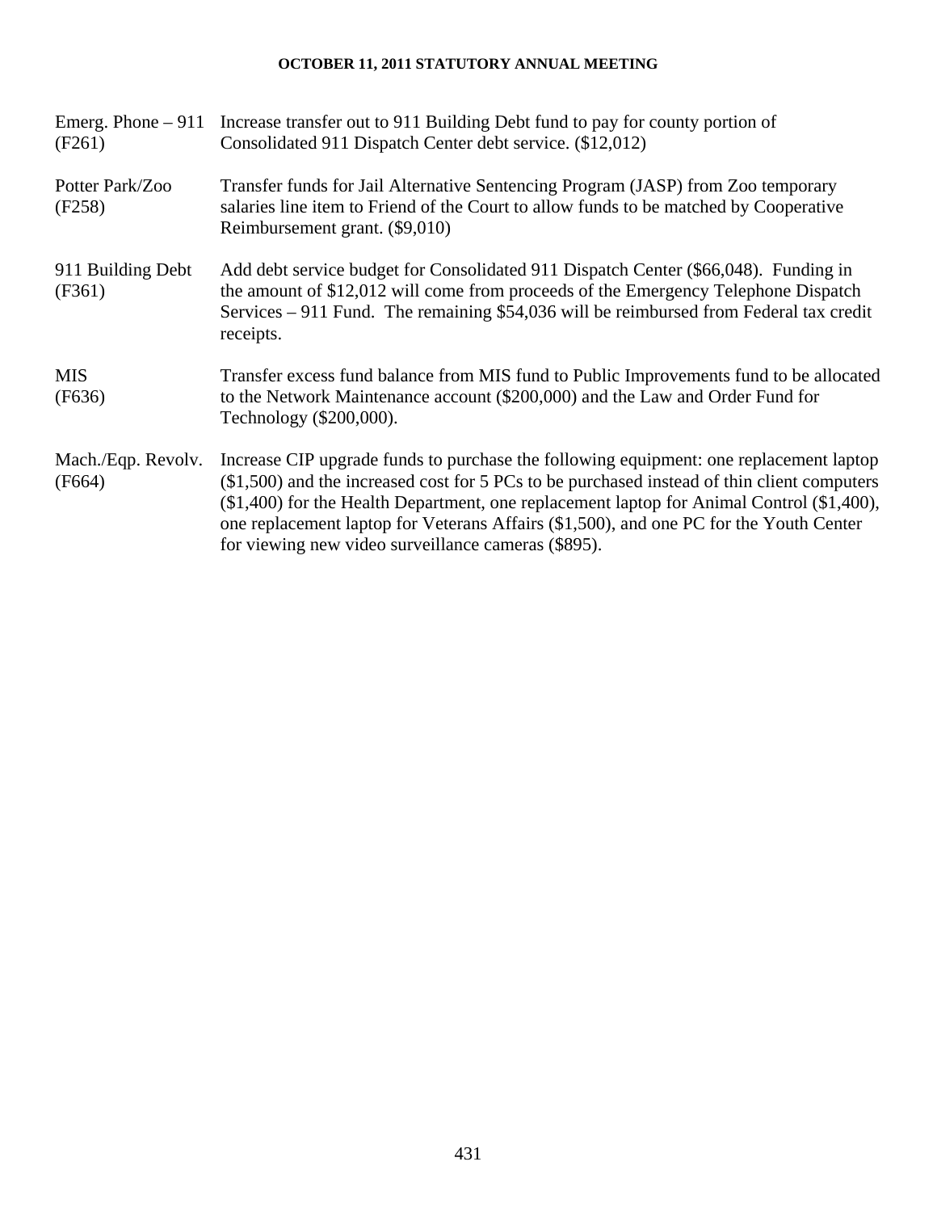| | |
|---|---|
| Emerg. Phone – 911 (F261) | Increase transfer out to 911 Building Debt fund to pay for county portion of Consolidated 911 Dispatch Center debt service. ($12,012) |
| Potter Park/Zoo (F258) | Transfer funds for Jail Alternative Sentencing Program (JASP) from Zoo temporary salaries line item to Friend of the Court to allow funds to be matched by Cooperative Reimbursement grant. ($9,010) |
| 911 Building Debt (F361) | Add debt service budget for Consolidated 911 Dispatch Center ($66,048). Funding in the amount of $12,012 will come from proceeds of the Emergency Telephone Dispatch Services – 911 Fund. The remaining $54,036 will be reimbursed from Federal tax credit receipts. |
| MIS (F636) | Transfer excess fund balance from MIS fund to Public Improvements fund to be allocated to the Network Maintenance account ($200,000) and the Law and Order Fund for Technology ($200,000). |
| Mach./Eqp. Revolv. (F664) | Increase CIP upgrade funds to purchase the following equipment: one replacement laptop ($1,500) and the increased cost for 5 PCs to be purchased instead of thin client computers ($1,400) for the Health Department, one replacement laptop for Animal Control ($1,400), one replacement laptop for Veterans Affairs ($1,500), and one PC for the Youth Center for viewing new video surveillance cameras ($895). |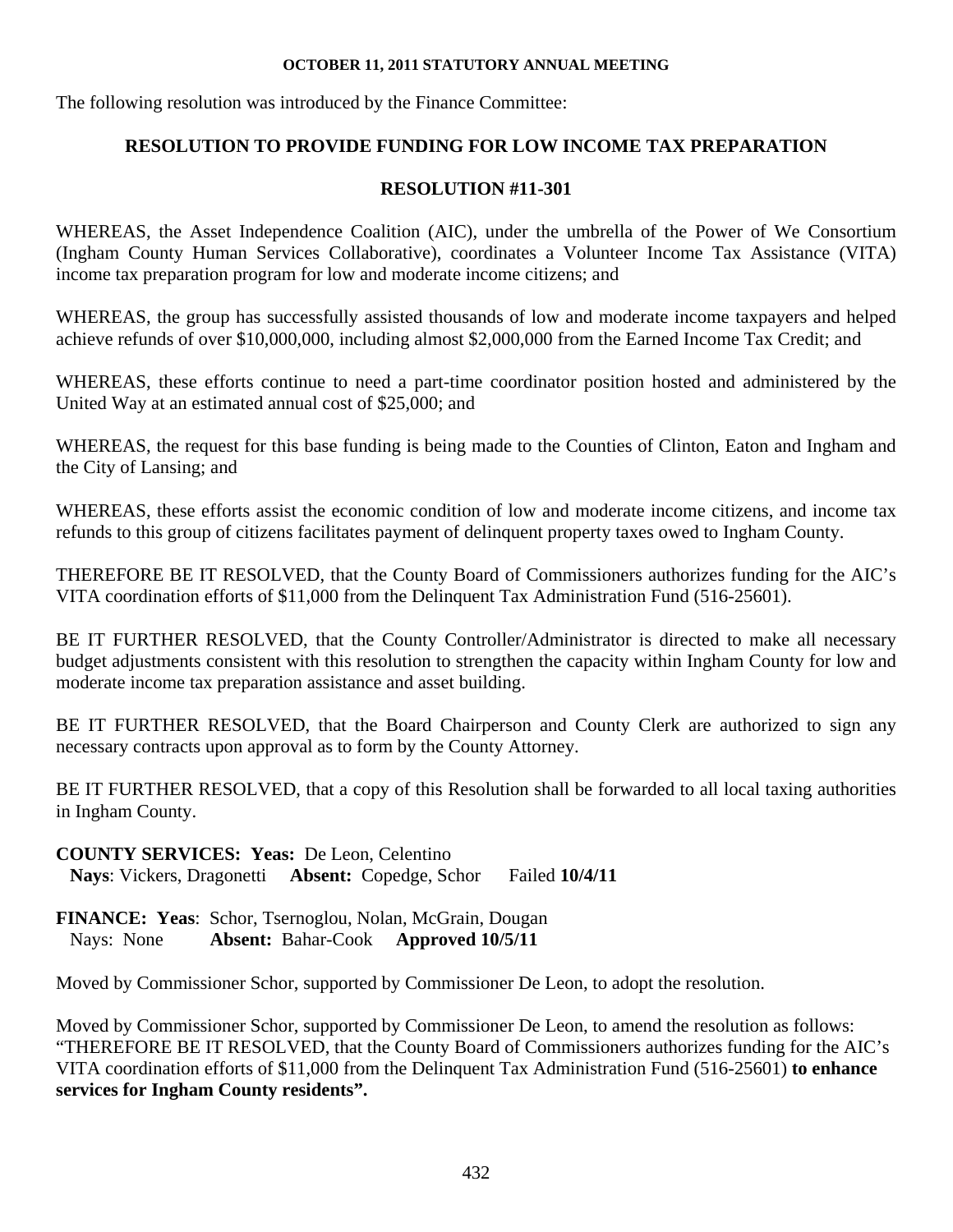The following resolution was introduced by the Finance Committee:

## RESOLUTION TO PROVIDE FUNDING FOR LOW INCOME TAX PREPARATION

## RESOLUTION #11-301

WHEREAS, the Asset Independence Coalition (AIC), under the umbrella of the Power of We Consortium (Ingham County Human Services Collaborative), coordinates a Volunteer Income Tax Assistance (VITA) income tax preparation program for low and moderate income citizens; and

WHEREAS, the group has successfully assisted thousands of low and moderate income taxpayers and helped achieve refunds of over $10,000,000, including almost $2,000,000 from the Earned Income Tax Credit; and

WHEREAS, these efforts continue to need a part-time coordinator position hosted and administered by the United Way at an estimated annual cost of $25,000; and

WHEREAS, the request for this base funding is being made to the Counties of Clinton, Eaton and Ingham and the City of Lansing; and

WHEREAS, these efforts assist the economic condition of low and moderate income citizens, and income tax refunds to this group of citizens facilitates payment of delinquent property taxes owed to Ingham County.

THEREFORE BE IT RESOLVED, that the County Board of Commissioners authorizes funding for the AIC's VITA coordination efforts of $11,000 from the Delinquent Tax Administration Fund (516-25601).

BE IT FURTHER RESOLVED, that the County Controller/Administrator is directed to make all necessary budget adjustments consistent with this resolution to strengthen the capacity within Ingham County for low and moderate income tax preparation assistance and asset building.

BE IT FURTHER RESOLVED, that the Board Chairperson and County Clerk are authorized to sign any necessary contracts upon approval as to form by the County Attorney.

BE IT FURTHER RESOLVED, that a copy of this Resolution shall be forwarded to all local taxing authorities in Ingham County.

**COUNTY SERVICES: Yeas:** De Leon, Celentino
**Nays**: Vickers, Dragonetti **Absent:** Copedge, Schor Failed **10/4/11**

**FINANCE: Yeas**: Schor, Tsernoglou, Nolan, McGrain, Dougan
Nays: None **Absent:** Bahar-Cook **Approved 10/5/11**

Moved by Commissioner Schor, supported by Commissioner De Leon, to adopt the resolution.

Moved by Commissioner Schor, supported by Commissioner De Leon, to amend the resolution as follows: "THEREFORE BE IT RESOLVED, that the County Board of Commissioners authorizes funding for the AIC's VITA coordination efforts of $11,000 from the Delinquent Tax Administration Fund (516-25601) **to enhance services for Ingham County residents".**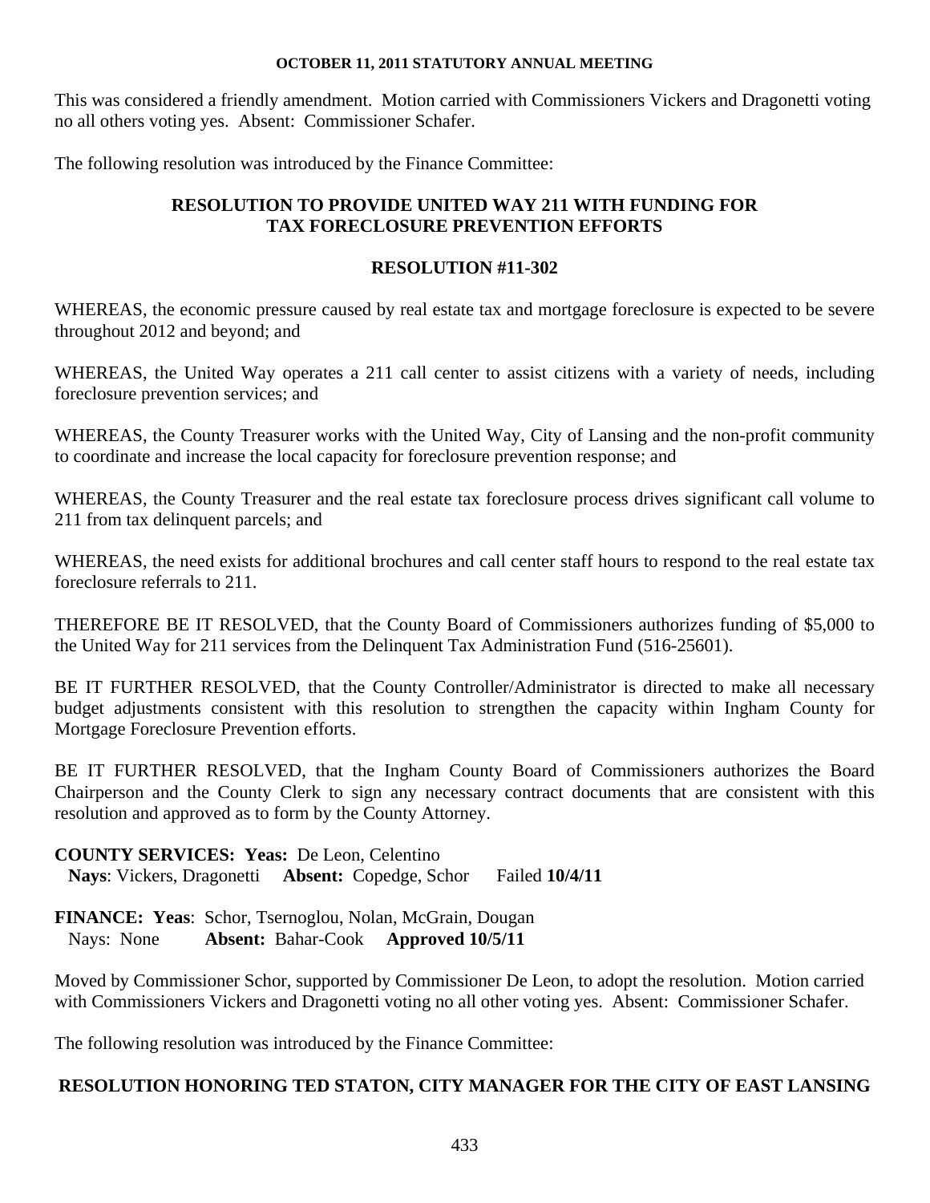This was considered a friendly amendment. Motion carried with Commissioners Vickers and Dragonetti voting no all others voting yes. Absent: Commissioner Schafer.

The following resolution was introduced by the Finance Committee:

## RESOLUTION TO PROVIDE UNITED WAY 211 WITH FUNDING FOR TAX FORECLOSURE PREVENTION EFFORTS

## RESOLUTION #11-302

WHEREAS, the economic pressure caused by real estate tax and mortgage foreclosure is expected to be severe throughout 2012 and beyond; and

WHEREAS, the United Way operates a 211 call center to assist citizens with a variety of needs, including foreclosure prevention services; and

WHEREAS, the County Treasurer works with the United Way, City of Lansing and the non-profit community to coordinate and increase the local capacity for foreclosure prevention response; and

WHEREAS, the County Treasurer and the real estate tax foreclosure process drives significant call volume to 211 from tax delinquent parcels; and

WHEREAS, the need exists for additional brochures and call center staff hours to respond to the real estate tax foreclosure referrals to 211.

THEREFORE BE IT RESOLVED, that the County Board of Commissioners authorizes funding of $5,000 to the United Way for 211 services from the Delinquent Tax Administration Fund (516-25601).

BE IT FURTHER RESOLVED, that the County Controller/Administrator is directed to make all necessary budget adjustments consistent with this resolution to strengthen the capacity within Ingham County for Mortgage Foreclosure Prevention efforts.

BE IT FURTHER RESOLVED, that the Ingham County Board of Commissioners authorizes the Board Chairperson and the County Clerk to sign any necessary contract documents that are consistent with this resolution and approved as to form by the County Attorney.

**COUNTY SERVICES: Yeas:** De Leon, Celentino
**Nays**: Vickers, Dragonetti **Absent:** Copedge, Schor Failed **10/4/11**

**FINANCE: Yeas**: Schor, Tsernoglou, Nolan, McGrain, Dougan
Nays: None **Absent:** Bahar-Cook **Approved 10/5/11**

Moved by Commissioner Schor, supported by Commissioner De Leon, to adopt the resolution. Motion carried with Commissioners Vickers and Dragonetti voting no all other voting yes. Absent: Commissioner Schafer.

The following resolution was introduced by the Finance Committee:

## RESOLUTION HONORING TED STATON, CITY MANAGER FOR THE CITY OF EAST LANSING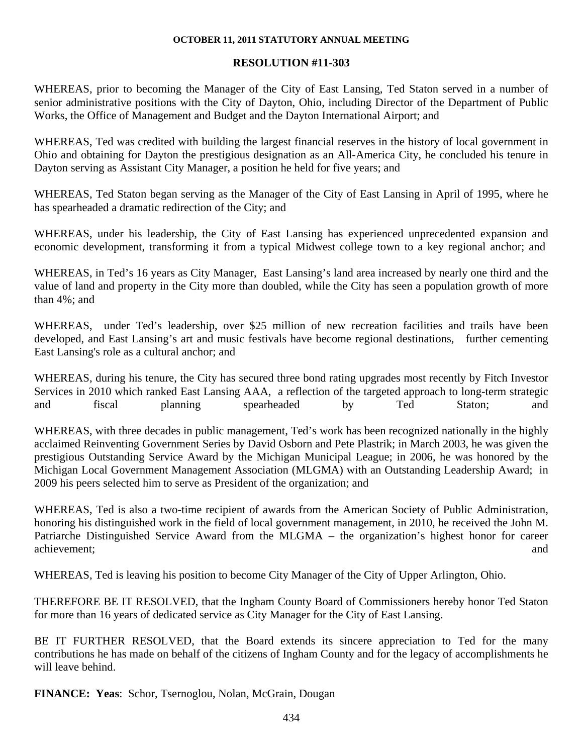**OCTOBER 11, 2011 STATUTORY ANNUAL MEETING**

**RESOLUTION #11-303**

WHEREAS, prior to becoming the Manager of the City of East Lansing, Ted Staton served in a number of senior administrative positions with the City of Dayton, Ohio, including Director of the Department of Public Works, the Office of Management and Budget and the Dayton International Airport; and

WHEREAS, Ted was credited with building the largest financial reserves in the history of local government in Ohio and obtaining for Dayton the prestigious designation as an All-America City, he concluded his tenure in Dayton serving as Assistant City Manager, a position he held for five years; and

WHEREAS, Ted Staton began serving as the Manager of the City of East Lansing in April of 1995, where he has spearheaded a dramatic redirection of the City; and

WHEREAS, under his leadership, the City of East Lansing has experienced unprecedented expansion and economic development, transforming it from a typical Midwest college town to a key regional anchor; and

WHEREAS, in Ted's 16 years as City Manager, East Lansing's land area increased by nearly one third and the value of land and property in the City more than doubled, while the City has seen a population growth of more than 4%; and

WHEREAS, under Ted's leadership, over $25 million of new recreation facilities and trails have been developed, and East Lansing's art and music festivals have become regional destinations, further cementing East Lansing's role as a cultural anchor; and

WHEREAS, during his tenure, the City has secured three bond rating upgrades most recently by Fitch Investor Services in 2010 which ranked East Lansing AAA, a reflection of the targeted approach to long-term strategic and fiscal planning spearheaded by Ted Staton; and

WHEREAS, with three decades in public management, Ted's work has been recognized nationally in the highly acclaimed Reinventing Government Series by David Osborn and Pete Plastrik; in March 2003, he was given the prestigious Outstanding Service Award by the Michigan Municipal League; in 2006, he was honored by the Michigan Local Government Management Association (MLGMA) with an Outstanding Leadership Award; in 2009 his peers selected him to serve as President of the organization; and

WHEREAS, Ted is also a two-time recipient of awards from the American Society of Public Administration, honoring his distinguished work in the field of local government management, in 2010, he received the John M. Patriarche Distinguished Service Award from the MLGMA – the organization's highest honor for career achievement; and

WHEREAS, Ted is leaving his position to become City Manager of the City of Upper Arlington, Ohio.

THEREFORE BE IT RESOLVED, that the Ingham County Board of Commissioners hereby honor Ted Staton for more than 16 years of dedicated service as City Manager for the City of East Lansing.

BE IT FURTHER RESOLVED, that the Board extends its sincere appreciation to Ted for the many contributions he has made on behalf of the citizens of Ingham County and for the legacy of accomplishments he will leave behind.

**FINANCE: Yeas**: Schor, Tsernoglou, Nolan, McGrain, Dougan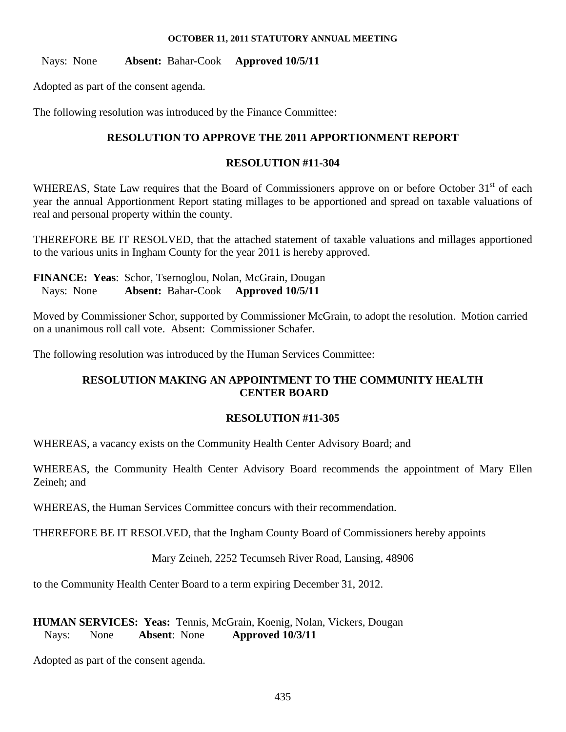Nays: None **Absent:** Bahar-Cook **Approved 10/5/11**

Adopted as part of the consent agenda.

The following resolution was introduced by the Finance Committee:

**RESOLUTION TO APPROVE THE 2011 APPORTIONMENT REPORT**

**RESOLUTION #11-304**

WHEREAS, State Law requires that the Board of Commissioners approve on or before October 31st of each year the annual Apportionment Report stating millages to be apportioned and spread on taxable valuations of real and personal property within the county.

THEREFORE BE IT RESOLVED, that the attached statement of taxable valuations and millages apportioned to the various units in Ingham County for the year 2011 is hereby approved.

**FINANCE: Yeas**: Schor, Tsernoglou, Nolan, McGrain, Dougan
Nays: None **Absent:** Bahar-Cook **Approved 10/5/11**

Moved by Commissioner Schor, supported by Commissioner McGrain, to adopt the resolution. Motion carried on a unanimous roll call vote. Absent: Commissioner Schafer.

The following resolution was introduced by the Human Services Committee:

**RESOLUTION MAKING AN APPOINTMENT TO THE COMMUNITY HEALTH CENTER BOARD**

**RESOLUTION #11-305**

WHEREAS, a vacancy exists on the Community Health Center Advisory Board; and

WHEREAS, the Community Health Center Advisory Board recommends the appointment of Mary Ellen Zeineh; and

WHEREAS, the Human Services Committee concurs with their recommendation.

THEREFORE BE IT RESOLVED, that the Ingham County Board of Commissioners hereby appoints

Mary Zeineh, 2252 Tecumseh River Road, Lansing, 48906

to the Community Health Center Board to a term expiring December 31, 2012.

**HUMAN SERVICES: Yeas:** Tennis, McGrain, Koenig, Nolan, Vickers, Dougan
Nays: None **Absent**: None **Approved 10/3/11**

Adopted as part of the consent agenda.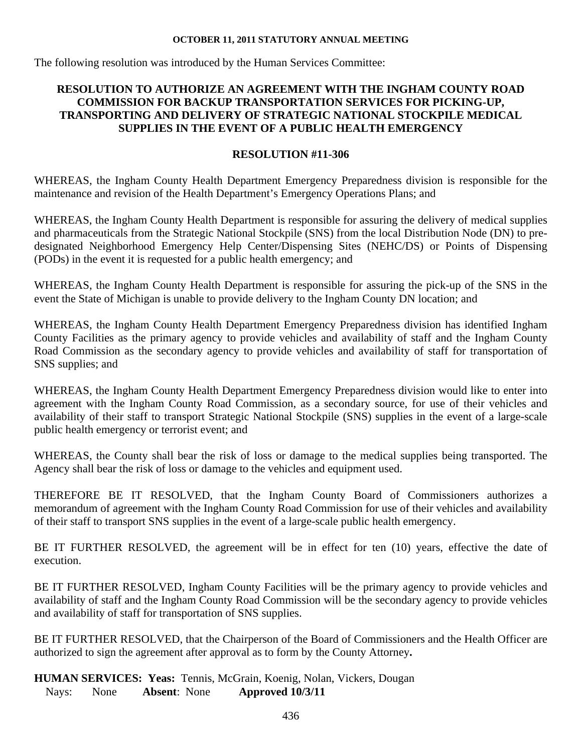The following resolution was introduced by the Human Services Committee:

## RESOLUTION TO AUTHORIZE AN AGREEMENT WITH THE INGHAM COUNTY ROAD COMMISSION FOR BACKUP TRANSPORTATION SERVICES FOR PICKING-UP, TRANSPORTING AND DELIVERY OF STRATEGIC NATIONAL STOCKPILE MEDICAL SUPPLIES IN THE EVENT OF A PUBLIC HEALTH EMERGENCY

### RESOLUTION #11-306

WHEREAS, the Ingham County Health Department Emergency Preparedness division is responsible for the maintenance and revision of the Health Department's Emergency Operations Plans; and

WHEREAS, the Ingham County Health Department is responsible for assuring the delivery of medical supplies and pharmaceuticals from the Strategic National Stockpile (SNS) from the local Distribution Node (DN) to pre-designated Neighborhood Emergency Help Center/Dispensing Sites (NEHC/DS) or Points of Dispensing (PODs) in the event it is requested for a public health emergency; and

WHEREAS, the Ingham County Health Department is responsible for assuring the pick-up of the SNS in the event the State of Michigan is unable to provide delivery to the Ingham County DN location; and

WHEREAS, the Ingham County Health Department Emergency Preparedness division has identified Ingham County Facilities as the primary agency to provide vehicles and availability of staff and the Ingham County Road Commission as the secondary agency to provide vehicles and availability of staff for transportation of SNS supplies; and

WHEREAS, the Ingham County Health Department Emergency Preparedness division would like to enter into agreement with the Ingham County Road Commission, as a secondary source, for use of their vehicles and availability of their staff to transport Strategic National Stockpile (SNS) supplies in the event of a large-scale public health emergency or terrorist event; and

WHEREAS, the County shall bear the risk of loss or damage to the medical supplies being transported. The Agency shall bear the risk of loss or damage to the vehicles and equipment used.

THEREFORE BE IT RESOLVED, that the Ingham County Board of Commissioners authorizes a memorandum of agreement with the Ingham County Road Commission for use of their vehicles and availability of their staff to transport SNS supplies in the event of a large-scale public health emergency.

BE IT FURTHER RESOLVED, the agreement will be in effect for ten (10) years, effective the date of execution.

BE IT FURTHER RESOLVED, Ingham County Facilities will be the primary agency to provide vehicles and availability of staff and the Ingham County Road Commission will be the secondary agency to provide vehicles and availability of staff for transportation of SNS supplies.

BE IT FURTHER RESOLVED, that the Chairperson of the Board of Commissioners and the Health Officer are authorized to sign the agreement after approval as to form by the County Attorney**.**

**HUMAN SERVICES: Yeas:** Tennis, McGrain, Koenig, Nolan, Vickers, Dougan
Nays: None **Absent**: None **Approved 10/3/11**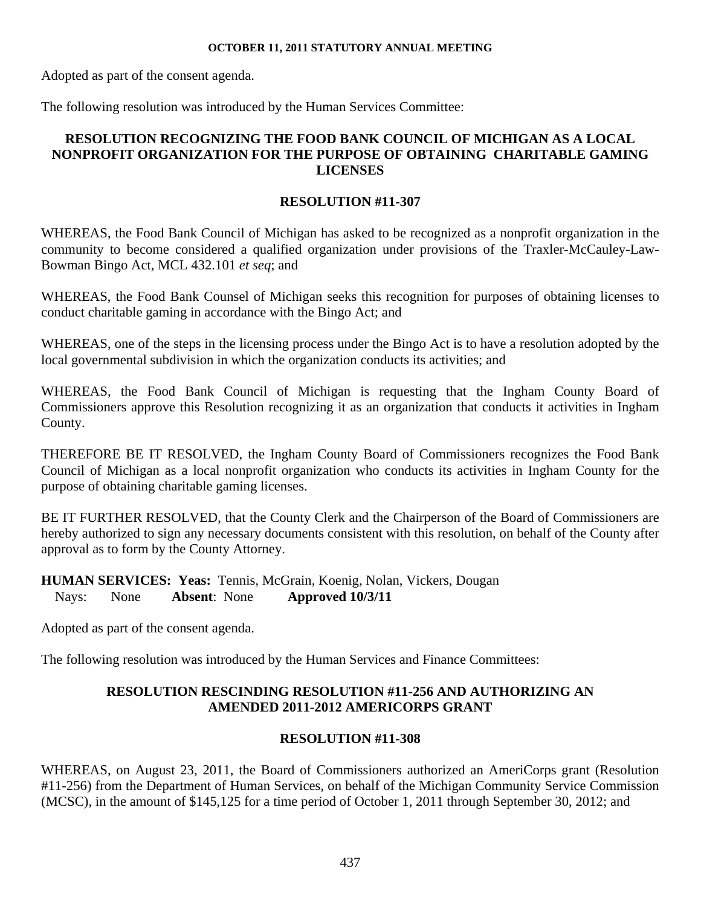Adopted as part of the consent agenda.

The following resolution was introduced by the Human Services Committee:

### RESOLUTION RECOGNIZING THE FOOD BANK COUNCIL OF MICHIGAN AS A LOCAL NONPROFIT ORGANIZATION FOR THE PURPOSE OF OBTAINING CHARITABLE GAMING LICENSES

### RESOLUTION #11-307

WHEREAS, the Food Bank Council of Michigan has asked to be recognized as a nonprofit organization in the community to become considered a qualified organization under provisions of the Traxler-McCauley-Law-Bowman Bingo Act, MCL 432.101 *et seq*; and

WHEREAS, the Food Bank Counsel of Michigan seeks this recognition for purposes of obtaining licenses to conduct charitable gaming in accordance with the Bingo Act; and

WHEREAS, one of the steps in the licensing process under the Bingo Act is to have a resolution adopted by the local governmental subdivision in which the organization conducts its activities; and

WHEREAS, the Food Bank Council of Michigan is requesting that the Ingham County Board of Commissioners approve this Resolution recognizing it as an organization that conducts it activities in Ingham County.

THEREFORE BE IT RESOLVED, the Ingham County Board of Commissioners recognizes the Food Bank Council of Michigan as a local nonprofit organization who conducts its activities in Ingham County for the purpose of obtaining charitable gaming licenses.

BE IT FURTHER RESOLVED, that the County Clerk and the Chairperson of the Board of Commissioners are hereby authorized to sign any necessary documents consistent with this resolution, on behalf of the County after approval as to form by the County Attorney.

**HUMAN SERVICES: Yeas:** Tennis, McGrain, Koenig, Nolan, Vickers, Dougan
Nays: None **Absent**: None **Approved 10/3/11**

Adopted as part of the consent agenda.

The following resolution was introduced by the Human Services and Finance Committees:

### RESOLUTION RESCINDING RESOLUTION #11-256 AND AUTHORIZING AN AMENDED 2011-2012 AMERICORPS GRANT

### RESOLUTION #11-308

WHEREAS, on August 23, 2011, the Board of Commissioners authorized an AmeriCorps grant (Resolution #11-256) from the Department of Human Services, on behalf of the Michigan Community Service Commission (MCSC), in the amount of $145,125 for a time period of October 1, 2011 through September 30, 2012; and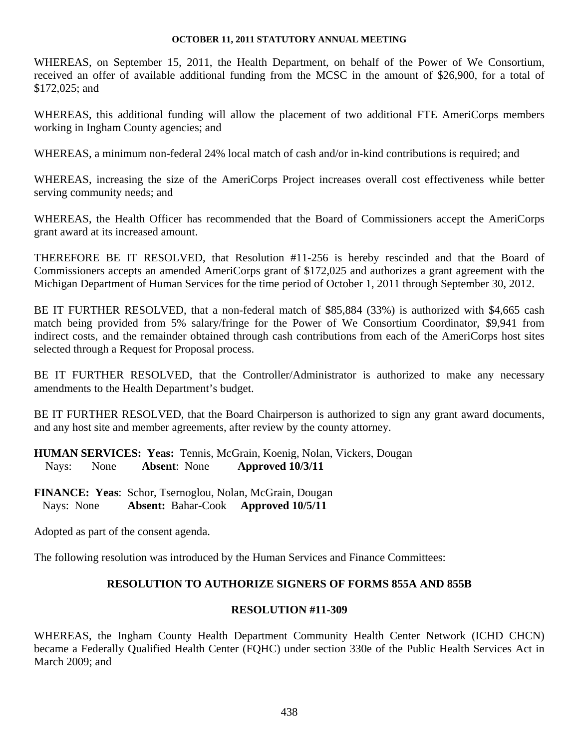WHEREAS, on September 15, 2011, the Health Department, on behalf of the Power of We Consortium, received an offer of available additional funding from the MCSC in the amount of $26,900, for a total of $172,025; and

WHEREAS, this additional funding will allow the placement of two additional FTE AmeriCorps members working in Ingham County agencies; and

WHEREAS, a minimum non-federal 24% local match of cash and/or in-kind contributions is required; and

WHEREAS, increasing the size of the AmeriCorps Project increases overall cost effectiveness while better serving community needs; and

WHEREAS, the Health Officer has recommended that the Board of Commissioners accept the AmeriCorps grant award at its increased amount.

THEREFORE BE IT RESOLVED, that Resolution #11-256 is hereby rescinded and that the Board of Commissioners accepts an amended AmeriCorps grant of $172,025 and authorizes a grant agreement with the Michigan Department of Human Services for the time period of October 1, 2011 through September 30, 2012.

BE IT FURTHER RESOLVED, that a non-federal match of $85,884 (33%) is authorized with $4,665 cash match being provided from 5% salary/fringe for the Power of We Consortium Coordinator, $9,941 from indirect costs, and the remainder obtained through cash contributions from each of the AmeriCorps host sites selected through a Request for Proposal process.

BE IT FURTHER RESOLVED, that the Controller/Administrator is authorized to make any necessary amendments to the Health Department's budget.

BE IT FURTHER RESOLVED, that the Board Chairperson is authorized to sign any grant award documents, and any host site and member agreements, after review by the county attorney.

**HUMAN SERVICES: Yeas:** Tennis, McGrain, Koenig, Nolan, Vickers, Dougan
Nays: None **Absent**: None **Approved 10/3/11**

**FINANCE: Yeas**: Schor, Tsernoglou, Nolan, McGrain, Dougan
Nays: None **Absent:** Bahar-Cook **Approved 10/5/11**

Adopted as part of the consent agenda.

The following resolution was introduced by the Human Services and Finance Committees:

## RESOLUTION TO AUTHORIZE SIGNERS OF FORMS 855A AND 855B

## RESOLUTION #11-309

WHEREAS, the Ingham County Health Department Community Health Center Network (ICHD CHCN) became a Federally Qualified Health Center (FQHC) under section 330e of the Public Health Services Act in March 2009; and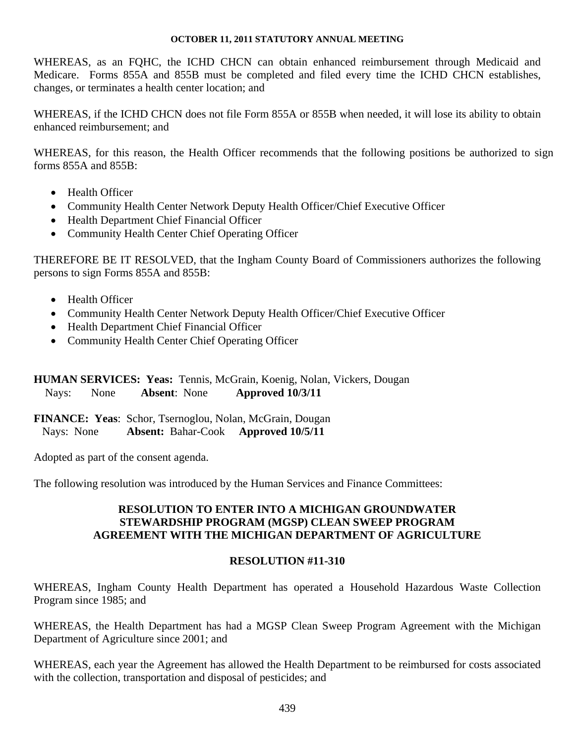WHEREAS, as an FQHC, the ICHD CHCN can obtain enhanced reimbursement through Medicaid and Medicare. Forms 855A and 855B must be completed and filed every time the ICHD CHCN establishes, changes, or terminates a health center location; and

WHEREAS, if the ICHD CHCN does not file Form 855A or 855B when needed, it will lose its ability to obtain enhanced reimbursement; and

WHEREAS, for this reason, the Health Officer recommends that the following positions be authorized to sign forms 855A and 855B:

- Health Officer
- Community Health Center Network Deputy Health Officer/Chief Executive Officer
- Health Department Chief Financial Officer
- Community Health Center Chief Operating Officer

THEREFORE BE IT RESOLVED, that the Ingham County Board of Commissioners authorizes the following persons to sign Forms 855A and 855B:

- Health Officer
- Community Health Center Network Deputy Health Officer/Chief Executive Officer
- Health Department Chief Financial Officer
- Community Health Center Chief Operating Officer

**HUMAN SERVICES: Yeas:** Tennis, McGrain, Koenig, Nolan, Vickers, Dougan
Nays: None **Absent**: None **Approved 10/3/11**

**FINANCE: Yeas**: Schor, Tsernoglou, Nolan, McGrain, Dougan
Nays: None **Absent:** Bahar-Cook **Approved 10/5/11**

Adopted as part of the consent agenda.

The following resolution was introduced by the Human Services and Finance Committees:

**RESOLUTION TO ENTER INTO A MICHIGAN GROUNDWATER STEWARDSHIP PROGRAM (MGSP) CLEAN SWEEP PROGRAM AGREEMENT WITH THE MICHIGAN DEPARTMENT OF AGRICULTURE**

**RESOLUTION #11-310**

WHEREAS, Ingham County Health Department has operated a Household Hazardous Waste Collection Program since 1985; and

WHEREAS, the Health Department has had a MGSP Clean Sweep Program Agreement with the Michigan Department of Agriculture since 2001; and

WHEREAS, each year the Agreement has allowed the Health Department to be reimbursed for costs associated with the collection, transportation and disposal of pesticides; and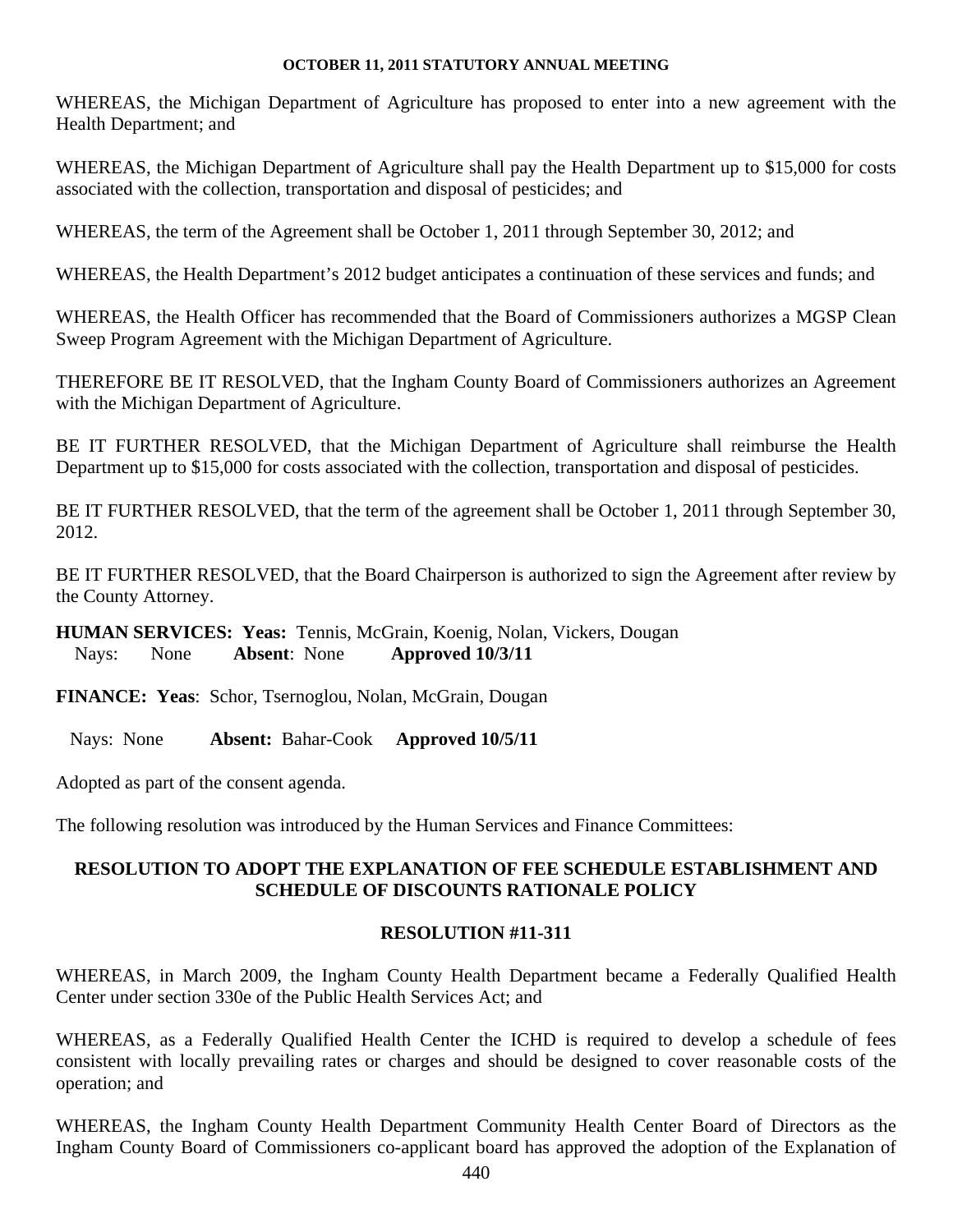WHEREAS, the Michigan Department of Agriculture has proposed to enter into a new agreement with the Health Department; and

WHEREAS, the Michigan Department of Agriculture shall pay the Health Department up to $15,000 for costs associated with the collection, transportation and disposal of pesticides; and

WHEREAS, the term of the Agreement shall be October 1, 2011 through September 30, 2012; and

WHEREAS, the Health Department's 2012 budget anticipates a continuation of these services and funds; and

WHEREAS, the Health Officer has recommended that the Board of Commissioners authorizes a MGSP Clean Sweep Program Agreement with the Michigan Department of Agriculture.

THEREFORE BE IT RESOLVED, that the Ingham County Board of Commissioners authorizes an Agreement with the Michigan Department of Agriculture.

BE IT FURTHER RESOLVED, that the Michigan Department of Agriculture shall reimburse the Health Department up to $15,000 for costs associated with the collection, transportation and disposal of pesticides.

BE IT FURTHER RESOLVED, that the term of the agreement shall be October 1, 2011 through September 30, 2012.

BE IT FURTHER RESOLVED, that the Board Chairperson is authorized to sign the Agreement after review by the County Attorney.

**HUMAN SERVICES: Yeas:** Tennis, McGrain, Koenig, Nolan, Vickers, Dougan
Nays: None **Absent**: None **Approved 10/3/11**

**FINANCE: Yeas**: Schor, Tsernoglou, Nolan, McGrain, Dougan

Nays: None **Absent:** Bahar-Cook **Approved 10/5/11**

Adopted as part of the consent agenda.

The following resolution was introduced by the Human Services and Finance Committees:

## RESOLUTION TO ADOPT THE EXPLANATION OF FEE SCHEDULE ESTABLISHMENT AND SCHEDULE OF DISCOUNTS RATIONALE POLICY

### RESOLUTION #11-311

WHEREAS, in March 2009, the Ingham County Health Department became a Federally Qualified Health Center under section 330e of the Public Health Services Act; and

WHEREAS, as a Federally Qualified Health Center the ICHD is required to develop a schedule of fees consistent with locally prevailing rates or charges and should be designed to cover reasonable costs of the operation; and

WHEREAS, the Ingham County Health Department Community Health Center Board of Directors as the Ingham County Board of Commissioners co-applicant board has approved the adoption of the Explanation of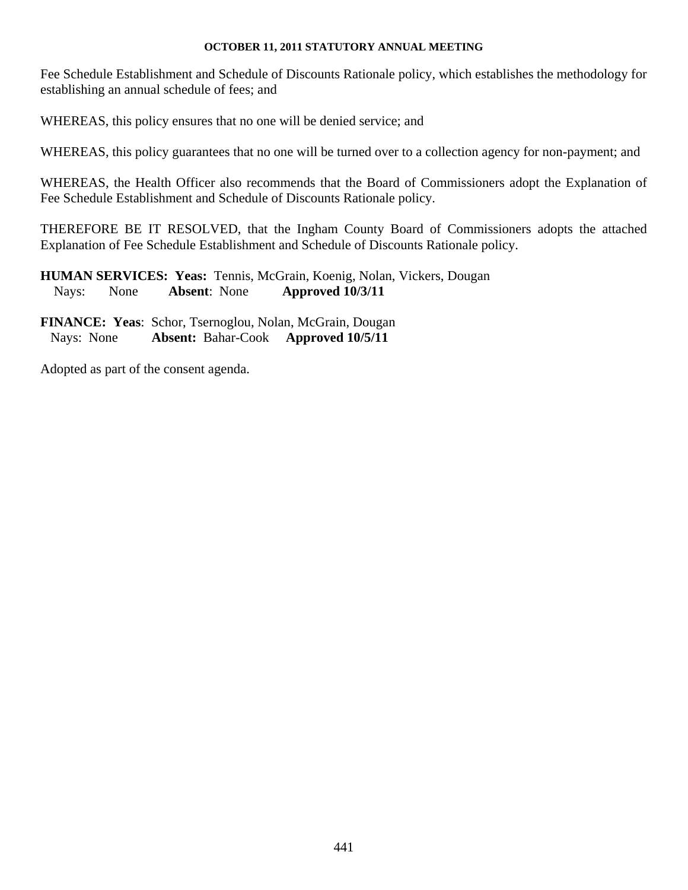Fee Schedule Establishment and Schedule of Discounts Rationale policy, which establishes the methodology for establishing an annual schedule of fees; and

WHEREAS, this policy ensures that no one will be denied service; and

WHEREAS, this policy guarantees that no one will be turned over to a collection agency for non-payment; and

WHEREAS, the Health Officer also recommends that the Board of Commissioners adopt the Explanation of Fee Schedule Establishment and Schedule of Discounts Rationale policy.

THEREFORE BE IT RESOLVED, that the Ingham County Board of Commissioners adopts the attached Explanation of Fee Schedule Establishment and Schedule of Discounts Rationale policy.

**HUMAN SERVICES: Yeas:** Tennis, McGrain, Koenig, Nolan, Vickers, Dougan
Nays: None **Absent**: None **Approved 10/3/11**

**FINANCE: Yeas**: Schor, Tsernoglou, Nolan, McGrain, Dougan
Nays: None **Absent:** Bahar-Cook **Approved 10/5/11**

Adopted as part of the consent agenda.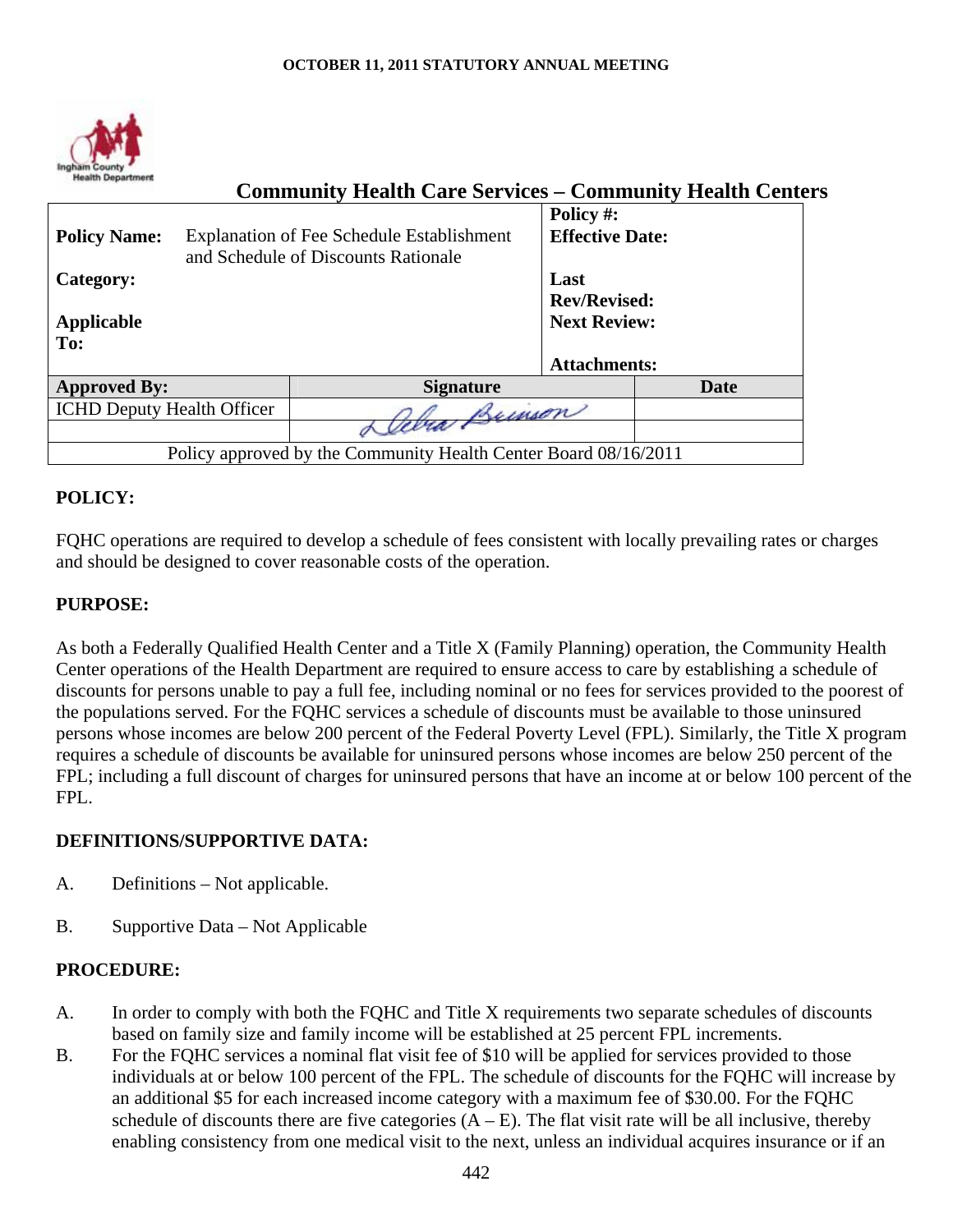# Community Health Care Services – Community Health Centers

| Policy Name: | Explanation of Fee Schedule Establishment and Schedule of Discounts Rationale | Policy #: | |
|---|---|---|---|
| Category: | | Effective Date: | |
| Applicable To: | | Last Rev/Revised: | |
| | | Next Review: | |
| | | Attachments: | |

| Approved By: | Signature | Date |
|---|---|---|
| ICHD Deputy Health Officer | Debra Brinson | |
| | | |
| Policy approved by the Community Health Center Board 08/16/2011 | | |

## POLICY:

FQHC operations are required to develop a schedule of fees consistent with locally prevailing rates or charges and should be designed to cover reasonable costs of the operation.

## PURPOSE:

As both a Federally Qualified Health Center and a Title X (Family Planning) operation, the Community Health Center operations of the Health Department are required to ensure access to care by establishing a schedule of discounts for persons unable to pay a full fee, including nominal or no fees for services provided to the poorest of the populations served. For the FQHC services a schedule of discounts must be available to those uninsured persons whose incomes are below 200 percent of the Federal Poverty Level (FPL). Similarly, the Title X program requires a schedule of discounts be available for uninsured persons whose incomes are below 250 percent of the FPL; including a full discount of charges for uninsured persons that have an income at or below 100 percent of the FPL.

## DEFINITIONS/SUPPORTIVE DATA:

A. Definitions – Not applicable.

B. Supportive Data – Not Applicable

## PROCEDURE:

A. In order to comply with both the FQHC and Title X requirements two separate schedules of discounts based on family size and family income will be established at 25 percent FPL increments.

B. For the FQHC services a nominal flat visit fee of $10 will be applied for services provided to those individuals at or below 100 percent of the FPL. The schedule of discounts for the FQHC will increase by an additional $5 for each increased income category with a maximum fee of $30.00. For the FQHC schedule of discounts there are five categories (A – E). The flat visit rate will be all inclusive, thereby enabling consistency from one medical visit to the next, unless an individual acquires insurance or if an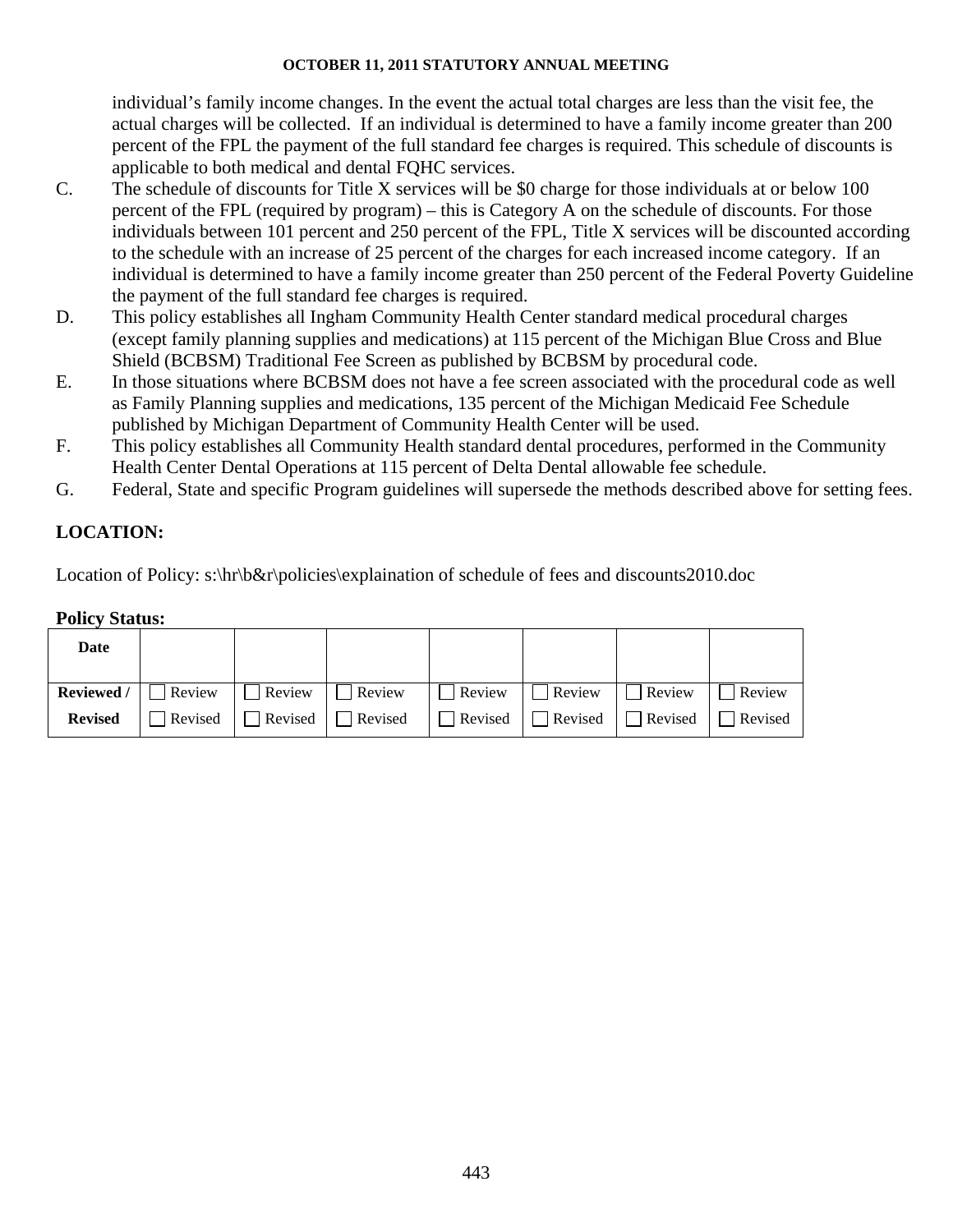individual's family income changes. In the event the actual total charges are less than the visit fee, the actual charges will be collected. If an individual is determined to have a family income greater than 200 percent of the FPL the payment of the full standard fee charges is required. This schedule of discounts is applicable to both medical and dental FQHC services.

C. The schedule of discounts for Title X services will be $0 charge for those individuals at or below 100 percent of the FPL (required by program) – this is Category A on the schedule of discounts. For those individuals between 101 percent and 250 percent of the FPL, Title X services will be discounted according to the schedule with an increase of 25 percent of the charges for each increased income category. If an individual is determined to have a family income greater than 250 percent of the Federal Poverty Guideline the payment of the full standard fee charges is required.

D. This policy establishes all Ingham Community Health Center standard medical procedural charges (except family planning supplies and medications) at 115 percent of the Michigan Blue Cross and Blue Shield (BCBSM) Traditional Fee Screen as published by BCBSM by procedural code.

E. In those situations where BCBSM does not have a fee screen associated with the procedural code as well as Family Planning supplies and medications, 135 percent of the Michigan Medicaid Fee Schedule published by Michigan Department of Community Health Center will be used.

F. This policy establishes all Community Health standard dental procedures, performed in the Community Health Center Dental Operations at 115 percent of Delta Dental allowable fee schedule.

G. Federal, State and specific Program guidelines will supersede the methods described above for setting fees.

## LOCATION:

Location of Policy: s:\hr\b&r\policies\explaination of schedule of fees and discounts2010.doc

**Policy Status:**

| **Date** | | | | | | | |
|---|---|---|---|---|---|---|---|
| **Reviewed / Revised** | ☐ Review ☐ Revised | ☐ Review ☐ Revised | ☐ Review ☐ Revised | ☐ Review ☐ Revised | ☐ Review ☐ Revised | ☐ Review ☐ Revised | ☐ Review ☐ Revised |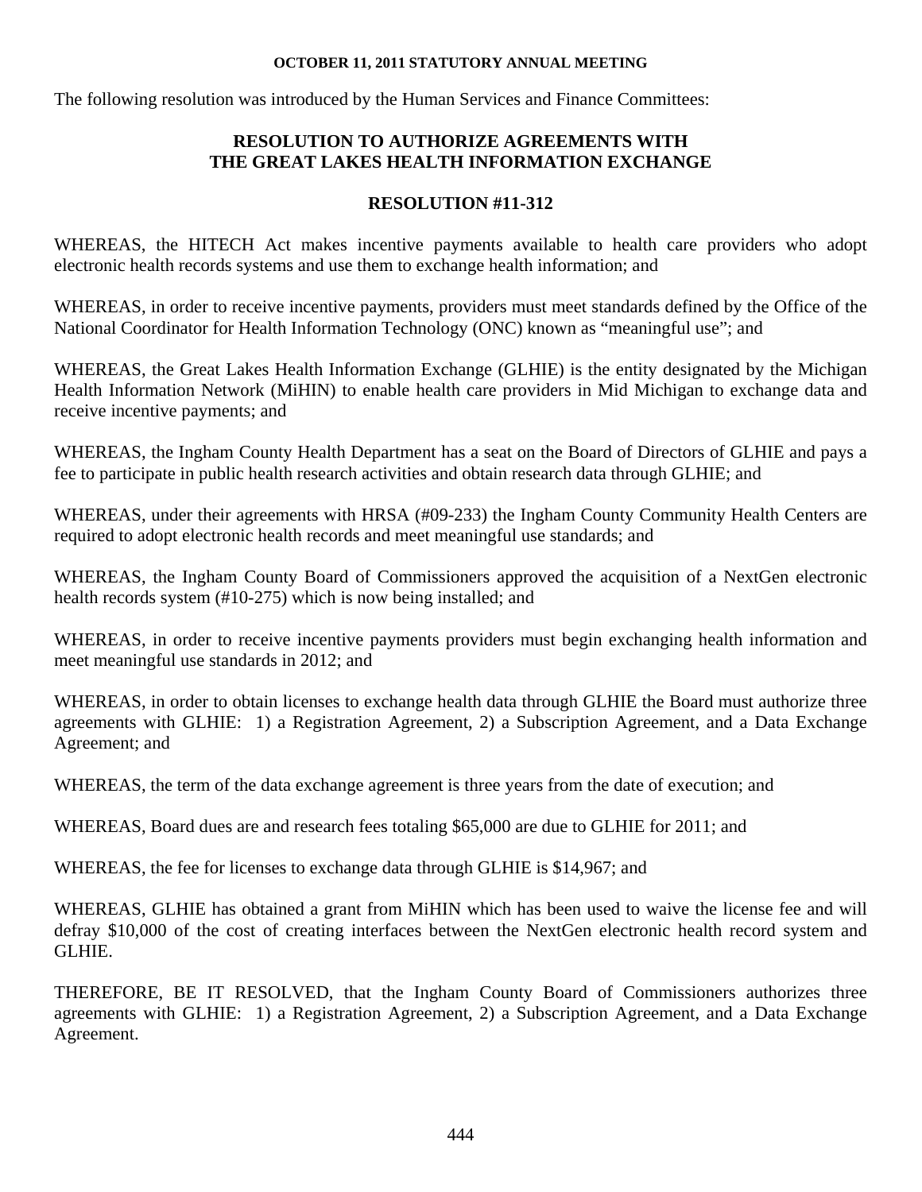**OCTOBER 11, 2011 STATUTORY ANNUAL MEETING**

The following resolution was introduced by the Human Services and Finance Committees:

## RESOLUTION TO AUTHORIZE AGREEMENTS WITH THE GREAT LAKES HEALTH INFORMATION EXCHANGE

## RESOLUTION #11-312

WHEREAS, the HITECH Act makes incentive payments available to health care providers who adopt electronic health records systems and use them to exchange health information; and

WHEREAS, in order to receive incentive payments, providers must meet standards defined by the Office of the National Coordinator for Health Information Technology (ONC) known as "meaningful use"; and

WHEREAS, the Great Lakes Health Information Exchange (GLHIE) is the entity designated by the Michigan Health Information Network (MiHIN) to enable health care providers in Mid Michigan to exchange data and receive incentive payments; and

WHEREAS, the Ingham County Health Department has a seat on the Board of Directors of GLHIE and pays a fee to participate in public health research activities and obtain research data through GLHIE; and

WHEREAS, under their agreements with HRSA (#09-233) the Ingham County Community Health Centers are required to adopt electronic health records and meet meaningful use standards; and

WHEREAS, the Ingham County Board of Commissioners approved the acquisition of a NextGen electronic health records system (#10-275) which is now being installed; and

WHEREAS, in order to receive incentive payments providers must begin exchanging health information and meet meaningful use standards in 2012; and

WHEREAS, in order to obtain licenses to exchange health data through GLHIE the Board must authorize three agreements with GLHIE: 1) a Registration Agreement, 2) a Subscription Agreement, and a Data Exchange Agreement; and

WHEREAS, the term of the data exchange agreement is three years from the date of execution; and

WHEREAS, Board dues are and research fees totaling $65,000 are due to GLHIE for 2011; and

WHEREAS, the fee for licenses to exchange data through GLHIE is $14,967; and

WHEREAS, GLHIE has obtained a grant from MiHIN which has been used to waive the license fee and will defray $10,000 of the cost of creating interfaces between the NextGen electronic health record system and GLHIE.

THEREFORE, BE IT RESOLVED, that the Ingham County Board of Commissioners authorizes three agreements with GLHIE: 1) a Registration Agreement, 2) a Subscription Agreement, and a Data Exchange Agreement.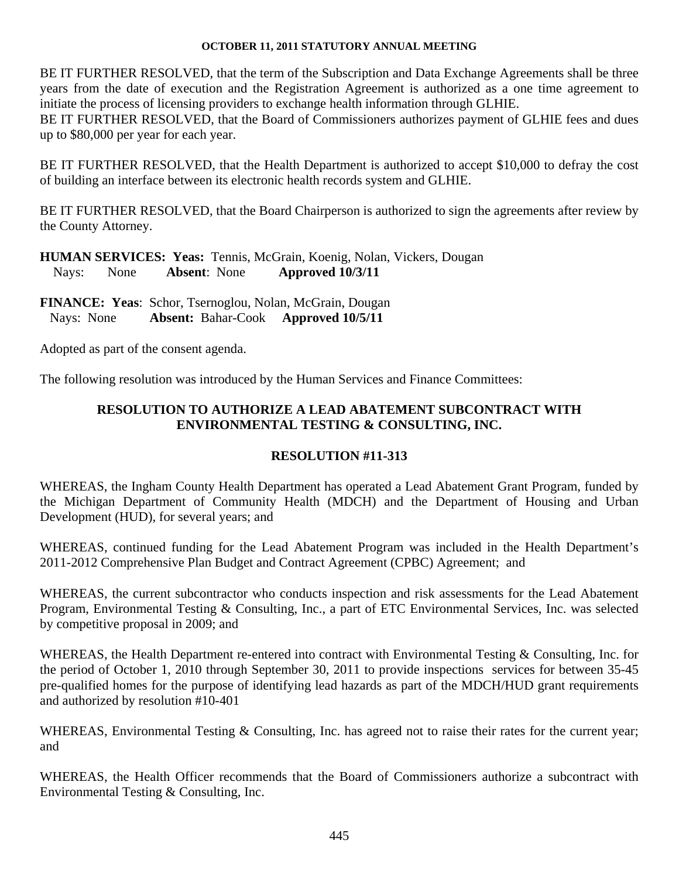BE IT FURTHER RESOLVED, that the term of the Subscription and Data Exchange Agreements shall be three years from the date of execution and the Registration Agreement is authorized as a one time agreement to initiate the process of licensing providers to exchange health information through GLHIE.
BE IT FURTHER RESOLVED, that the Board of Commissioners authorizes payment of GLHIE fees and dues up to $80,000 per year for each year.

BE IT FURTHER RESOLVED, that the Health Department is authorized to accept $10,000 to defray the cost of building an interface between its electronic health records system and GLHIE.

BE IT FURTHER RESOLVED, that the Board Chairperson is authorized to sign the agreements after review by the County Attorney.

**HUMAN SERVICES: Yeas:** Tennis, McGrain, Koenig, Nolan, Vickers, Dougan
Nays: None **Absent**: None **Approved 10/3/11**

**FINANCE: Yeas**: Schor, Tsernoglou, Nolan, McGrain, Dougan
Nays: None **Absent:** Bahar-Cook **Approved 10/5/11**

Adopted as part of the consent agenda.

The following resolution was introduced by the Human Services and Finance Committees:

## RESOLUTION TO AUTHORIZE A LEAD ABATEMENT SUBCONTRACT WITH ENVIRONMENTAL TESTING & CONSULTING, INC.

## RESOLUTION #11-313

WHEREAS, the Ingham County Health Department has operated a Lead Abatement Grant Program, funded by the Michigan Department of Community Health (MDCH) and the Department of Housing and Urban Development (HUD), for several years; and

WHEREAS, continued funding for the Lead Abatement Program was included in the Health Department's 2011-2012 Comprehensive Plan Budget and Contract Agreement (CPBC) Agreement; and

WHEREAS, the current subcontractor who conducts inspection and risk assessments for the Lead Abatement Program, Environmental Testing & Consulting, Inc., a part of ETC Environmental Services, Inc. was selected by competitive proposal in 2009; and

WHEREAS, the Health Department re-entered into contract with Environmental Testing & Consulting, Inc. for the period of October 1, 2010 through September 30, 2011 to provide inspections services for between 35-45 pre-qualified homes for the purpose of identifying lead hazards as part of the MDCH/HUD grant requirements and authorized by resolution #10-401

WHEREAS, Environmental Testing & Consulting, Inc. has agreed not to raise their rates for the current year; and

WHEREAS, the Health Officer recommends that the Board of Commissioners authorize a subcontract with Environmental Testing & Consulting, Inc.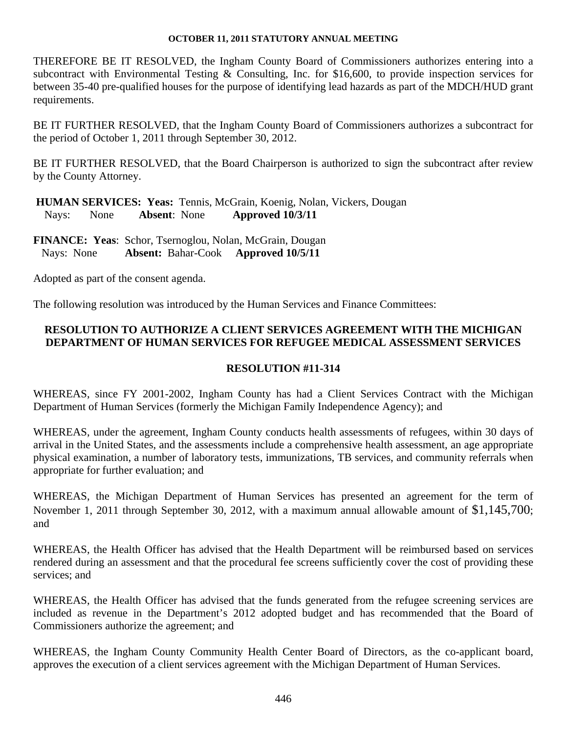THEREFORE BE IT RESOLVED, the Ingham County Board of Commissioners authorizes entering into a subcontract with Environmental Testing & Consulting, Inc. for $16,600, to provide inspection services for between 35-40 pre-qualified houses for the purpose of identifying lead hazards as part of the MDCH/HUD grant requirements.

BE IT FURTHER RESOLVED, that the Ingham County Board of Commissioners authorizes a subcontract for the period of October 1, 2011 through September 30, 2012.

BE IT FURTHER RESOLVED, that the Board Chairperson is authorized to sign the subcontract after review by the County Attorney.

**HUMAN SERVICES: Yeas:** Tennis, McGrain, Koenig, Nolan, Vickers, Dougan
Nays: None **Absent**: None **Approved 10/3/11**

**FINANCE: Yeas**: Schor, Tsernoglou, Nolan, McGrain, Dougan
Nays: None **Absent:** Bahar-Cook **Approved 10/5/11**

Adopted as part of the consent agenda.

The following resolution was introduced by the Human Services and Finance Committees:

**RESOLUTION TO AUTHORIZE A CLIENT SERVICES AGREEMENT WITH THE MICHIGAN DEPARTMENT OF HUMAN SERVICES FOR REFUGEE MEDICAL ASSESSMENT SERVICES**

**RESOLUTION #11-314**

WHEREAS, since FY 2001-2002, Ingham County has had a Client Services Contract with the Michigan Department of Human Services (formerly the Michigan Family Independence Agency); and

WHEREAS, under the agreement, Ingham County conducts health assessments of refugees, within 30 days of arrival in the United States, and the assessments include a comprehensive health assessment, an age appropriate physical examination, a number of laboratory tests, immunizations, TB services, and community referrals when appropriate for further evaluation; and

WHEREAS, the Michigan Department of Human Services has presented an agreement for the term of November 1, 2011 through September 30, 2012, with a maximum annual allowable amount of $1,145,700; and

WHEREAS, the Health Officer has advised that the Health Department will be reimbursed based on services rendered during an assessment and that the procedural fee screens sufficiently cover the cost of providing these services; and

WHEREAS, the Health Officer has advised that the funds generated from the refugee screening services are included as revenue in the Department's 2012 adopted budget and has recommended that the Board of Commissioners authorize the agreement; and

WHEREAS, the Ingham County Community Health Center Board of Directors, as the co-applicant board, approves the execution of a client services agreement with the Michigan Department of Human Services.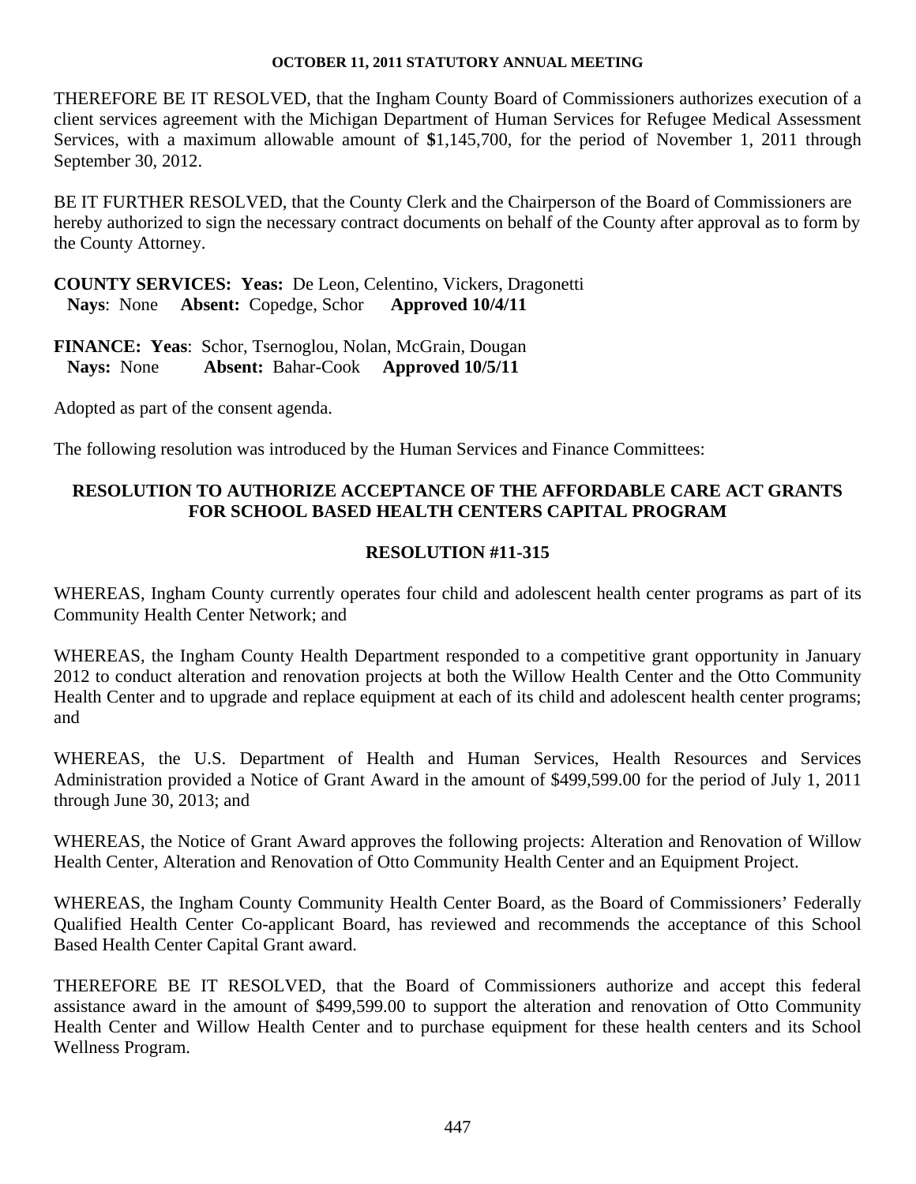THEREFORE BE IT RESOLVED, that the Ingham County Board of Commissioners authorizes execution of a client services agreement with the Michigan Department of Human Services for Refugee Medical Assessment Services, with a maximum allowable amount of **$**1,145,700, for the period of November 1, 2011 through September 30, 2012.

BE IT FURTHER RESOLVED, that the County Clerk and the Chairperson of the Board of Commissioners are hereby authorized to sign the necessary contract documents on behalf of the County after approval as to form by the County Attorney.

**COUNTY SERVICES: Yeas:** De Leon, Celentino, Vickers, Dragonetti
**Nays**: None **Absent:** Copedge, Schor **Approved 10/4/11**

**FINANCE: Yeas**: Schor, Tsernoglou, Nolan, McGrain, Dougan
**Nays:** None **Absent:** Bahar-Cook **Approved 10/5/11**

Adopted as part of the consent agenda.

The following resolution was introduced by the Human Services and Finance Committees:

**RESOLUTION TO AUTHORIZE ACCEPTANCE OF THE AFFORDABLE CARE ACT GRANTS FOR SCHOOL BASED HEALTH CENTERS CAPITAL PROGRAM**

**RESOLUTION #11-315**

WHEREAS, Ingham County currently operates four child and adolescent health center programs as part of its Community Health Center Network; and

WHEREAS, the Ingham County Health Department responded to a competitive grant opportunity in January 2012 to conduct alteration and renovation projects at both the Willow Health Center and the Otto Community Health Center and to upgrade and replace equipment at each of its child and adolescent health center programs; and

WHEREAS, the U.S. Department of Health and Human Services, Health Resources and Services Administration provided a Notice of Grant Award in the amount of $499,599.00 for the period of July 1, 2011 through June 30, 2013; and

WHEREAS, the Notice of Grant Award approves the following projects: Alteration and Renovation of Willow Health Center, Alteration and Renovation of Otto Community Health Center and an Equipment Project.

WHEREAS, the Ingham County Community Health Center Board, as the Board of Commissioners' Federally Qualified Health Center Co-applicant Board, has reviewed and recommends the acceptance of this School Based Health Center Capital Grant award.

THEREFORE BE IT RESOLVED, that the Board of Commissioners authorize and accept this federal assistance award in the amount of $499,599.00 to support the alteration and renovation of Otto Community Health Center and Willow Health Center and to purchase equipment for these health centers and its School Wellness Program.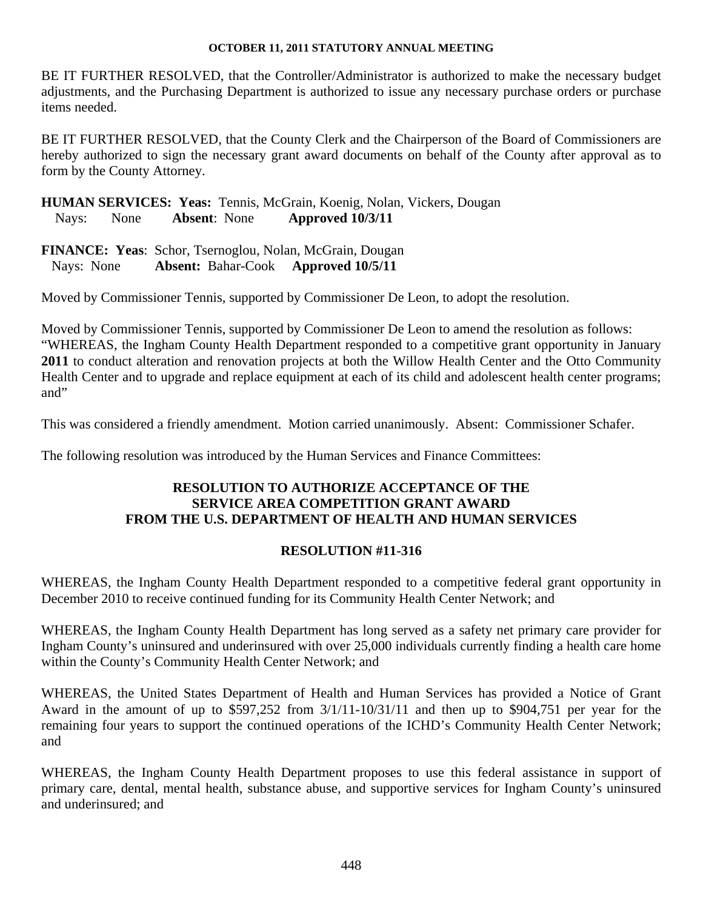BE IT FURTHER RESOLVED, that the Controller/Administrator is authorized to make the necessary budget adjustments, and the Purchasing Department is authorized to issue any necessary purchase orders or purchase items needed.

BE IT FURTHER RESOLVED, that the County Clerk and the Chairperson of the Board of Commissioners are hereby authorized to sign the necessary grant award documents on behalf of the County after approval as to form by the County Attorney.

**HUMAN SERVICES: Yeas:** Tennis, McGrain, Koenig, Nolan, Vickers, Dougan
Nays: None **Absent**: None **Approved 10/3/11**

**FINANCE: Yeas**: Schor, Tsernoglou, Nolan, McGrain, Dougan
Nays: None **Absent:** Bahar-Cook **Approved 10/5/11**

Moved by Commissioner Tennis, supported by Commissioner De Leon, to adopt the resolution.

Moved by Commissioner Tennis, supported by Commissioner De Leon to amend the resolution as follows:
"WHEREAS, the Ingham County Health Department responded to a competitive grant opportunity in January **2011** to conduct alteration and renovation projects at both the Willow Health Center and the Otto Community Health Center and to upgrade and replace equipment at each of its child and adolescent health center programs; and"

This was considered a friendly amendment. Motion carried unanimously. Absent: Commissioner Schafer.

The following resolution was introduced by the Human Services and Finance Committees:

## RESOLUTION TO AUTHORIZE ACCEPTANCE OF THE SERVICE AREA COMPETITION GRANT AWARD FROM THE U.S. DEPARTMENT OF HEALTH AND HUMAN SERVICES

## RESOLUTION #11-316

WHEREAS, the Ingham County Health Department responded to a competitive federal grant opportunity in December 2010 to receive continued funding for its Community Health Center Network; and

WHEREAS, the Ingham County Health Department has long served as a safety net primary care provider for Ingham County's uninsured and underinsured with over 25,000 individuals currently finding a health care home within the County's Community Health Center Network; and

WHEREAS, the United States Department of Health and Human Services has provided a Notice of Grant Award in the amount of up to $597,252 from 3/1/11-10/31/11 and then up to $904,751 per year for the remaining four years to support the continued operations of the ICHD's Community Health Center Network; and

WHEREAS, the Ingham County Health Department proposes to use this federal assistance in support of primary care, dental, mental health, substance abuse, and supportive services for Ingham County's uninsured and underinsured; and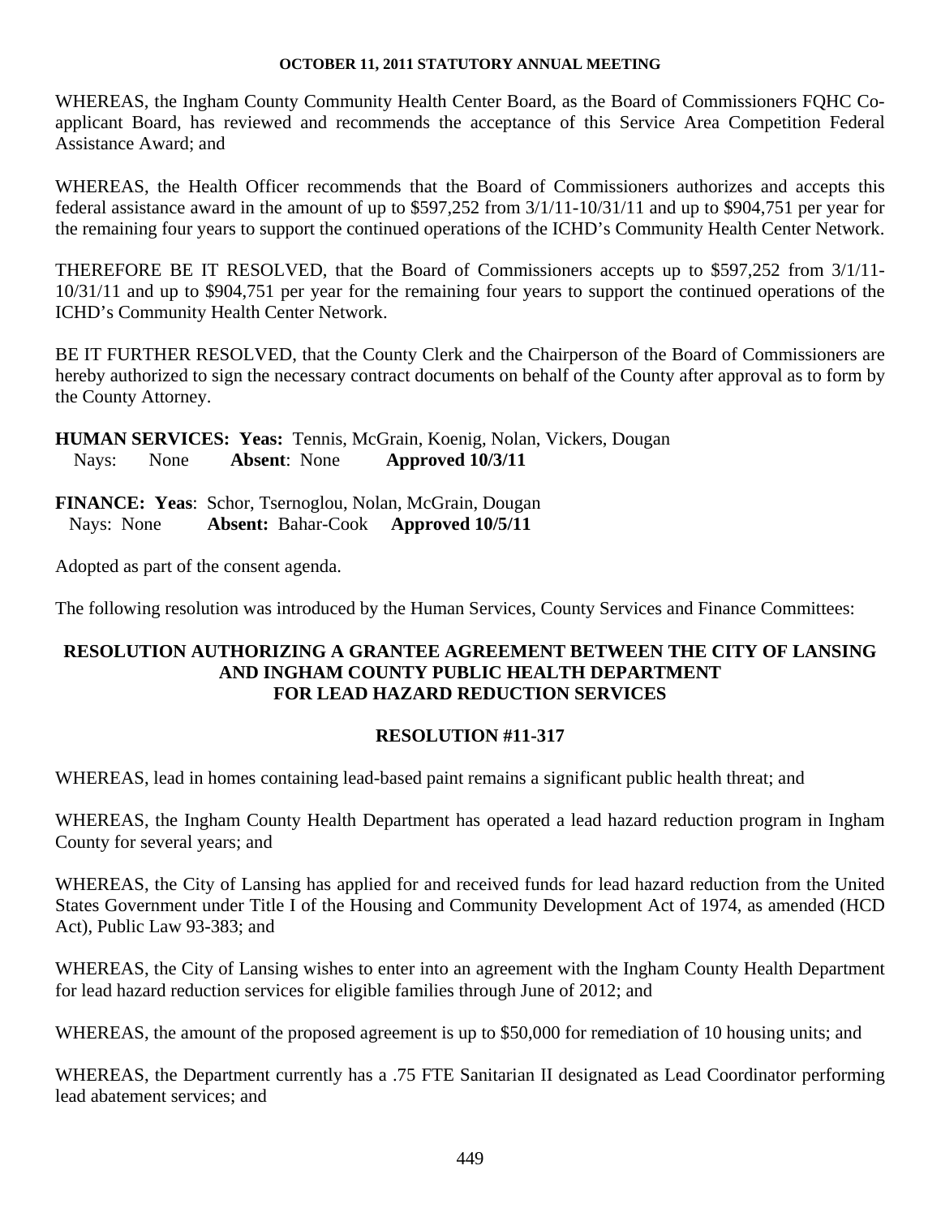WHEREAS, the Ingham County Community Health Center Board, as the Board of Commissioners FQHC Co-applicant Board, has reviewed and recommends the acceptance of this Service Area Competition Federal Assistance Award; and

WHEREAS, the Health Officer recommends that the Board of Commissioners authorizes and accepts this federal assistance award in the amount of up to $597,252 from 3/1/11-10/31/11 and up to $904,751 per year for the remaining four years to support the continued operations of the ICHD's Community Health Center Network.

THEREFORE BE IT RESOLVED, that the Board of Commissioners accepts up to $597,252 from 3/1/11-10/31/11 and up to $904,751 per year for the remaining four years to support the continued operations of the ICHD's Community Health Center Network.

BE IT FURTHER RESOLVED, that the County Clerk and the Chairperson of the Board of Commissioners are hereby authorized to sign the necessary contract documents on behalf of the County after approval as to form by the County Attorney.

**HUMAN SERVICES: Yeas:** Tennis, McGrain, Koenig, Nolan, Vickers, Dougan
Nays: None **Absent**: None **Approved 10/3/11**

**FINANCE: Yeas**: Schor, Tsernoglou, Nolan, McGrain, Dougan
Nays: None **Absent:** Bahar-Cook **Approved 10/5/11**

Adopted as part of the consent agenda.

The following resolution was introduced by the Human Services, County Services and Finance Committees:

## RESOLUTION AUTHORIZING A GRANTEE AGREEMENT BETWEEN THE CITY OF LANSING AND INGHAM COUNTY PUBLIC HEALTH DEPARTMENT FOR LEAD HAZARD REDUCTION SERVICES

### RESOLUTION #11-317

WHEREAS, lead in homes containing lead-based paint remains a significant public health threat; and

WHEREAS, the Ingham County Health Department has operated a lead hazard reduction program in Ingham County for several years; and

WHEREAS, the City of Lansing has applied for and received funds for lead hazard reduction from the United States Government under Title I of the Housing and Community Development Act of 1974, as amended (HCD Act), Public Law 93-383; and

WHEREAS, the City of Lansing wishes to enter into an agreement with the Ingham County Health Department for lead hazard reduction services for eligible families through June of 2012; and

WHEREAS, the amount of the proposed agreement is up to $50,000 for remediation of 10 housing units; and

WHEREAS, the Department currently has a .75 FTE Sanitarian II designated as Lead Coordinator performing lead abatement services; and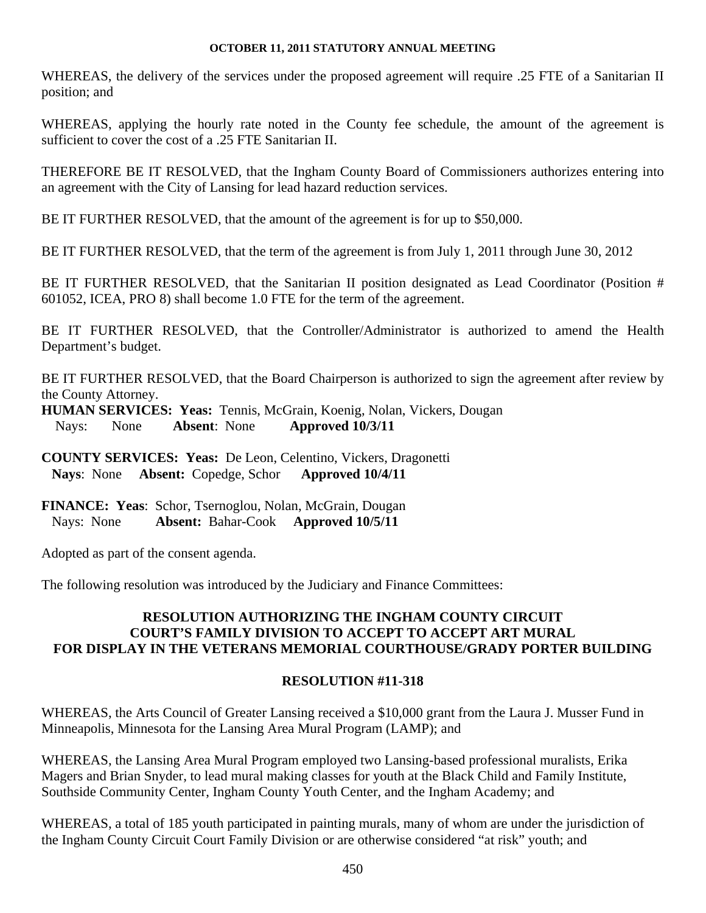WHEREAS, the delivery of the services under the proposed agreement will require .25 FTE of a Sanitarian II position; and

WHEREAS, applying the hourly rate noted in the County fee schedule, the amount of the agreement is sufficient to cover the cost of a .25 FTE Sanitarian II.

THEREFORE BE IT RESOLVED, that the Ingham County Board of Commissioners authorizes entering into an agreement with the City of Lansing for lead hazard reduction services.

BE IT FURTHER RESOLVED, that the amount of the agreement is for up to $50,000.

BE IT FURTHER RESOLVED, that the term of the agreement is from July 1, 2011 through June 30, 2012

BE IT FURTHER RESOLVED, that the Sanitarian II position designated as Lead Coordinator (Position # 601052, ICEA, PRO 8) shall become 1.0 FTE for the term of the agreement.

BE IT FURTHER RESOLVED, that the Controller/Administrator is authorized to amend the Health Department's budget.

BE IT FURTHER RESOLVED, that the Board Chairperson is authorized to sign the agreement after review by the County Attorney.

**HUMAN SERVICES: Yeas:** Tennis, McGrain, Koenig, Nolan, Vickers, Dougan
Nays: None **Absent**: None **Approved 10/3/11**

**COUNTY SERVICES: Yeas:** De Leon, Celentino, Vickers, Dragonetti
**Nays**: None **Absent:** Copedge, Schor **Approved 10/4/11**

**FINANCE: Yeas**: Schor, Tsernoglou, Nolan, McGrain, Dougan
Nays: None **Absent:** Bahar-Cook **Approved 10/5/11**

Adopted as part of the consent agenda.

The following resolution was introduced by the Judiciary and Finance Committees:

**RESOLUTION AUTHORIZING THE INGHAM COUNTY CIRCUIT COURT'S FAMILY DIVISION TO ACCEPT TO ACCEPT ART MURAL FOR DISPLAY IN THE VETERANS MEMORIAL COURTHOUSE/GRADY PORTER BUILDING**

**RESOLUTION #11-318**

WHEREAS, the Arts Council of Greater Lansing received a $10,000 grant from the Laura J. Musser Fund in Minneapolis, Minnesota for the Lansing Area Mural Program (LAMP); and

WHEREAS, the Lansing Area Mural Program employed two Lansing-based professional muralists, Erika Magers and Brian Snyder, to lead mural making classes for youth at the Black Child and Family Institute, Southside Community Center, Ingham County Youth Center, and the Ingham Academy; and

WHEREAS, a total of 185 youth participated in painting murals, many of whom are under the jurisdiction of the Ingham County Circuit Court Family Division or are otherwise considered "at risk" youth; and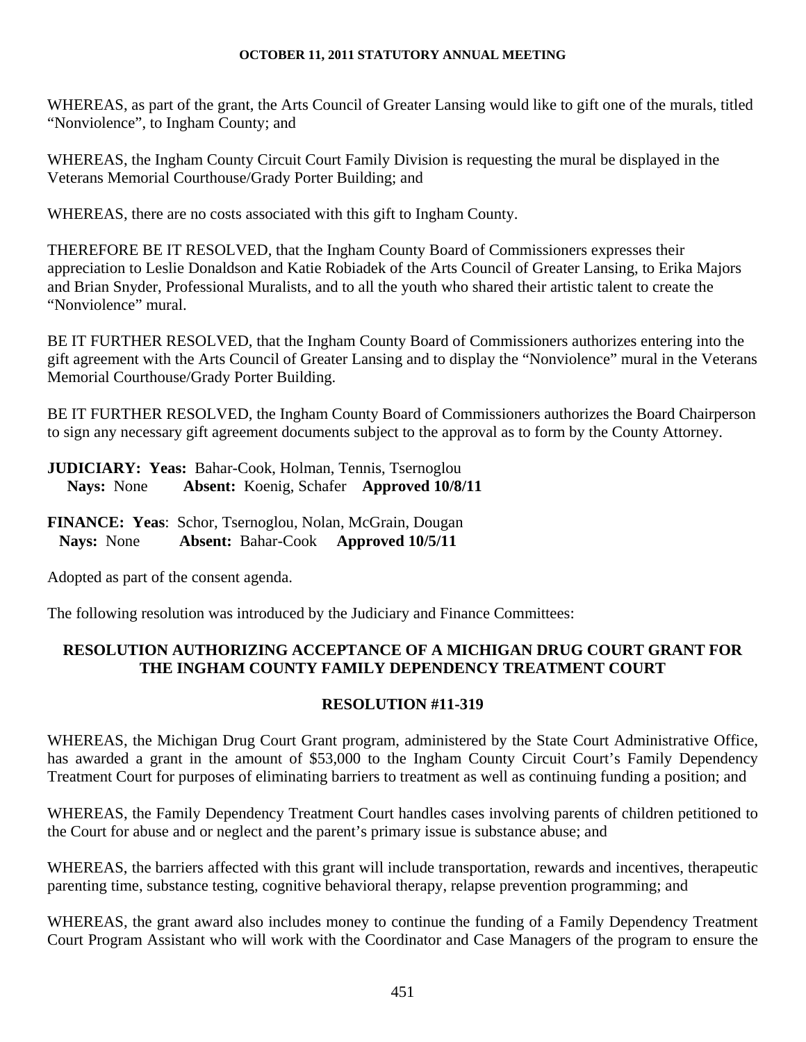WHEREAS, as part of the grant, the Arts Council of Greater Lansing would like to gift one of the murals, titled "Nonviolence", to Ingham County; and

WHEREAS, the Ingham County Circuit Court Family Division is requesting the mural be displayed in the Veterans Memorial Courthouse/Grady Porter Building; and

WHEREAS, there are no costs associated with this gift to Ingham County.

THEREFORE BE IT RESOLVED, that the Ingham County Board of Commissioners expresses their appreciation to Leslie Donaldson and Katie Robiadek of the Arts Council of Greater Lansing, to Erika Majors and Brian Snyder, Professional Muralists, and to all the youth who shared their artistic talent to create the "Nonviolence" mural.

BE IT FURTHER RESOLVED, that the Ingham County Board of Commissioners authorizes entering into the gift agreement with the Arts Council of Greater Lansing and to display the "Nonviolence" mural in the Veterans Memorial Courthouse/Grady Porter Building.

BE IT FURTHER RESOLVED, the Ingham County Board of Commissioners authorizes the Board Chairperson to sign any necessary gift agreement documents subject to the approval as to form by the County Attorney.

**JUDICIARY: Yeas:** Bahar-Cook, Holman, Tennis, Tsernoglou
**Nays:** None **Absent:** Koenig, Schafer **Approved 10/8/11**

**FINANCE: Yeas**: Schor, Tsernoglou, Nolan, McGrain, Dougan
**Nays:** None **Absent:** Bahar-Cook **Approved 10/5/11**

Adopted as part of the consent agenda.

The following resolution was introduced by the Judiciary and Finance Committees:

## RESOLUTION AUTHORIZING ACCEPTANCE OF A MICHIGAN DRUG COURT GRANT FOR THE INGHAM COUNTY FAMILY DEPENDENCY TREATMENT COURT

## RESOLUTION #11-319

WHEREAS, the Michigan Drug Court Grant program, administered by the State Court Administrative Office, has awarded a grant in the amount of $53,000 to the Ingham County Circuit Court's Family Dependency Treatment Court for purposes of eliminating barriers to treatment as well as continuing funding a position; and

WHEREAS, the Family Dependency Treatment Court handles cases involving parents of children petitioned to the Court for abuse and or neglect and the parent's primary issue is substance abuse; and

WHEREAS, the barriers affected with this grant will include transportation, rewards and incentives, therapeutic parenting time, substance testing, cognitive behavioral therapy, relapse prevention programming; and

WHEREAS, the grant award also includes money to continue the funding of a Family Dependency Treatment Court Program Assistant who will work with the Coordinator and Case Managers of the program to ensure the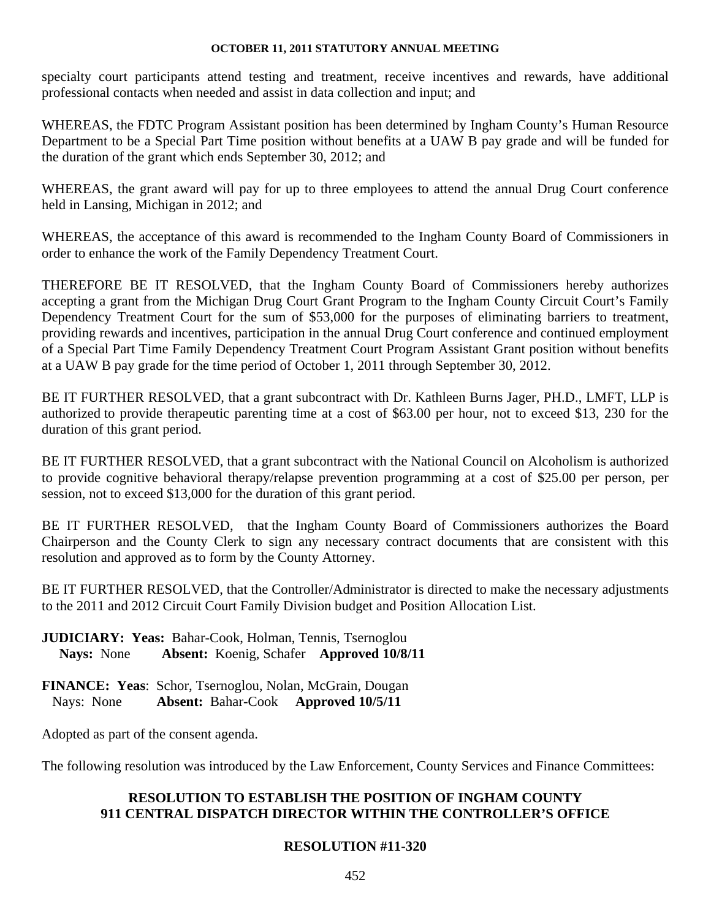specialty court participants attend testing and treatment, receive incentives and rewards, have additional professional contacts when needed and assist in data collection and input; and

WHEREAS, the FDTC Program Assistant position has been determined by Ingham County's Human Resource Department to be a Special Part Time position without benefits at a UAW B pay grade and will be funded for the duration of the grant which ends September 30, 2012; and

WHEREAS, the grant award will pay for up to three employees to attend the annual Drug Court conference held in Lansing, Michigan in 2012; and

WHEREAS, the acceptance of this award is recommended to the Ingham County Board of Commissioners in order to enhance the work of the Family Dependency Treatment Court.

THEREFORE BE IT RESOLVED, that the Ingham County Board of Commissioners hereby authorizes accepting a grant from the Michigan Drug Court Grant Program to the Ingham County Circuit Court's Family Dependency Treatment Court for the sum of $53,000 for the purposes of eliminating barriers to treatment, providing rewards and incentives, participation in the annual Drug Court conference and continued employment of a Special Part Time Family Dependency Treatment Court Program Assistant Grant position without benefits at a UAW B pay grade for the time period of October 1, 2011 through September 30, 2012.

BE IT FURTHER RESOLVED, that a grant subcontract with Dr. Kathleen Burns Jager, PH.D., LMFT, LLP is authorized to provide therapeutic parenting time at a cost of $63.00 per hour, not to exceed $13, 230 for the duration of this grant period.

BE IT FURTHER RESOLVED, that a grant subcontract with the National Council on Alcoholism is authorized to provide cognitive behavioral therapy/relapse prevention programming at a cost of $25.00 per person, per session, not to exceed $13,000 for the duration of this grant period.

BE IT FURTHER RESOLVED, that the Ingham County Board of Commissioners authorizes the Board Chairperson and the County Clerk to sign any necessary contract documents that are consistent with this resolution and approved as to form by the County Attorney.

BE IT FURTHER RESOLVED, that the Controller/Administrator is directed to make the necessary adjustments to the 2011 and 2012 Circuit Court Family Division budget and Position Allocation List.

**JUDICIARY: Yeas:** Bahar-Cook, Holman, Tennis, Tsernoglou
**Nays:** None **Absent:** Koenig, Schafer **Approved 10/8/11**

**FINANCE: Yeas**: Schor, Tsernoglou, Nolan, McGrain, Dougan
Nays: None **Absent:** Bahar-Cook **Approved 10/5/11**

Adopted as part of the consent agenda.

The following resolution was introduced by the Law Enforcement, County Services and Finance Committees:

## RESOLUTION TO ESTABLISH THE POSITION OF INGHAM COUNTY 911 CENTRAL DISPATCH DIRECTOR WITHIN THE CONTROLLER'S OFFICE

## RESOLUTION #11-320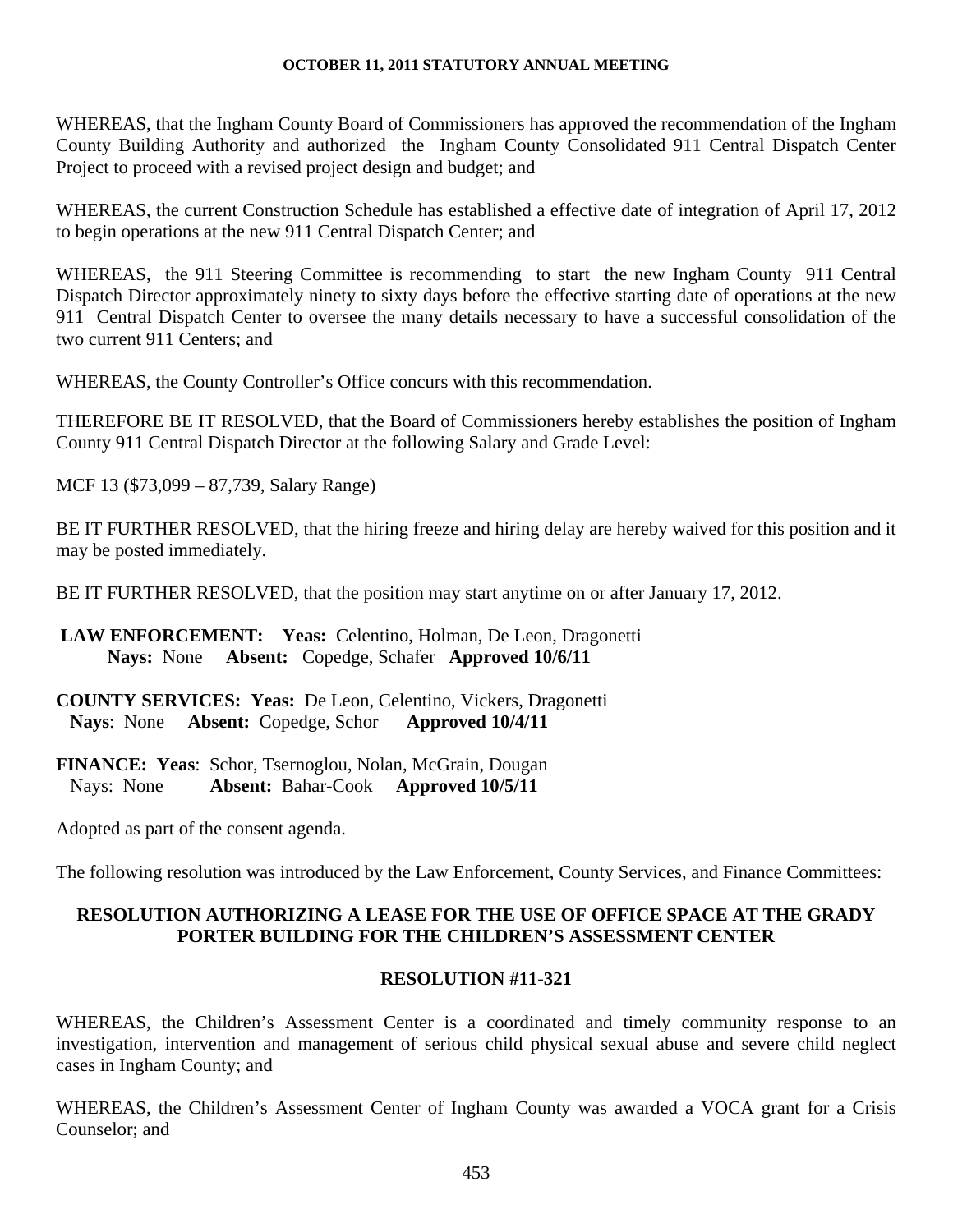WHEREAS, that the Ingham County Board of Commissioners has approved the recommendation of the Ingham County Building Authority and authorized the Ingham County Consolidated 911 Central Dispatch Center Project to proceed with a revised project design and budget; and

WHEREAS, the current Construction Schedule has established a effective date of integration of April 17, 2012 to begin operations at the new 911 Central Dispatch Center; and

WHEREAS, the 911 Steering Committee is recommending to start the new Ingham County 911 Central Dispatch Director approximately ninety to sixty days before the effective starting date of operations at the new 911 Central Dispatch Center to oversee the many details necessary to have a successful consolidation of the two current 911 Centers; and

WHEREAS, the County Controller's Office concurs with this recommendation.

THEREFORE BE IT RESOLVED, that the Board of Commissioners hereby establishes the position of Ingham County 911 Central Dispatch Director at the following Salary and Grade Level:

MCF 13 ($73,099 – 87,739, Salary Range)

BE IT FURTHER RESOLVED, that the hiring freeze and hiring delay are hereby waived for this position and it may be posted immediately.

BE IT FURTHER RESOLVED, that the position may start anytime on or after January 17, 2012.

**LAW ENFORCEMENT: Yeas:** Celentino, Holman, De Leon, Dragonetti
**Nays:** None **Absent:** Copedge, Schafer **Approved 10/6/11**

**COUNTY SERVICES: Yeas:** De Leon, Celentino, Vickers, Dragonetti
**Nays**: None **Absent:** Copedge, Schor **Approved 10/4/11**

**FINANCE: Yeas**: Schor, Tsernoglou, Nolan, McGrain, Dougan
Nays: None **Absent:** Bahar-Cook **Approved 10/5/11**

Adopted as part of the consent agenda.

The following resolution was introduced by the Law Enforcement, County Services, and Finance Committees:

## RESOLUTION AUTHORIZING A LEASE FOR THE USE OF OFFICE SPACE AT THE GRADY PORTER BUILDING FOR THE CHILDREN'S ASSESSMENT CENTER

## RESOLUTION #11-321

WHEREAS, the Children's Assessment Center is a coordinated and timely community response to an investigation, intervention and management of serious child physical sexual abuse and severe child neglect cases in Ingham County; and

WHEREAS, the Children's Assessment Center of Ingham County was awarded a VOCA grant for a Crisis Counselor; and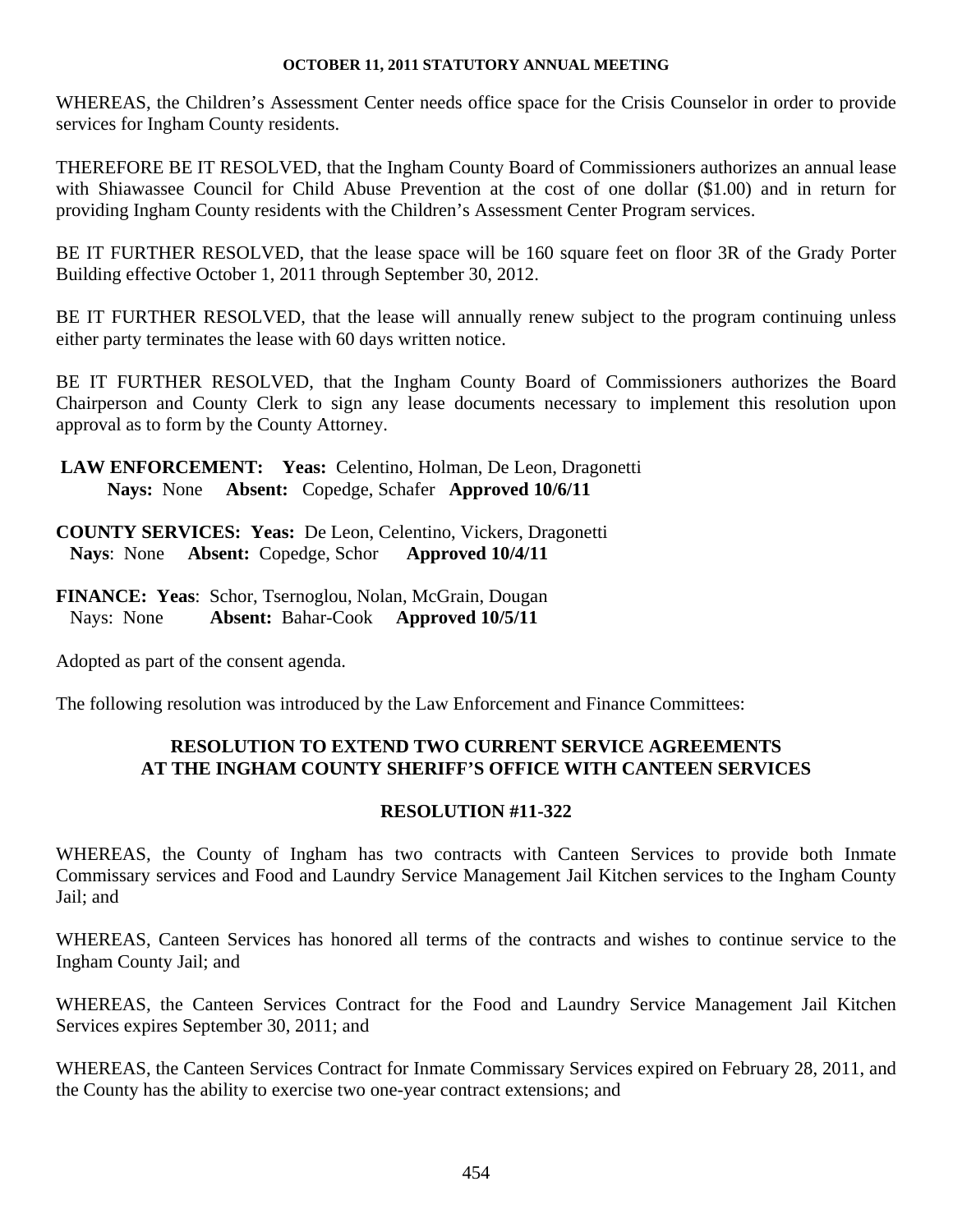WHEREAS, the Children's Assessment Center needs office space for the Crisis Counselor in order to provide services for Ingham County residents.

THEREFORE BE IT RESOLVED, that the Ingham County Board of Commissioners authorizes an annual lease with Shiawassee Council for Child Abuse Prevention at the cost of one dollar ($1.00) and in return for providing Ingham County residents with the Children's Assessment Center Program services.

BE IT FURTHER RESOLVED, that the lease space will be 160 square feet on floor 3R of the Grady Porter Building effective October 1, 2011 through September 30, 2012.

BE IT FURTHER RESOLVED, that the lease will annually renew subject to the program continuing unless either party terminates the lease with 60 days written notice.

BE IT FURTHER RESOLVED, that the Ingham County Board of Commissioners authorizes the Board Chairperson and County Clerk to sign any lease documents necessary to implement this resolution upon approval as to form by the County Attorney.

**LAW ENFORCEMENT: Yeas:** Celentino, Holman, De Leon, Dragonetti
**Nays:** None **Absent:** Copedge, Schafer **Approved 10/6/11**

**COUNTY SERVICES: Yeas:** De Leon, Celentino, Vickers, Dragonetti
**Nays**: None **Absent:** Copedge, Schor **Approved 10/4/11**

**FINANCE: Yeas**: Schor, Tsernoglou, Nolan, McGrain, Dougan
Nays: None **Absent:** Bahar-Cook **Approved 10/5/11**

Adopted as part of the consent agenda.

The following resolution was introduced by the Law Enforcement and Finance Committees:

**RESOLUTION TO EXTEND TWO CURRENT SERVICE AGREEMENTS AT THE INGHAM COUNTY SHERIFF'S OFFICE WITH CANTEEN SERVICES**

**RESOLUTION #11-322**

WHEREAS, the County of Ingham has two contracts with Canteen Services to provide both Inmate Commissary services and Food and Laundry Service Management Jail Kitchen services to the Ingham County Jail; and

WHEREAS, Canteen Services has honored all terms of the contracts and wishes to continue service to the Ingham County Jail; and

WHEREAS, the Canteen Services Contract for the Food and Laundry Service Management Jail Kitchen Services expires September 30, 2011; and

WHEREAS, the Canteen Services Contract for Inmate Commissary Services expired on February 28, 2011, and the County has the ability to exercise two one-year contract extensions; and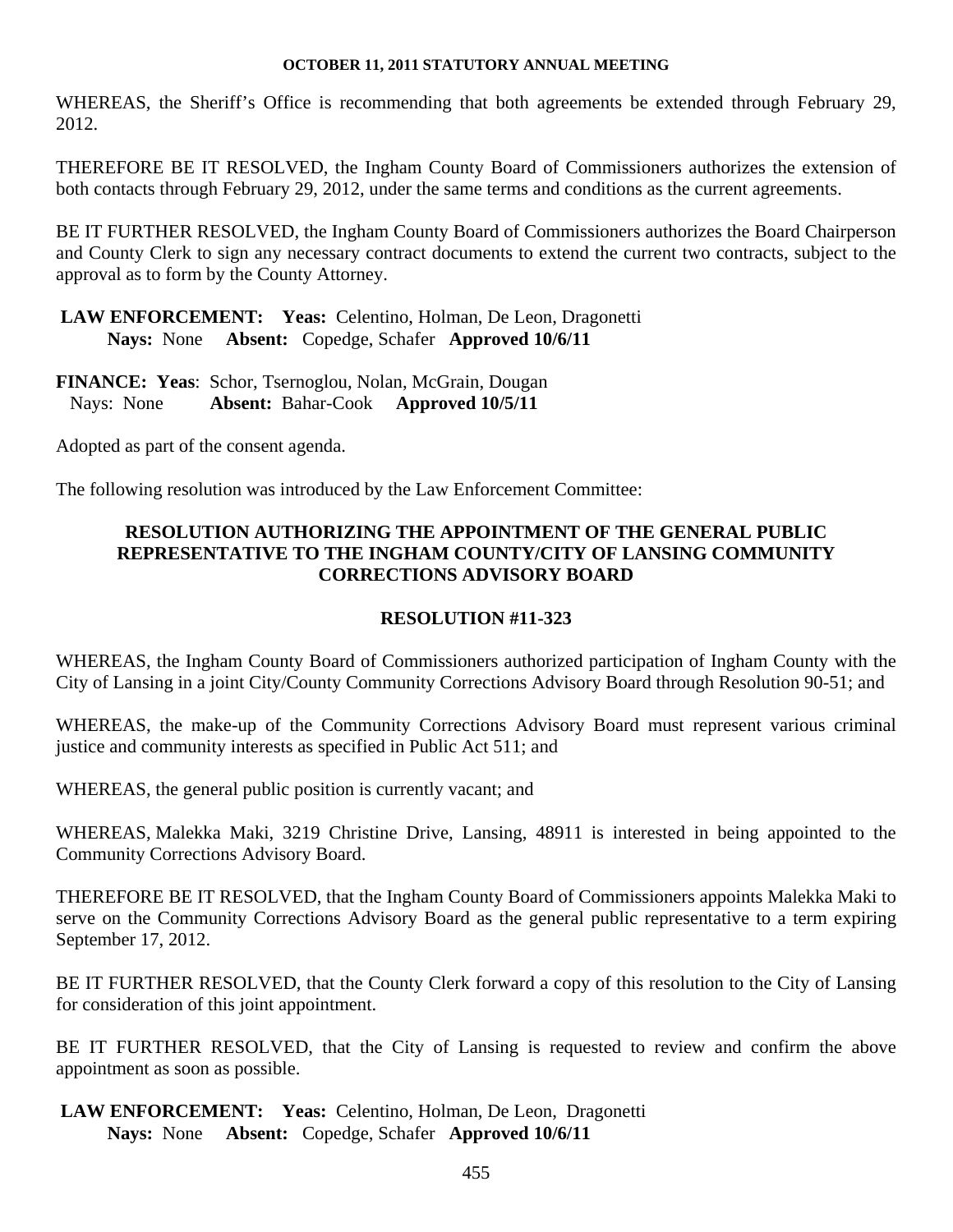WHEREAS, the Sheriff's Office is recommending that both agreements be extended through February 29, 2012.

THEREFORE BE IT RESOLVED, the Ingham County Board of Commissioners authorizes the extension of both contacts through February 29, 2012, under the same terms and conditions as the current agreements.

BE IT FURTHER RESOLVED, the Ingham County Board of Commissioners authorizes the Board Chairperson and County Clerk to sign any necessary contract documents to extend the current two contracts, subject to the approval as to form by the County Attorney.

**LAW ENFORCEMENT: Yeas:** Celentino, Holman, De Leon, Dragonetti
**Nays:** None **Absent:** Copedge, Schafer **Approved 10/6/11**

**FINANCE: Yeas**: Schor, Tsernoglou, Nolan, McGrain, Dougan
Nays: None **Absent:** Bahar-Cook **Approved 10/5/11**

Adopted as part of the consent agenda.

The following resolution was introduced by the Law Enforcement Committee:

## RESOLUTION AUTHORIZING THE APPOINTMENT OF THE GENERAL PUBLIC REPRESENTATIVE TO THE INGHAM COUNTY/CITY OF LANSING COMMUNITY CORRECTIONS ADVISORY BOARD

## RESOLUTION #11-323

WHEREAS, the Ingham County Board of Commissioners authorized participation of Ingham County with the City of Lansing in a joint City/County Community Corrections Advisory Board through Resolution 90-51; and

WHEREAS, the make-up of the Community Corrections Advisory Board must represent various criminal justice and community interests as specified in Public Act 511; and

WHEREAS, the general public position is currently vacant; and

WHEREAS, Malekka Maki, 3219 Christine Drive, Lansing, 48911 is interested in being appointed to the Community Corrections Advisory Board.

THEREFORE BE IT RESOLVED, that the Ingham County Board of Commissioners appoints Malekka Maki to serve on the Community Corrections Advisory Board as the general public representative to a term expiring September 17, 2012.

BE IT FURTHER RESOLVED, that the County Clerk forward a copy of this resolution to the City of Lansing for consideration of this joint appointment.

BE IT FURTHER RESOLVED, that the City of Lansing is requested to review and confirm the above appointment as soon as possible.

**LAW ENFORCEMENT: Yeas:** Celentino, Holman, De Leon, Dragonetti
**Nays:** None **Absent:** Copedge, Schafer **Approved 10/6/11**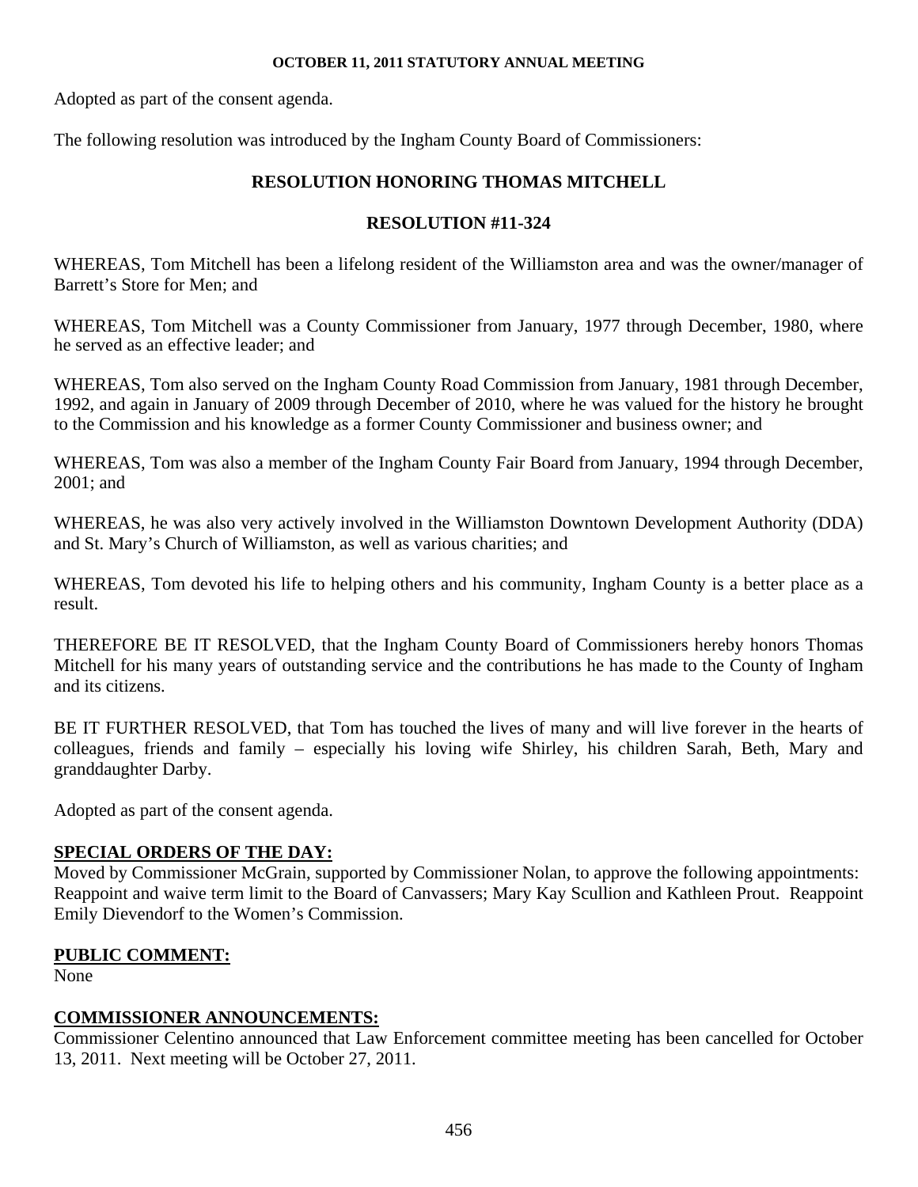Adopted as part of the consent agenda.

The following resolution was introduced by the Ingham County Board of Commissioners:

## RESOLUTION HONORING THOMAS MITCHELL

## RESOLUTION #11-324

WHEREAS, Tom Mitchell has been a lifelong resident of the Williamston area and was the owner/manager of Barrett's Store for Men; and

WHEREAS, Tom Mitchell was a County Commissioner from January, 1977 through December, 1980, where he served as an effective leader; and

WHEREAS, Tom also served on the Ingham County Road Commission from January, 1981 through December, 1992, and again in January of 2009 through December of 2010, where he was valued for the history he brought to the Commission and his knowledge as a former County Commissioner and business owner; and

WHEREAS, Tom was also a member of the Ingham County Fair Board from January, 1994 through December, 2001; and

WHEREAS, he was also very actively involved in the Williamston Downtown Development Authority (DDA) and St. Mary's Church of Williamston, as well as various charities; and

WHEREAS, Tom devoted his life to helping others and his community, Ingham County is a better place as a result.

THEREFORE BE IT RESOLVED, that the Ingham County Board of Commissioners hereby honors Thomas Mitchell for his many years of outstanding service and the contributions he has made to the County of Ingham and its citizens.

BE IT FURTHER RESOLVED, that Tom has touched the lives of many and will live forever in the hearts of colleagues, friends and family – especially his loving wife Shirley, his children Sarah, Beth, Mary and granddaughter Darby.

Adopted as part of the consent agenda.

**SPECIAL ORDERS OF THE DAY:**
Moved by Commissioner McGrain, supported by Commissioner Nolan, to approve the following appointments: Reappoint and waive term limit to the Board of Canvassers; Mary Kay Scullion and Kathleen Prout. Reappoint Emily Dievendorf to the Women's Commission.

**PUBLIC COMMENT:**
None

**COMMISSIONER ANNOUNCEMENTS:**
Commissioner Celentino announced that Law Enforcement committee meeting has been cancelled for October 13, 2011. Next meeting will be October 27, 2011.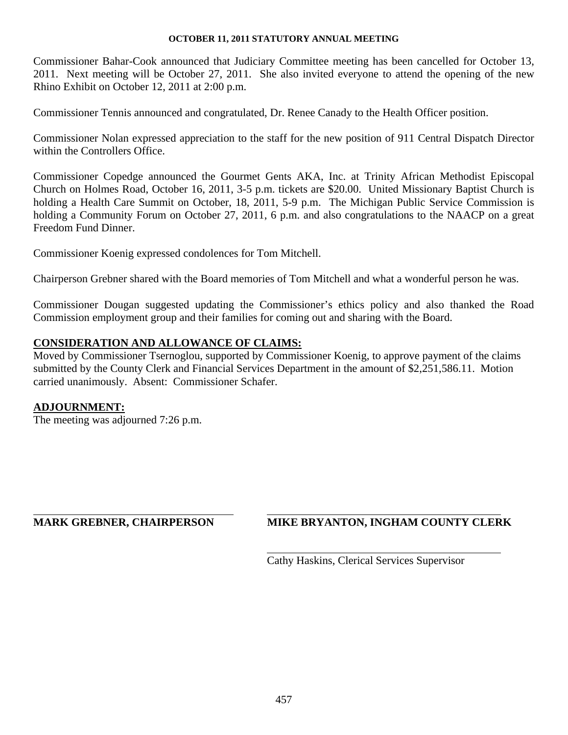Commissioner Bahar-Cook announced that Judiciary Committee meeting has been cancelled for October 13, 2011. Next meeting will be October 27, 2011. She also invited everyone to attend the opening of the new Rhino Exhibit on October 12, 2011 at 2:00 p.m.

Commissioner Tennis announced and congratulated, Dr. Renee Canady to the Health Officer position.

Commissioner Nolan expressed appreciation to the staff for the new position of 911 Central Dispatch Director within the Controllers Office.

Commissioner Copedge announced the Gourmet Gents AKA, Inc. at Trinity African Methodist Episcopal Church on Holmes Road, October 16, 2011, 3-5 p.m. tickets are $20.00. United Missionary Baptist Church is holding a Health Care Summit on October, 18, 2011, 5-9 p.m. The Michigan Public Service Commission is holding a Community Forum on October 27, 2011, 6 p.m. and also congratulations to the NAACP on a great Freedom Fund Dinner.

Commissioner Koenig expressed condolences for Tom Mitchell.

Chairperson Grebner shared with the Board memories of Tom Mitchell and what a wonderful person he was.

Commissioner Dougan suggested updating the Commissioner's ethics policy and also thanked the Road Commission employment group and their families for coming out and sharing with the Board.

**CONSIDERATION AND ALLOWANCE OF CLAIMS:**

Moved by Commissioner Tsernoglou, supported by Commissioner Koenig, to approve payment of the claims submitted by the County Clerk and Financial Services Department in the amount of $2,251,586.11. Motion carried unanimously. Absent: Commissioner Schafer.

**ADJOURNMENT:**

The meeting was adjourned 7:26 p.m.

**MARK GREBNER, CHAIRPERSON**

**MIKE BRYANTON, INGHAM COUNTY CLERK**

Cathy Haskins, Clerical Services Supervisor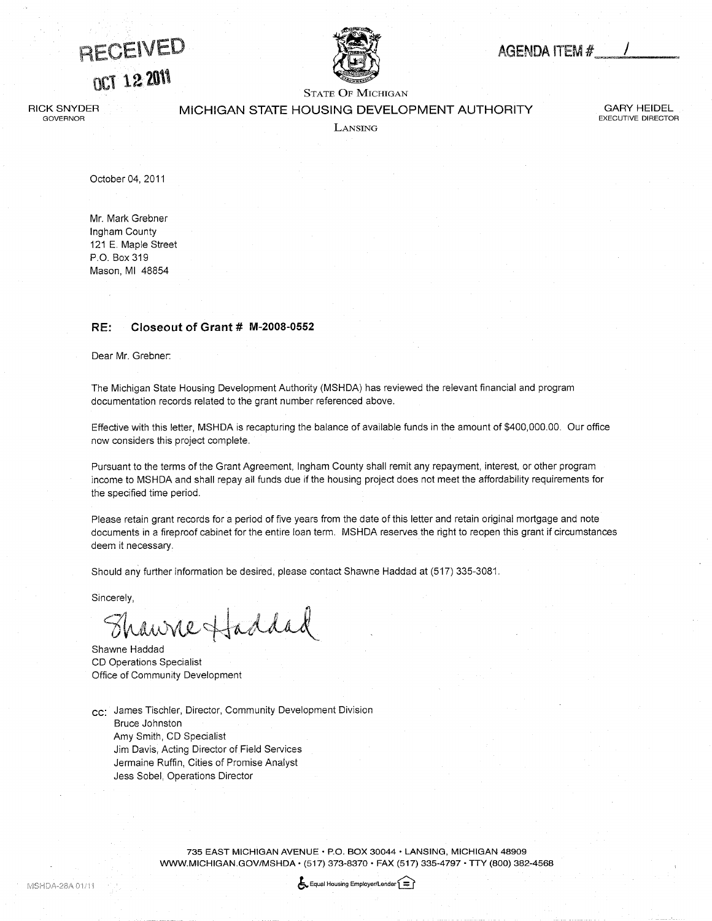RECEIVED

OCT 12 2011

AGENDA ITEM # 1

STATE OF MICHIGAN

RICK SNYDER
GOVERNOR

MICHIGAN STATE HOUSING DEVELOPMENT AUTHORITY

LANSING

GARY HEIDEL
EXECUTIVE DIRECTOR

October 04, 2011

Mr. Mark Grebner
Ingham County
121 E. Maple Street
P.O. Box 319
Mason, MI 48854

**RE: Closeout of Grant # M-2008-0552**

Dear Mr. Grebner:

The Michigan State Housing Development Authority (MSHDA) has reviewed the relevant financial and program documentation records related to the grant number referenced above.

Effective with this letter, MSHDA is recapturing the balance of available funds in the amount of $400,000.00. Our office now considers this project complete.

Pursuant to the terms of the Grant Agreement, Ingham County shall remit any repayment, interest, or other program income to MSHDA and shall repay all funds due if the housing project does not meet the affordability requirements for the specified time period.

Please retain grant records for a period of five years from the date of this letter and retain original mortgage and note documents in a fireproof cabinet for the entire loan term. MSHDA reserves the right to reopen this grant if circumstances deem it necessary.

Should any further information be desired, please contact Shawne Haddad at (517) 335-3081.

Sincerely,

Shawne Haddad

Shawne Haddad
CD Operations Specialist
Office of Community Development

cc: James Tischler, Director, Community Development Division
Bruce Johnston
Amy Smith, CD Specialist
Jim Davis, Acting Director of Field Services
Jermaine Ruffin, Cities of Promise Analyst
Jess Sobel, Operations Director

735 EAST MICHIGAN AVENUE • P.O. BOX 30044 • LANSING, MICHIGAN 48909
WWW.MICHIGAN.GOV/MSHDA • (517) 373-8370 • FAX (517) 335-4797 • TTY (800) 382-4568

MSHDA-28A 01/11

Equal Housing Employer/Lender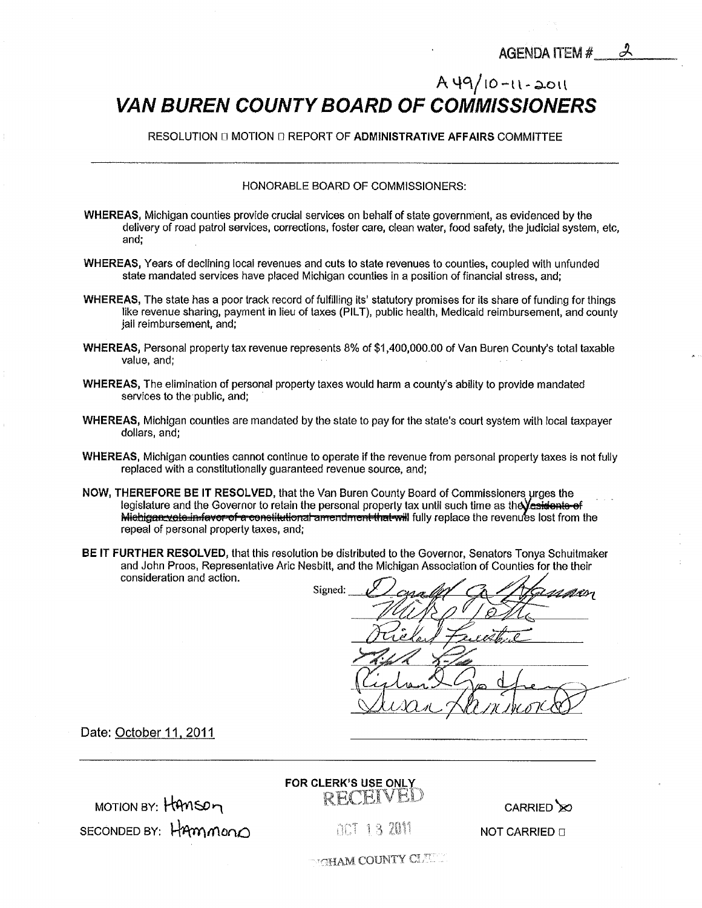AGENDA ITEM # 2

A 49/10-11-2011

# VAN BUREN COUNTY BOARD OF COMMISSIONERS

RESOLUTION ☐ MOTION ☐ REPORT OF **ADMINISTRATIVE AFFAIRS** COMMITTEE

---

HONORABLE BOARD OF COMMISSIONERS:

**WHEREAS**, Michigan counties provide crucial services on behalf of state government, as evidenced by the delivery of road patrol services, corrections, foster care, clean water, food safety, the judicial system, etc, and;

**WHEREAS**, Years of declining local revenues and cuts to state revenues to counties, coupled with unfunded state mandated services have placed Michigan counties in a position of financial stress, and;

**WHEREAS**, The state has a poor track record of fulfilling its' statutory promises for its share of funding for things like revenue sharing, payment in lieu of taxes (PILT), public health, Medicaid reimbursement, and county jail reimbursement, and;

**WHEREAS**, Personal property tax revenue represents 8% of $1,400,000.00 of Van Buren County's total taxable value, and;

**WHEREAS**, The elimination of personal property taxes would harm a county's ability to provide mandated services to the public, and;

**WHEREAS**, Michigan counties are mandated by the state to pay for the state's court system with local taxpayer dollars, and;

**WHEREAS**, Michigan counties cannot continue to operate if the revenue from personal property taxes is not fully replaced with a constitutionally guaranteed revenue source, and;

**NOW, THEREFORE BE IT RESOLVED**, that the Van Buren County Board of Commissioners urges the legislature and the Governor to retain the personal property tax until such time as they ~~residents of Michigan vote in favor of a constitutional amendment that will~~ fully replace the revenues lost from the repeal of personal property taxes, and;

**BE IT FURTHER RESOLVED**, that this resolution be distributed to the Governor, Senators Tonya Schuitmaker and John Proos, Representative Aric Nesbitt, and the Michigan Association of Counties for the their consideration and action.

Signed: [signatures]

Date: October 11, 2011

---

FOR CLERK'S USE ONLY

MOTION BY: Hanson

SECONDED BY: Hammond

RECEIVED

OCT 13 2011

INGHAM COUNTY CLERK

CARRIED ☒

NOT CARRIED ☐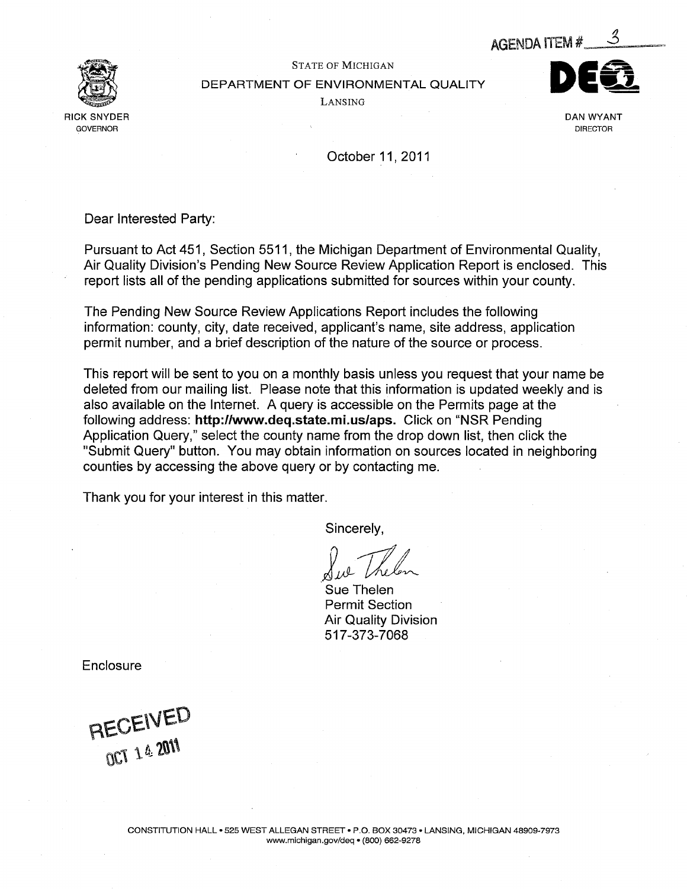AGENDA ITEM # 3

STATE OF MICHIGAN
DEPARTMENT OF ENVIRONMENTAL QUALITY
LANSING

RICK SNYDER
GOVERNOR

DAN WYANT
DIRECTOR

October 11, 2011

Dear Interested Party:

Pursuant to Act 451, Section 5511, the Michigan Department of Environmental Quality, Air Quality Division's Pending New Source Review Application Report is enclosed. This report lists all of the pending applications submitted for sources within your county.

The Pending New Source Review Applications Report includes the following information: county, city, date received, applicant's name, site address, application permit number, and a brief description of the nature of the source or process.

This report will be sent to you on a monthly basis unless you request that your name be deleted from our mailing list. Please note that this information is updated weekly and is also available on the Internet. A query is accessible on the Permits page at the following address: **http://www.deq.state.mi.us/aps.** Click on "NSR Pending Application Query," select the county name from the drop down list, then click the "Submit Query" button. You may obtain information on sources located in neighboring counties by accessing the above query or by contacting me.

Thank you for your interest in this matter.

Sincerely,

Sue Thelen
Permit Section
Air Quality Division
517-373-7068

Enclosure

RECEIVED
OCT 14 2011

CONSTITUTION HALL • 525 WEST ALLEGAN STREET • P.O. BOX 30473 • LANSING, MICHIGAN 48909-7973
www.michigan.gov/deq • (800) 662-9278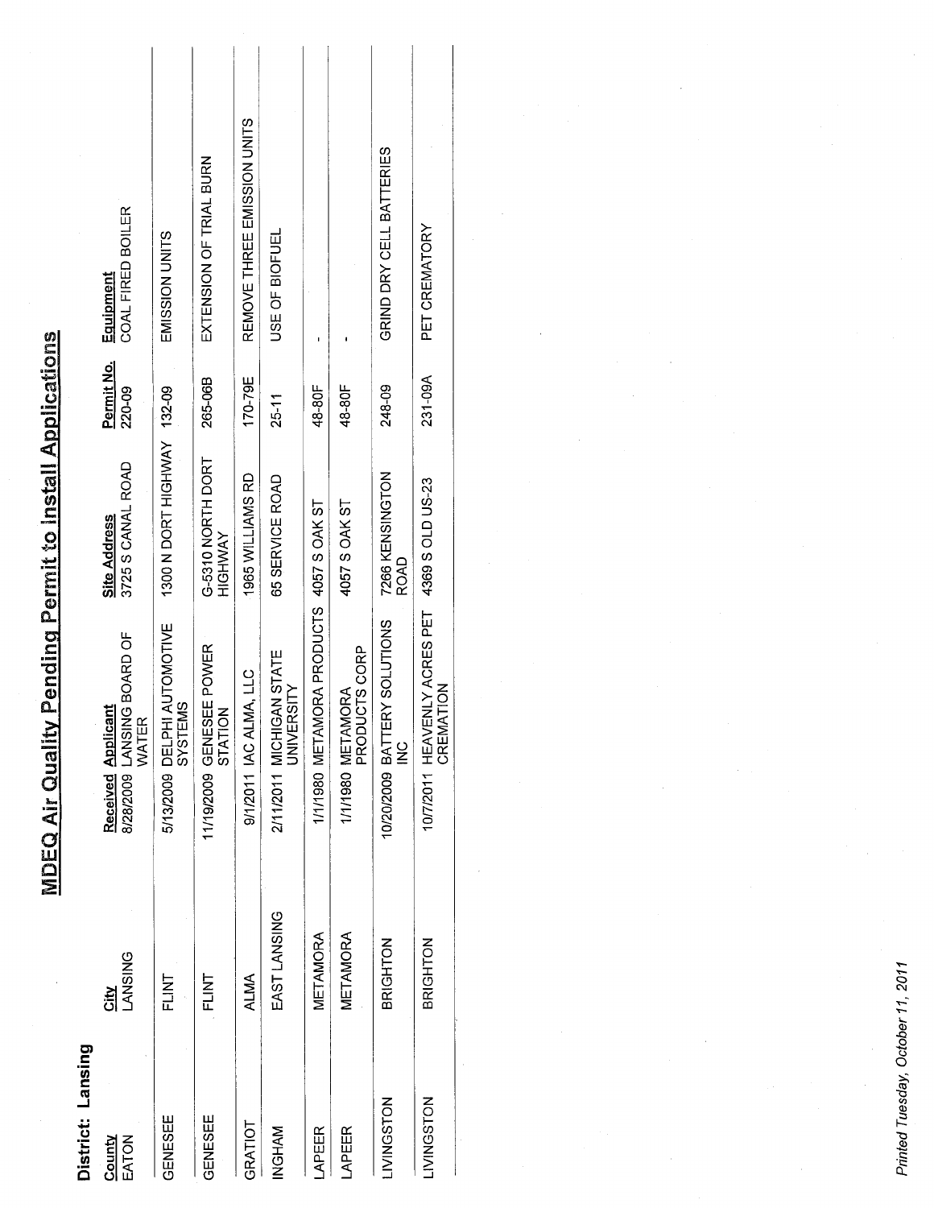# MDEQ Air Quality Pending Permit to Install Applications

**District: Lansing**

| County | City | Received | Applicant | Site Address | Permit No. | Equipment |
|---|---|---|---|---|---|---|
| EATON | LANSING | 8/28/2009 | LANSING BOARD OF WATER | 3725 S CANAL ROAD | 220-09 | COAL FIRED BOILER |
| GENESEE | FLINT | 5/13/2009 | DELPHI AUTOMOTIVE SYSTEMS | 1300 N DORT HIGHWAY | 132-09 | EMISSION UNITS |
| GENESEE | FLINT | 11/19/2009 | GENESEE POWER STATION | G-5310 NORTH DORT HIGHWAY | 265-06B | EXTENSION OF TRIAL BURN |
| GRATIOT | ALMA | 9/1/2011 | IAC ALMA, LLC | 1965 WILLIAMS RD | 170-79E | REMOVE THREE EMISSION UNITS |
| INGHAM | EAST LANSING | 2/11/2011 | MICHIGAN STATE UNIVERSITY | 65 SERVICE ROAD | 25-11 | USE OF BIOFUEL |
| LAPEER | METAMORA | 1/1/1980 | METAMORA PRODUCTS | 4057 S OAK ST | 48-80F | - |
| LAPEER | METAMORA | 1/1/1980 | METAMORA PRODUCTS CORP | 4057 S OAK ST | 48-80F | - |
| LIVINGSTON | BRIGHTON | 10/20/2009 | BATTERY SOLUTIONS INC | 7266 KENSINGTON ROAD | 248-09 | GRIND DRY CELL BATTERIES |
| LIVINGSTON | BRIGHTON | 10/7/2011 | HEAVENLY ACRES PET CREMATION | 4369 S OLD US-23 | 231-09A | PET CREMATORY |

*Printed Tuesday, October 11, 2011*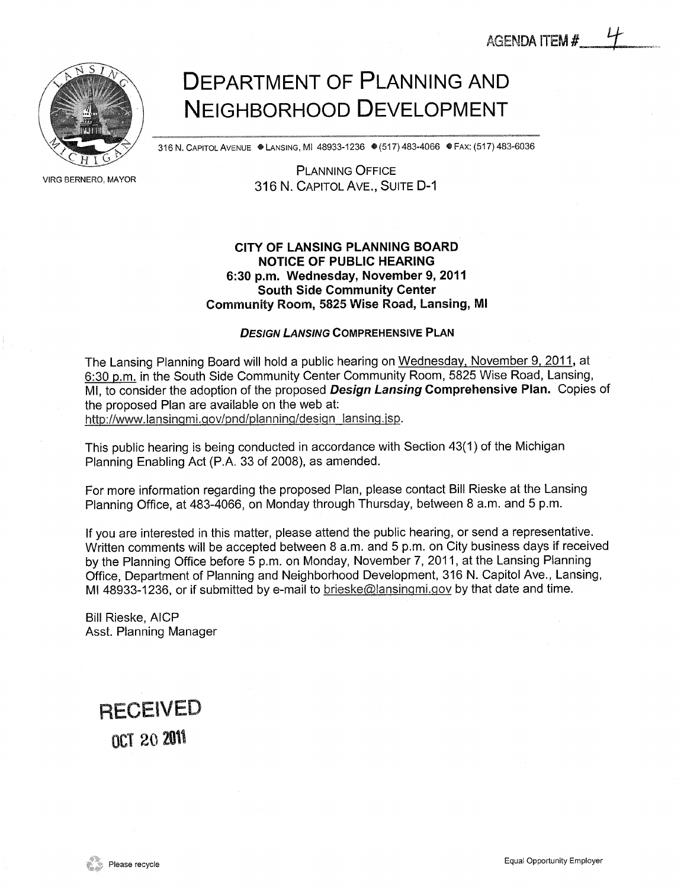AGENDA ITEM # 4

# DEPARTMENT OF PLANNING AND NEIGHBORHOOD DEVELOPMENT

316 N. CAPITOL AVENUE • LANSING, MI 48933-1236 • (517) 483-4066 • FAX: (517) 483-6036

VIRG BERNERO, MAYOR

PLANNING OFFICE
316 N. CAPITOL AVE., SUITE D-1

**CITY OF LANSING PLANNING BOARD**
**NOTICE OF PUBLIC HEARING**
**6:30 p.m. Wednesday, November 9, 2011**
**South Side Community Center**
**Community Room, 5825 Wise Road, Lansing, MI**

***DESIGN LANSING* COMPREHENSIVE PLAN**

The Lansing Planning Board will hold a public hearing on Wednesday, November 9, 2011, at 6:30 p.m. in the South Side Community Center Community Room, 5825 Wise Road, Lansing, MI, to consider the adoption of the proposed ***Design Lansing* Comprehensive Plan.** Copies of the proposed Plan are available on the web at:
http://www.lansingmi.gov/pnd/planning/design_lansing.jsp.

This public hearing is being conducted in accordance with Section 43(1) of the Michigan Planning Enabling Act (P.A. 33 of 2008), as amended.

For more information regarding the proposed Plan, please contact Bill Rieske at the Lansing Planning Office, at 483-4066, on Monday through Thursday, between 8 a.m. and 5 p.m.

If you are interested in this matter, please attend the public hearing, or send a representative. Written comments will be accepted between 8 a.m. and 5 p.m. on City business days if received by the Planning Office before 5 p.m. on Monday, November 7, 2011, at the Lansing Planning Office, Department of Planning and Neighborhood Development, 316 N. Capitol Ave., Lansing, MI 48933-1236, or if submitted by e-mail to brieske@lansingmi.gov by that date and time.

Bill Rieske, AICP
Asst. Planning Manager

RECEIVED
OCT 20 2011

Please recycle

Equal Opportunity Employer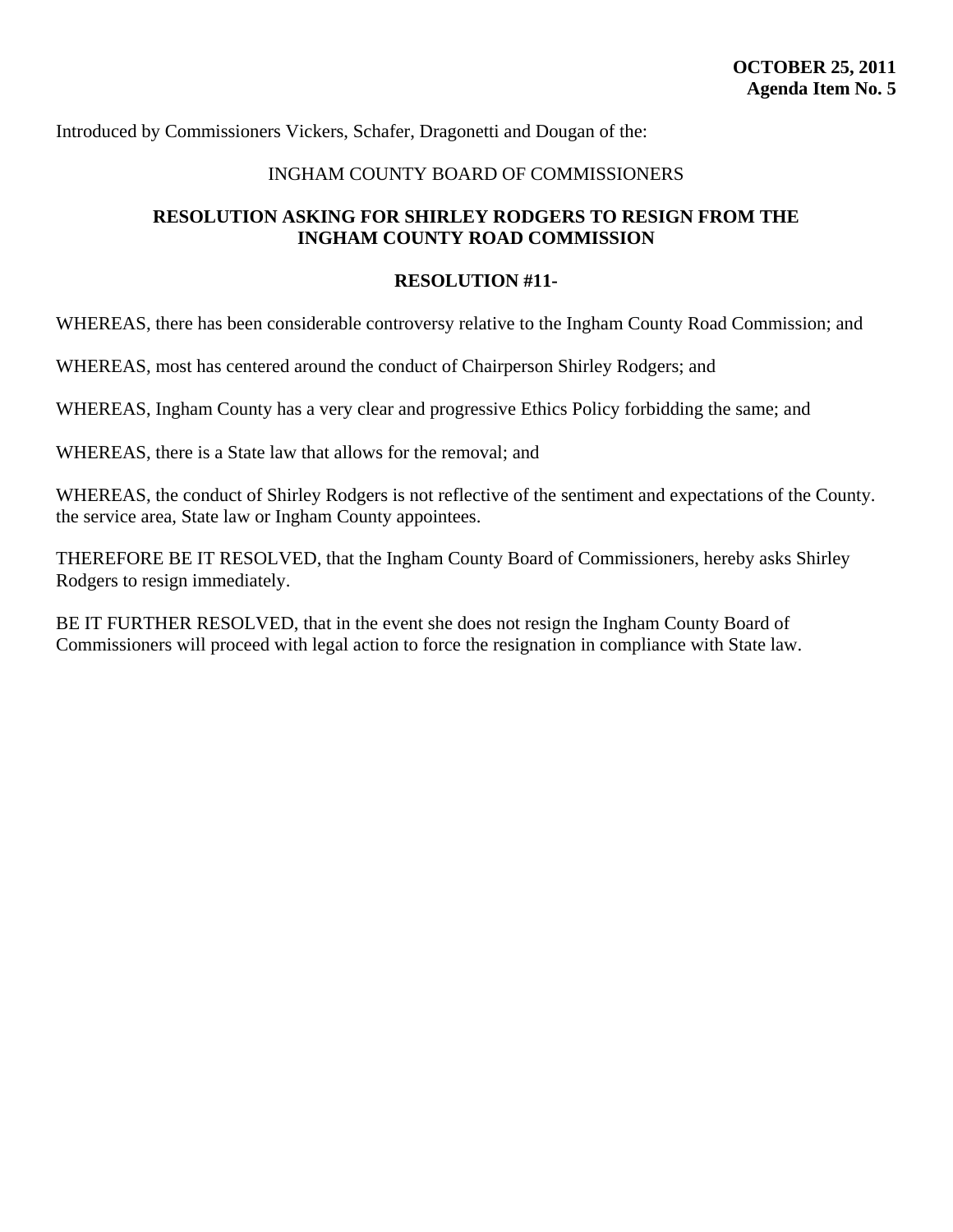**OCTOBER 25, 2011**
**Agenda Item No. 5**

Introduced by Commissioners Vickers, Schafer, Dragonetti and Dougan of the:

INGHAM COUNTY BOARD OF COMMISSIONERS

**RESOLUTION ASKING FOR SHIRLEY RODGERS TO RESIGN FROM THE INGHAM COUNTY ROAD COMMISSION**

**RESOLUTION #11-**

WHEREAS, there has been considerable controversy relative to the Ingham County Road Commission; and

WHEREAS, most has centered around the conduct of Chairperson Shirley Rodgers; and

WHEREAS, Ingham County has a very clear and progressive Ethics Policy forbidding the same; and

WHEREAS, there is a State law that allows for the removal; and

WHEREAS, the conduct of Shirley Rodgers is not reflective of the sentiment and expectations of the County. the service area, State law or Ingham County appointees.

THEREFORE BE IT RESOLVED, that the Ingham County Board of Commissioners, hereby asks Shirley Rodgers to resign immediately.

BE IT FURTHER RESOLVED, that in the event she does not resign the Ingham County Board of Commissioners will proceed with legal action to force the resignation in compliance with State law.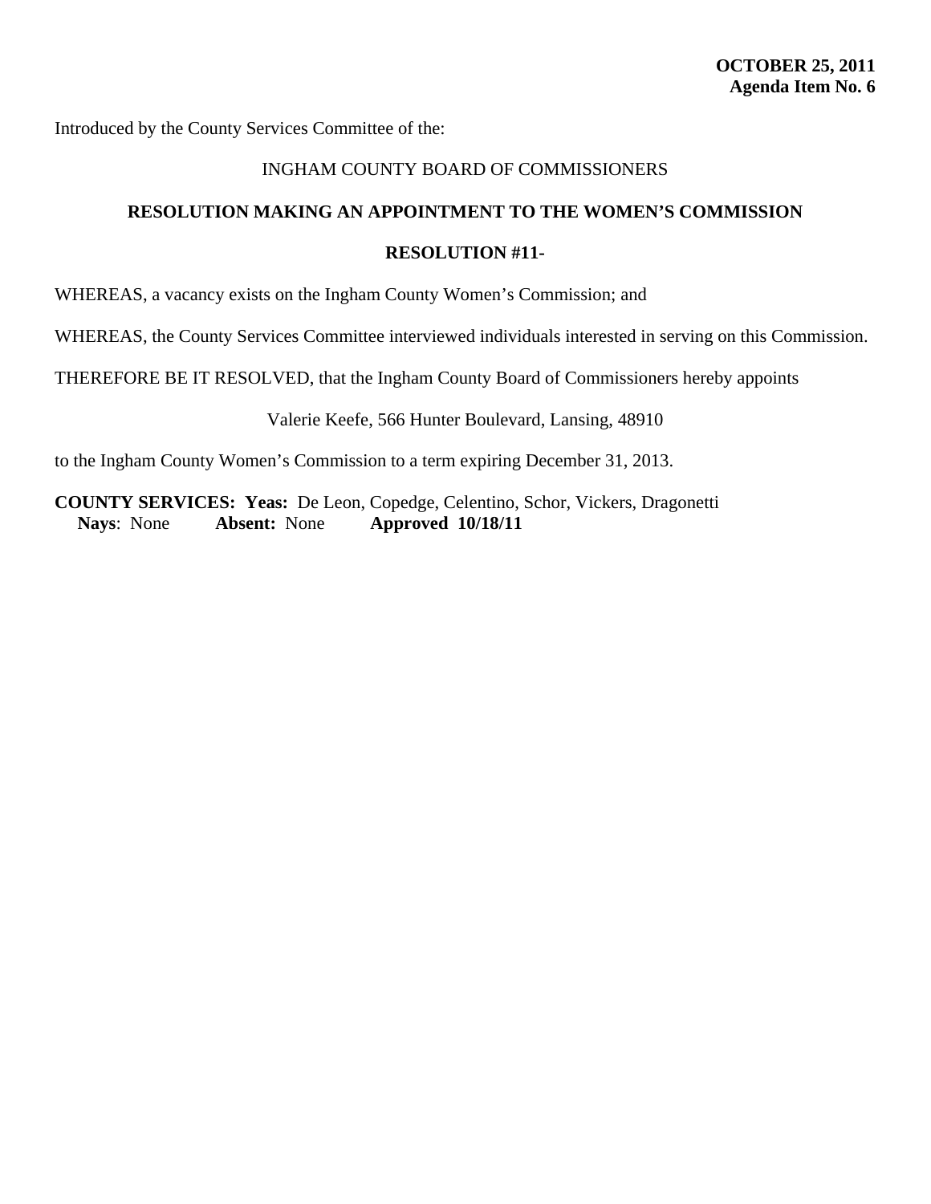**OCTOBER 25, 2011**
**Agenda Item No. 6**

Introduced by the County Services Committee of the:

INGHAM COUNTY BOARD OF COMMISSIONERS

**RESOLUTION MAKING AN APPOINTMENT TO THE WOMEN'S COMMISSION**

**RESOLUTION #11-**

WHEREAS, a vacancy exists on the Ingham County Women's Commission; and

WHEREAS, the County Services Committee interviewed individuals interested in serving on this Commission.

THEREFORE BE IT RESOLVED, that the Ingham County Board of Commissioners hereby appoints

Valerie Keefe, 566 Hunter Boulevard, Lansing, 48910

to the Ingham County Women's Commission to a term expiring December 31, 2013.

**COUNTY SERVICES: Yeas:** De Leon, Copedge, Celentino, Schor, Vickers, Dragonetti
**Nays**: None **Absent:** None **Approved 10/18/11**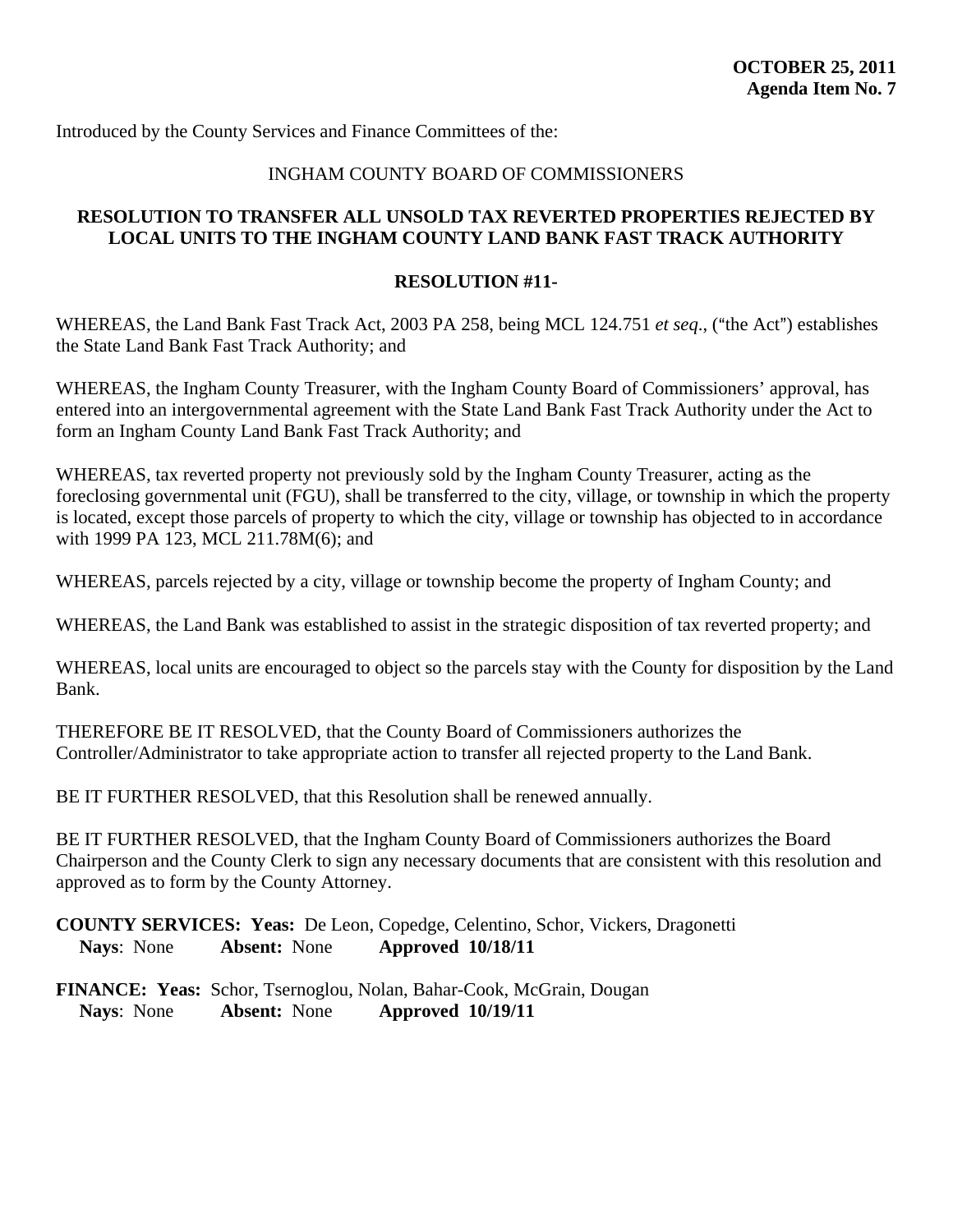**OCTOBER 25, 2011**
**Agenda Item No. 7**

Introduced by the County Services and Finance Committees of the:

INGHAM COUNTY BOARD OF COMMISSIONERS

**RESOLUTION TO TRANSFER ALL UNSOLD TAX REVERTED PROPERTIES REJECTED BY LOCAL UNITS TO THE INGHAM COUNTY LAND BANK FAST TRACK AUTHORITY**

**RESOLUTION #11-**

WHEREAS, the Land Bank Fast Track Act, 2003 PA 258, being MCL 124.751 *et seq*., ("the Act") establishes the State Land Bank Fast Track Authority; and

WHEREAS, the Ingham County Treasurer, with the Ingham County Board of Commissioners' approval, has entered into an intergovernmental agreement with the State Land Bank Fast Track Authority under the Act to form an Ingham County Land Bank Fast Track Authority; and

WHEREAS, tax reverted property not previously sold by the Ingham County Treasurer, acting as the foreclosing governmental unit (FGU), shall be transferred to the city, village, or township in which the property is located, except those parcels of property to which the city, village or township has objected to in accordance with 1999 PA 123, MCL 211.78M(6); and

WHEREAS, parcels rejected by a city, village or township become the property of Ingham County; and

WHEREAS, the Land Bank was established to assist in the strategic disposition of tax reverted property; and

WHEREAS, local units are encouraged to object so the parcels stay with the County for disposition by the Land Bank.

THEREFORE BE IT RESOLVED, that the County Board of Commissioners authorizes the Controller/Administrator to take appropriate action to transfer all rejected property to the Land Bank.

BE IT FURTHER RESOLVED, that this Resolution shall be renewed annually.

BE IT FURTHER RESOLVED, that the Ingham County Board of Commissioners authorizes the Board Chairperson and the County Clerk to sign any necessary documents that are consistent with this resolution and approved as to form by the County Attorney.

**COUNTY SERVICES: Yeas:** De Leon, Copedge, Celentino, Schor, Vickers, Dragonetti
**Nays**: None **Absent:** None **Approved 10/18/11**

**FINANCE: Yeas:** Schor, Tsernoglou, Nolan, Bahar-Cook, McGrain, Dougan
**Nays**: None **Absent:** None **Approved 10/19/11**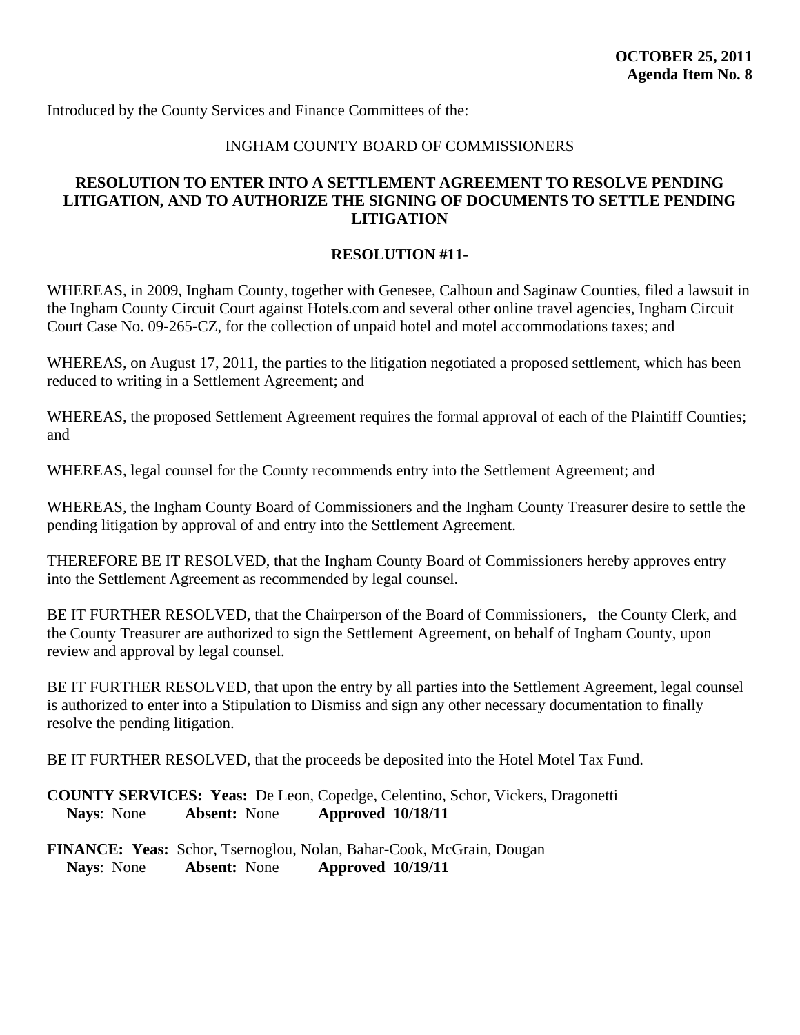**OCTOBER 25, 2011**
**Agenda Item No. 8**

Introduced by the County Services and Finance Committees of the:

INGHAM COUNTY BOARD OF COMMISSIONERS

**RESOLUTION TO ENTER INTO A SETTLEMENT AGREEMENT TO RESOLVE PENDING LITIGATION, AND TO AUTHORIZE THE SIGNING OF DOCUMENTS TO SETTLE PENDING LITIGATION**

**RESOLUTION #11-**

WHEREAS, in 2009, Ingham County, together with Genesee, Calhoun and Saginaw Counties, filed a lawsuit in the Ingham County Circuit Court against Hotels.com and several other online travel agencies, Ingham Circuit Court Case No. 09-265-CZ, for the collection of unpaid hotel and motel accommodations taxes; and

WHEREAS, on August 17, 2011, the parties to the litigation negotiated a proposed settlement, which has been reduced to writing in a Settlement Agreement; and

WHEREAS, the proposed Settlement Agreement requires the formal approval of each of the Plaintiff Counties; and

WHEREAS, legal counsel for the County recommends entry into the Settlement Agreement; and

WHEREAS, the Ingham County Board of Commissioners and the Ingham County Treasurer desire to settle the pending litigation by approval of and entry into the Settlement Agreement.

THEREFORE BE IT RESOLVED, that the Ingham County Board of Commissioners hereby approves entry into the Settlement Agreement as recommended by legal counsel.

BE IT FURTHER RESOLVED, that the Chairperson of the Board of Commissioners, the County Clerk, and the County Treasurer are authorized to sign the Settlement Agreement, on behalf of Ingham County, upon review and approval by legal counsel.

BE IT FURTHER RESOLVED, that upon the entry by all parties into the Settlement Agreement, legal counsel is authorized to enter into a Stipulation to Dismiss and sign any other necessary documentation to finally resolve the pending litigation.

BE IT FURTHER RESOLVED, that the proceeds be deposited into the Hotel Motel Tax Fund.

**COUNTY SERVICES: Yeas:** De Leon, Copedge, Celentino, Schor, Vickers, Dragonetti
**Nays**: None **Absent:** None **Approved 10/18/11**

**FINANCE: Yeas:** Schor, Tsernoglou, Nolan, Bahar-Cook, McGrain, Dougan
**Nays**: None **Absent:** None **Approved 10/19/11**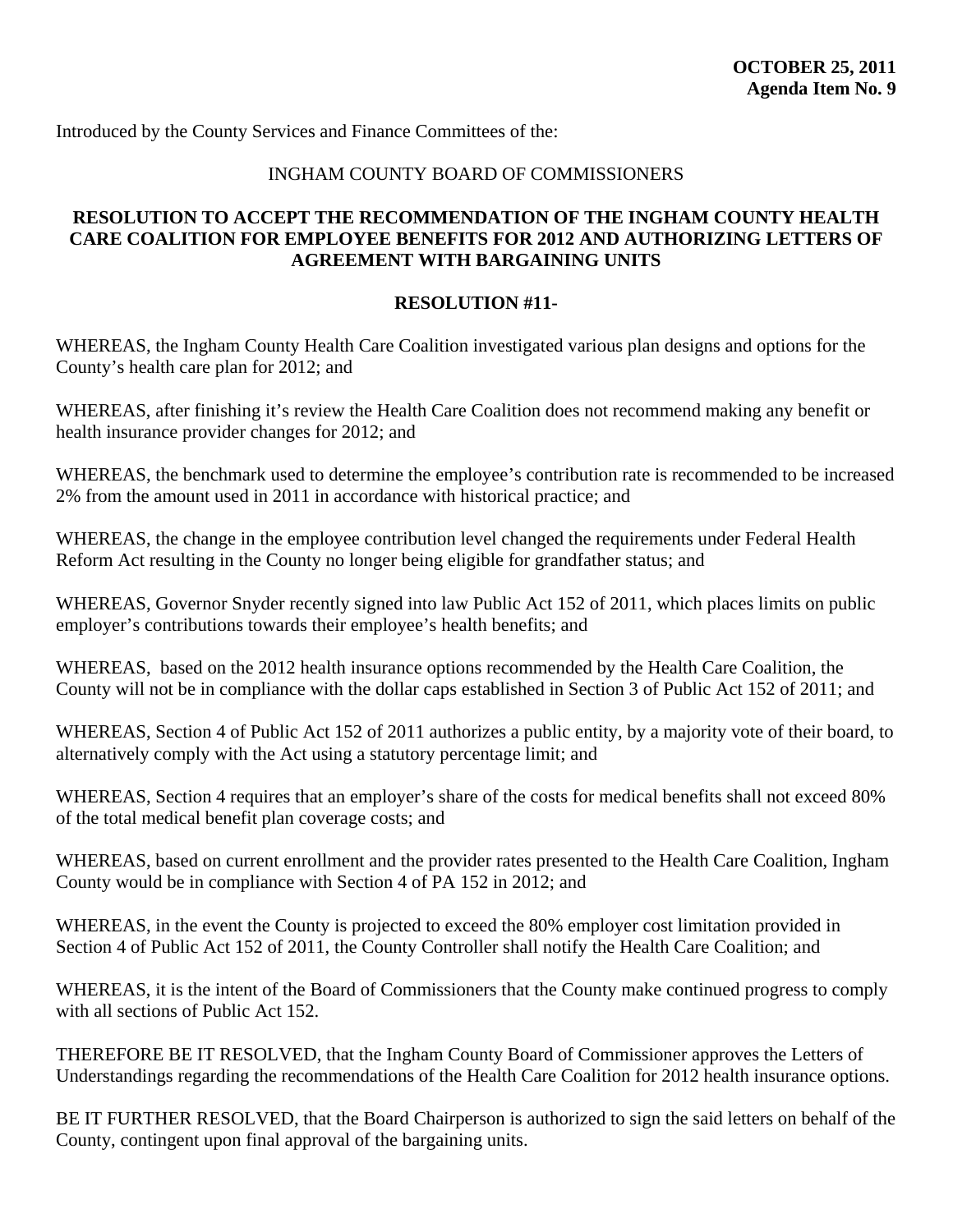**OCTOBER 25, 2011**
**Agenda Item No. 9**

Introduced by the County Services and Finance Committees of the:

INGHAM COUNTY BOARD OF COMMISSIONERS

**RESOLUTION TO ACCEPT THE RECOMMENDATION OF THE INGHAM COUNTY HEALTH CARE COALITION FOR EMPLOYEE BENEFITS FOR 2012 AND AUTHORIZING LETTERS OF AGREEMENT WITH BARGAINING UNITS**

**RESOLUTION #11-**

WHEREAS, the Ingham County Health Care Coalition investigated various plan designs and options for the County's health care plan for 2012; and

WHEREAS, after finishing it's review the Health Care Coalition does not recommend making any benefit or health insurance provider changes for 2012; and

WHEREAS, the benchmark used to determine the employee's contribution rate is recommended to be increased 2% from the amount used in 2011 in accordance with historical practice; and

WHEREAS, the change in the employee contribution level changed the requirements under Federal Health Reform Act resulting in the County no longer being eligible for grandfather status; and

WHEREAS, Governor Snyder recently signed into law Public Act 152 of 2011, which places limits on public employer's contributions towards their employee's health benefits; and

WHEREAS, based on the 2012 health insurance options recommended by the Health Care Coalition, the County will not be in compliance with the dollar caps established in Section 3 of Public Act 152 of 2011; and

WHEREAS, Section 4 of Public Act 152 of 2011 authorizes a public entity, by a majority vote of their board, to alternatively comply with the Act using a statutory percentage limit; and

WHEREAS, Section 4 requires that an employer's share of the costs for medical benefits shall not exceed 80% of the total medical benefit plan coverage costs; and

WHEREAS, based on current enrollment and the provider rates presented to the Health Care Coalition, Ingham County would be in compliance with Section 4 of PA 152 in 2012; and

WHEREAS, in the event the County is projected to exceed the 80% employer cost limitation provided in Section 4 of Public Act 152 of 2011, the County Controller shall notify the Health Care Coalition; and

WHEREAS, it is the intent of the Board of Commissioners that the County make continued progress to comply with all sections of Public Act 152.

THEREFORE BE IT RESOLVED, that the Ingham County Board of Commissioner approves the Letters of Understandings regarding the recommendations of the Health Care Coalition for 2012 health insurance options.

BE IT FURTHER RESOLVED, that the Board Chairperson is authorized to sign the said letters on behalf of the County, contingent upon final approval of the bargaining units.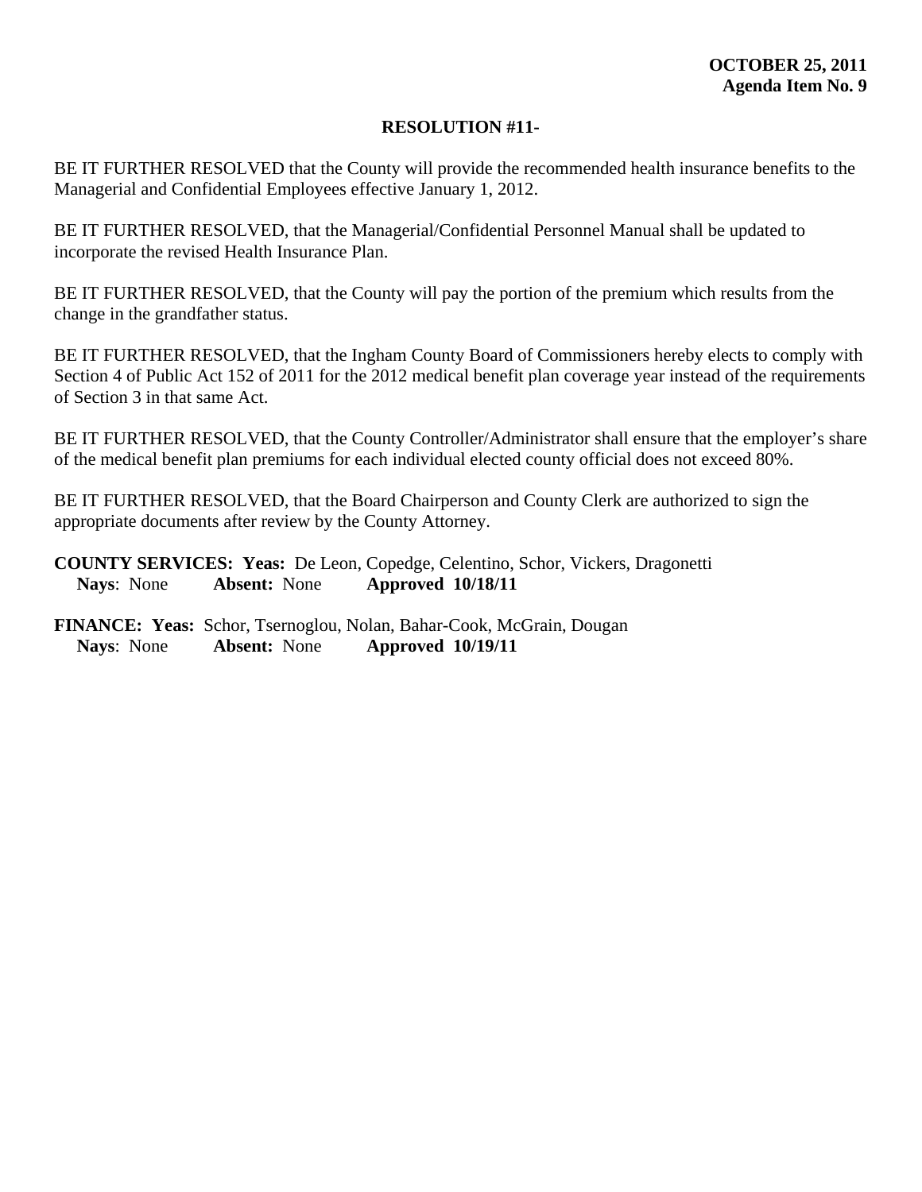**OCTOBER 25, 2011**
**Agenda Item No. 9**

**RESOLUTION #11-**

BE IT FURTHER RESOLVED that the County will provide the recommended health insurance benefits to the Managerial and Confidential Employees effective January 1, 2012.

BE IT FURTHER RESOLVED, that the Managerial/Confidential Personnel Manual shall be updated to incorporate the revised Health Insurance Plan.

BE IT FURTHER RESOLVED, that the County will pay the portion of the premium which results from the change in the grandfather status.

BE IT FURTHER RESOLVED, that the Ingham County Board of Commissioners hereby elects to comply with Section 4 of Public Act 152 of 2011 for the 2012 medical benefit plan coverage year instead of the requirements of Section 3 in that same Act.

BE IT FURTHER RESOLVED, that the County Controller/Administrator shall ensure that the employer's share of the medical benefit plan premiums for each individual elected county official does not exceed 80%.

BE IT FURTHER RESOLVED, that the Board Chairperson and County Clerk are authorized to sign the appropriate documents after review by the County Attorney.

**COUNTY SERVICES: Yeas:** De Leon, Copedge, Celentino, Schor, Vickers, Dragonetti
**Nays**: None **Absent:** None **Approved 10/18/11**

**FINANCE: Yeas:** Schor, Tsernoglou, Nolan, Bahar-Cook, McGrain, Dougan
**Nays**: None **Absent:** None **Approved 10/19/11**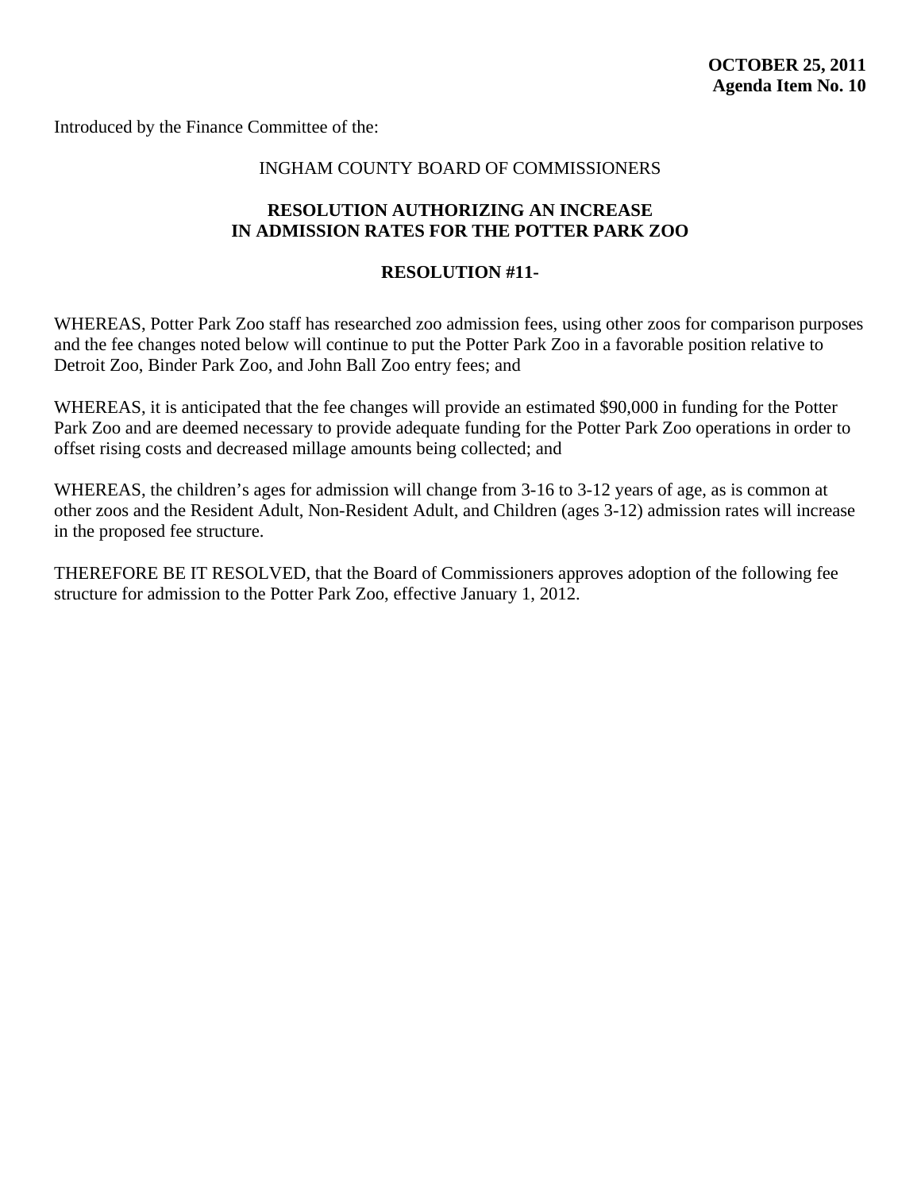**OCTOBER 25, 2011**
**Agenda Item No. 10**

Introduced by the Finance Committee of the:

INGHAM COUNTY BOARD OF COMMISSIONERS

**RESOLUTION AUTHORIZING AN INCREASE IN ADMISSION RATES FOR THE POTTER PARK ZOO**

**RESOLUTION #11-**

WHEREAS, Potter Park Zoo staff has researched zoo admission fees, using other zoos for comparison purposes and the fee changes noted below will continue to put the Potter Park Zoo in a favorable position relative to Detroit Zoo, Binder Park Zoo, and John Ball Zoo entry fees; and

WHEREAS, it is anticipated that the fee changes will provide an estimated $90,000 in funding for the Potter Park Zoo and are deemed necessary to provide adequate funding for the Potter Park Zoo operations in order to offset rising costs and decreased millage amounts being collected; and

WHEREAS, the children's ages for admission will change from 3-16 to 3-12 years of age, as is common at other zoos and the Resident Adult, Non-Resident Adult, and Children (ages 3-12) admission rates will increase in the proposed fee structure.

THEREFORE BE IT RESOLVED, that the Board of Commissioners approves adoption of the following fee structure for admission to the Potter Park Zoo, effective January 1, 2012.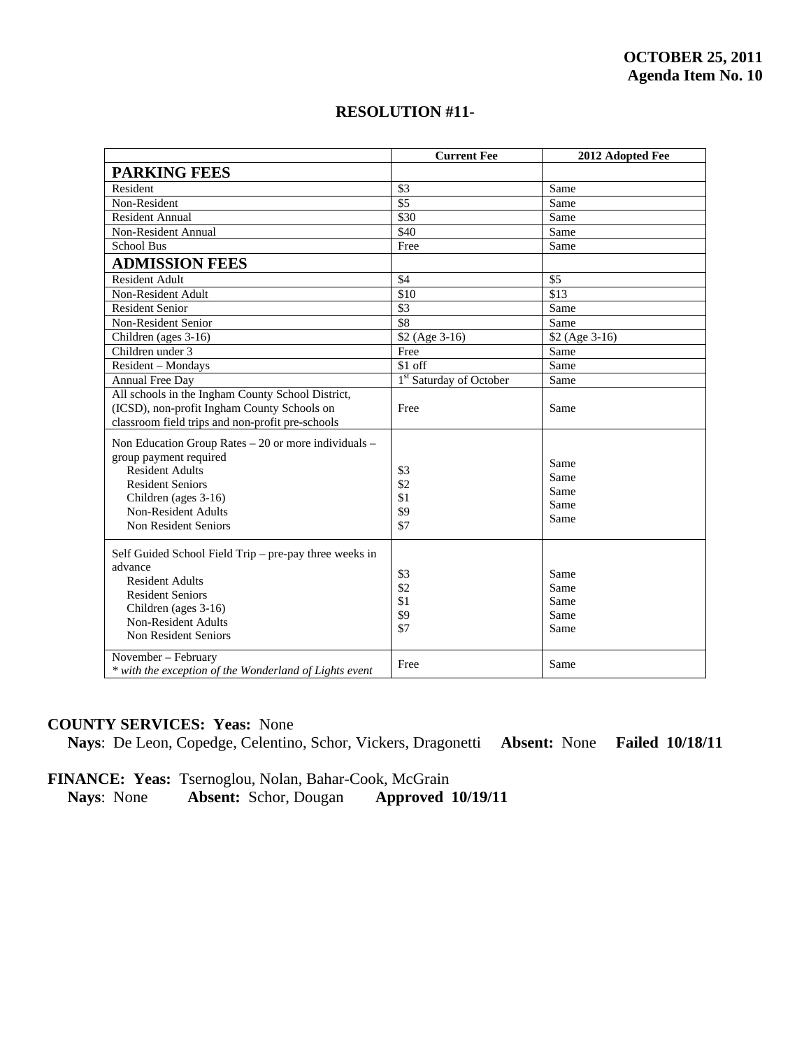**OCTOBER 25, 2011**
**Agenda Item No. 10**

## RESOLUTION #11-

| | Current Fee | 2012 Adopted Fee |
|---|---|---|
| **PARKING FEES** | | |
| Resident | $3 | Same |
| Non-Resident | $5 | Same |
| Resident Annual | $30 | Same |
| Non-Resident Annual | $40 | Same |
| School Bus | Free | Same |
| **ADMISSION FEES** | | |
| Resident Adult | $4 | $5 |
| Non-Resident Adult | $10 | $13 |
| Resident Senior | $3 | Same |
| Non-Resident Senior | $8 | Same |
| Children (ages 3-16) | $2 (Age 3-16) | $2 (Age 3-16) |
| Children under 3 | Free | Same |
| Resident – Mondays | $1 off | Same |
| Annual Free Day | 1st Saturday of October | Same |
| All schools in the Ingham County School District, (ICSD), non-profit Ingham County Schools on classroom field trips and non-profit pre-schools | Free | Same |
| Non Education Group Rates – 20 or more individuals – group payment required | | |
| Resident Adults | $3 | Same |
| Resident Seniors | $2 | Same |
| Children (ages 3-16) | $1 | Same |
| Non-Resident Adults | $9 | Same |
| Non Resident Seniors | $7 | Same |
| Self Guided School Field Trip – pre-pay three weeks in advance | | |
| Resident Adults | $3 | Same |
| Resident Seniors | $2 | Same |
| Children (ages 3-16) | $1 | Same |
| Non-Resident Adults | $9 | Same |
| Non Resident Seniors | $7 | Same |
| November – February *\* with the exception of the Wonderland of Lights event* | Free | Same |

**COUNTY SERVICES: Yeas:** None
**Nays**: De Leon, Copedge, Celentino, Schor, Vickers, Dragonetti **Absent:** None **Failed 10/18/11**

**FINANCE: Yeas:** Tsernoglou, Nolan, Bahar-Cook, McGrain
**Nays**: None **Absent:** Schor, Dougan **Approved 10/19/11**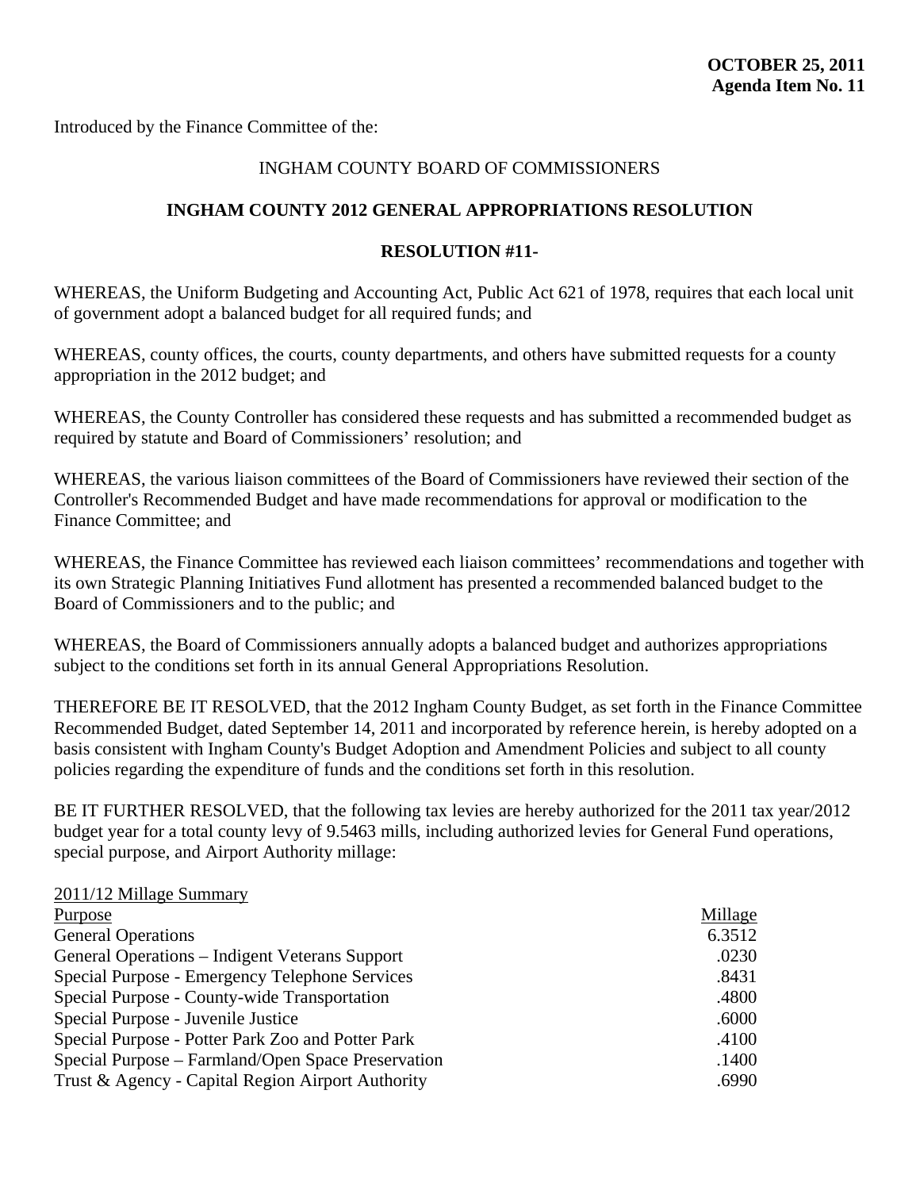**OCTOBER 25, 2011**
**Agenda Item No. 11**

Introduced by the Finance Committee of the:

INGHAM COUNTY BOARD OF COMMISSIONERS

## INGHAM COUNTY 2012 GENERAL APPROPRIATIONS RESOLUTION

### RESOLUTION #11-

WHEREAS, the Uniform Budgeting and Accounting Act, Public Act 621 of 1978, requires that each local unit of government adopt a balanced budget for all required funds; and

WHEREAS, county offices, the courts, county departments, and others have submitted requests for a county appropriation in the 2012 budget; and

WHEREAS, the County Controller has considered these requests and has submitted a recommended budget as required by statute and Board of Commissioners' resolution; and

WHEREAS, the various liaison committees of the Board of Commissioners have reviewed their section of the Controller's Recommended Budget and have made recommendations for approval or modification to the Finance Committee; and

WHEREAS, the Finance Committee has reviewed each liaison committees' recommendations and together with its own Strategic Planning Initiatives Fund allotment has presented a recommended balanced budget to the Board of Commissioners and to the public; and

WHEREAS, the Board of Commissioners annually adopts a balanced budget and authorizes appropriations subject to the conditions set forth in its annual General Appropriations Resolution.

THEREFORE BE IT RESOLVED, that the 2012 Ingham County Budget, as set forth in the Finance Committee Recommended Budget, dated September 14, 2011 and incorporated by reference herein, is hereby adopted on a basis consistent with Ingham County's Budget Adoption and Amendment Policies and subject to all county policies regarding the expenditure of funds and the conditions set forth in this resolution.

BE IT FURTHER RESOLVED, that the following tax levies are hereby authorized for the 2011 tax year/2012 budget year for a total county levy of 9.5463 mills, including authorized levies for General Fund operations, special purpose, and Airport Authority millage:

2011/12 Millage Summary

| Purpose | Millage |
|---|---|
| General Operations | 6.3512 |
| General Operations – Indigent Veterans Support | .0230 |
| Special Purpose - Emergency Telephone Services | .8431 |
| Special Purpose - County-wide Transportation | .4800 |
| Special Purpose - Juvenile Justice | .6000 |
| Special Purpose - Potter Park Zoo and Potter Park | .4100 |
| Special Purpose – Farmland/Open Space Preservation | .1400 |
| Trust & Agency - Capital Region Airport Authority | .6990 |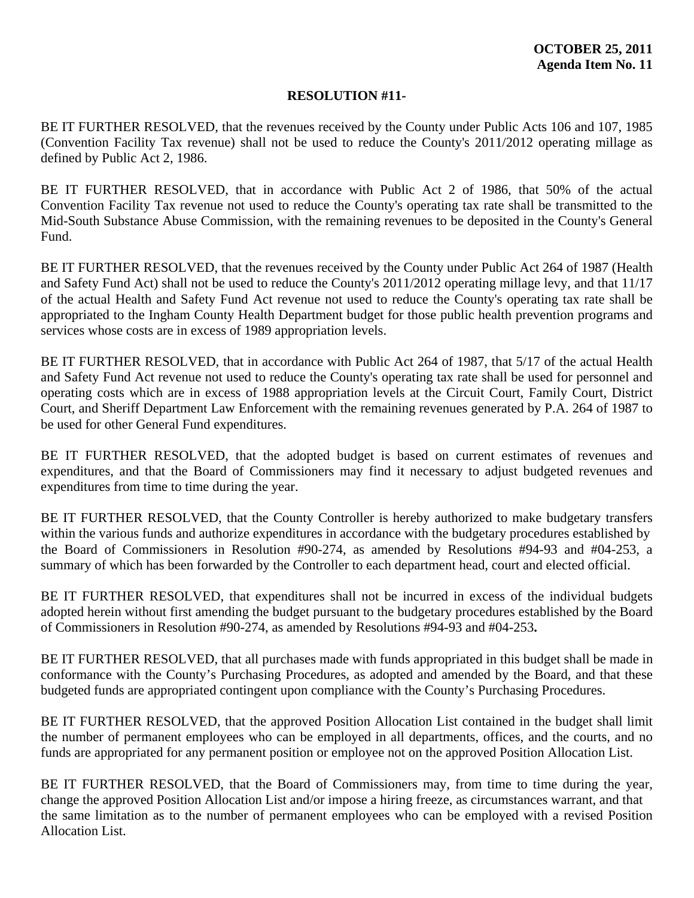**OCTOBER 25, 2011**
**Agenda Item No. 11**

**RESOLUTION #11-**

BE IT FURTHER RESOLVED, that the revenues received by the County under Public Acts 106 and 107, 1985 (Convention Facility Tax revenue) shall not be used to reduce the County's 2011/2012 operating millage as defined by Public Act 2, 1986.

BE IT FURTHER RESOLVED, that in accordance with Public Act 2 of 1986, that 50% of the actual Convention Facility Tax revenue not used to reduce the County's operating tax rate shall be transmitted to the Mid-South Substance Abuse Commission, with the remaining revenues to be deposited in the County's General Fund.

BE IT FURTHER RESOLVED, that the revenues received by the County under Public Act 264 of 1987 (Health and Safety Fund Act) shall not be used to reduce the County's 2011/2012 operating millage levy, and that 11/17 of the actual Health and Safety Fund Act revenue not used to reduce the County's operating tax rate shall be appropriated to the Ingham County Health Department budget for those public health prevention programs and services whose costs are in excess of 1989 appropriation levels.

BE IT FURTHER RESOLVED, that in accordance with Public Act 264 of 1987, that 5/17 of the actual Health and Safety Fund Act revenue not used to reduce the County's operating tax rate shall be used for personnel and operating costs which are in excess of 1988 appropriation levels at the Circuit Court, Family Court, District Court, and Sheriff Department Law Enforcement with the remaining revenues generated by P.A. 264 of 1987 to be used for other General Fund expenditures.

BE IT FURTHER RESOLVED, that the adopted budget is based on current estimates of revenues and expenditures, and that the Board of Commissioners may find it necessary to adjust budgeted revenues and expenditures from time to time during the year.

BE IT FURTHER RESOLVED, that the County Controller is hereby authorized to make budgetary transfers within the various funds and authorize expenditures in accordance with the budgetary procedures established by the Board of Commissioners in Resolution #90-274, as amended by Resolutions #94-93 and #04-253, a summary of which has been forwarded by the Controller to each department head, court and elected official.

BE IT FURTHER RESOLVED, that expenditures shall not be incurred in excess of the individual budgets adopted herein without first amending the budget pursuant to the budgetary procedures established by the Board of Commissioners in Resolution #90-274, as amended by Resolutions #94-93 and #04-253**.**

BE IT FURTHER RESOLVED, that all purchases made with funds appropriated in this budget shall be made in conformance with the County's Purchasing Procedures, as adopted and amended by the Board, and that these budgeted funds are appropriated contingent upon compliance with the County's Purchasing Procedures.

BE IT FURTHER RESOLVED, that the approved Position Allocation List contained in the budget shall limit the number of permanent employees who can be employed in all departments, offices, and the courts, and no funds are appropriated for any permanent position or employee not on the approved Position Allocation List.

BE IT FURTHER RESOLVED, that the Board of Commissioners may, from time to time during the year, change the approved Position Allocation List and/or impose a hiring freeze, as circumstances warrant, and that the same limitation as to the number of permanent employees who can be employed with a revised Position Allocation List.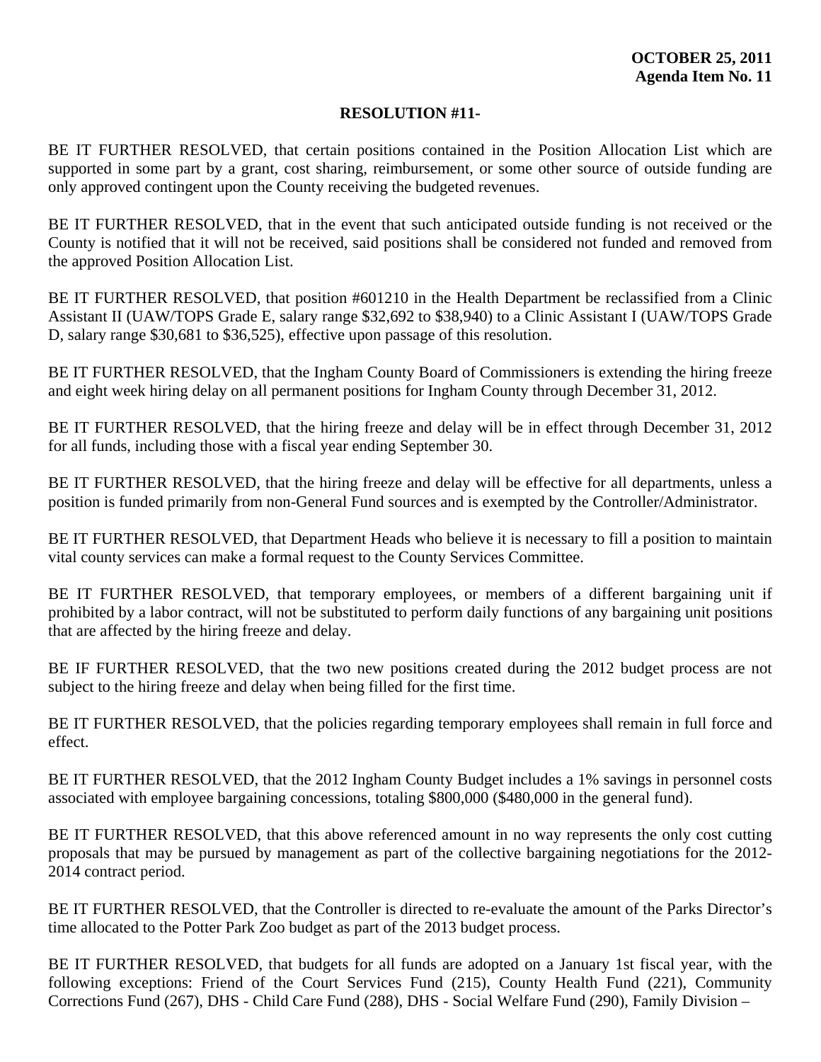**OCTOBER 25, 2011**
**Agenda Item No. 11**

**RESOLUTION #11-**

BE IT FURTHER RESOLVED, that certain positions contained in the Position Allocation List which are supported in some part by a grant, cost sharing, reimbursement, or some other source of outside funding are only approved contingent upon the County receiving the budgeted revenues.

BE IT FURTHER RESOLVED, that in the event that such anticipated outside funding is not received or the County is notified that it will not be received, said positions shall be considered not funded and removed from the approved Position Allocation List.

BE IT FURTHER RESOLVED, that position #601210 in the Health Department be reclassified from a Clinic Assistant II (UAW/TOPS Grade E, salary range $32,692 to $38,940) to a Clinic Assistant I (UAW/TOPS Grade D, salary range $30,681 to $36,525), effective upon passage of this resolution.

BE IT FURTHER RESOLVED, that the Ingham County Board of Commissioners is extending the hiring freeze and eight week hiring delay on all permanent positions for Ingham County through December 31, 2012.

BE IT FURTHER RESOLVED, that the hiring freeze and delay will be in effect through December 31, 2012 for all funds, including those with a fiscal year ending September 30.

BE IT FURTHER RESOLVED, that the hiring freeze and delay will be effective for all departments, unless a position is funded primarily from non-General Fund sources and is exempted by the Controller/Administrator.

BE IT FURTHER RESOLVED, that Department Heads who believe it is necessary to fill a position to maintain vital county services can make a formal request to the County Services Committee.

BE IT FURTHER RESOLVED, that temporary employees, or members of a different bargaining unit if prohibited by a labor contract, will not be substituted to perform daily functions of any bargaining unit positions that are affected by the hiring freeze and delay.

BE IF FURTHER RESOLVED, that the two new positions created during the 2012 budget process are not subject to the hiring freeze and delay when being filled for the first time.

BE IT FURTHER RESOLVED, that the policies regarding temporary employees shall remain in full force and effect.

BE IT FURTHER RESOLVED, that the 2012 Ingham County Budget includes a 1% savings in personnel costs associated with employee bargaining concessions, totaling $800,000 ($480,000 in the general fund).

BE IT FURTHER RESOLVED, that this above referenced amount in no way represents the only cost cutting proposals that may be pursued by management as part of the collective bargaining negotiations for the 2012-2014 contract period.

BE IT FURTHER RESOLVED, that the Controller is directed to re-evaluate the amount of the Parks Director's time allocated to the Potter Park Zoo budget as part of the 2013 budget process.

BE IT FURTHER RESOLVED, that budgets for all funds are adopted on a January 1st fiscal year, with the following exceptions: Friend of the Court Services Fund (215), County Health Fund (221), Community Corrections Fund (267), DHS - Child Care Fund (288), DHS - Social Welfare Fund (290), Family Division –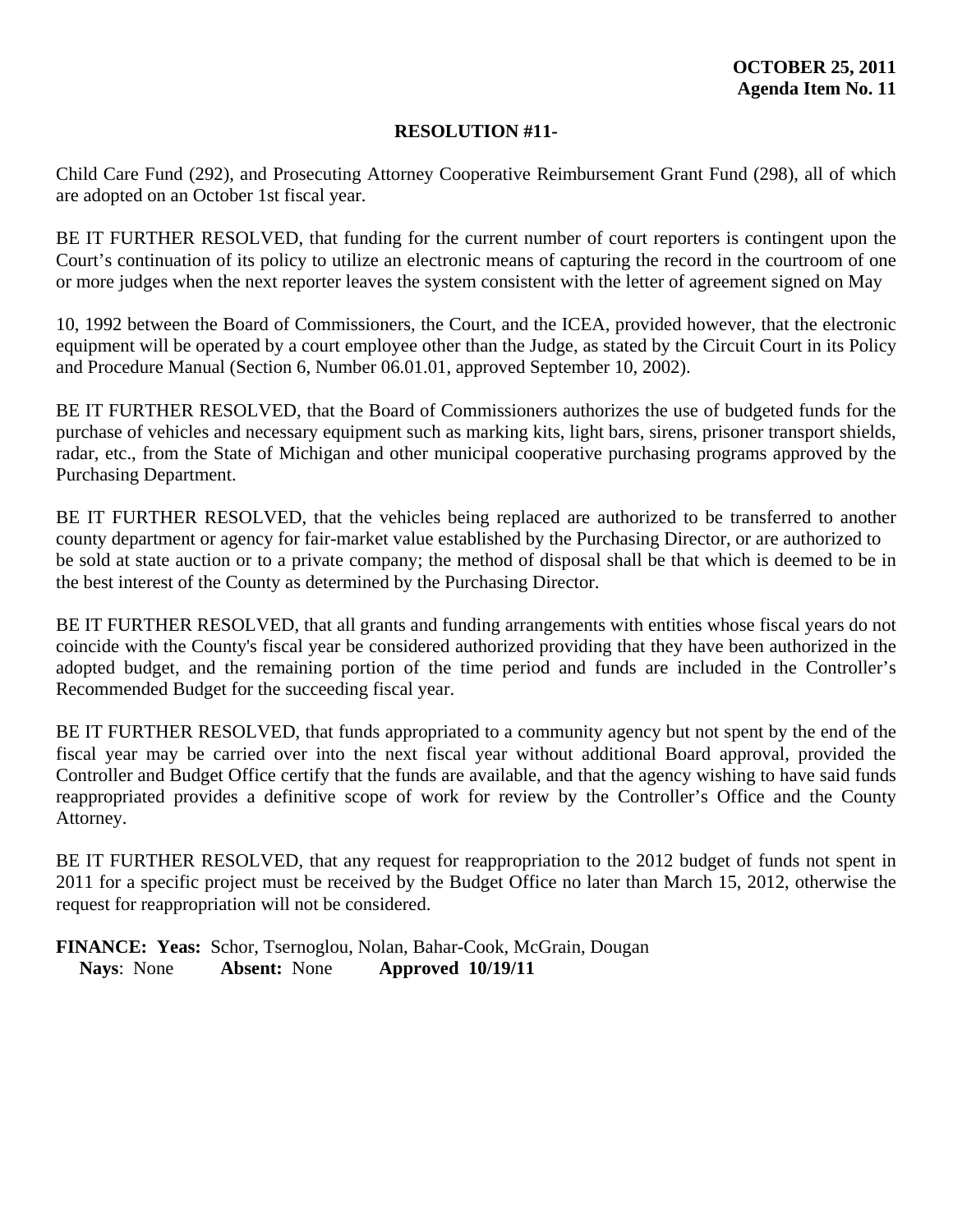**OCTOBER 25, 2011**
**Agenda Item No. 11**

**RESOLUTION #11-**

Child Care Fund (292), and Prosecuting Attorney Cooperative Reimbursement Grant Fund (298), all of which are adopted on an October 1st fiscal year.

BE IT FURTHER RESOLVED, that funding for the current number of court reporters is contingent upon the Court's continuation of its policy to utilize an electronic means of capturing the record in the courtroom of one or more judges when the next reporter leaves the system consistent with the letter of agreement signed on May 10, 1992 between the Board of Commissioners, the Court, and the ICEA, provided however, that the electronic equipment will be operated by a court employee other than the Judge, as stated by the Circuit Court in its Policy and Procedure Manual (Section 6, Number 06.01.01, approved September 10, 2002).

BE IT FURTHER RESOLVED, that the Board of Commissioners authorizes the use of budgeted funds for the purchase of vehicles and necessary equipment such as marking kits, light bars, sirens, prisoner transport shields, radar, etc., from the State of Michigan and other municipal cooperative purchasing programs approved by the Purchasing Department.

BE IT FURTHER RESOLVED, that the vehicles being replaced are authorized to be transferred to another county department or agency for fair-market value established by the Purchasing Director, or are authorized to be sold at state auction or to a private company; the method of disposal shall be that which is deemed to be in the best interest of the County as determined by the Purchasing Director.

BE IT FURTHER RESOLVED, that all grants and funding arrangements with entities whose fiscal years do not coincide with the County's fiscal year be considered authorized providing that they have been authorized in the adopted budget, and the remaining portion of the time period and funds are included in the Controller's Recommended Budget for the succeeding fiscal year.

BE IT FURTHER RESOLVED, that funds appropriated to a community agency but not spent by the end of the fiscal year may be carried over into the next fiscal year without additional Board approval, provided the Controller and Budget Office certify that the funds are available, and that the agency wishing to have said funds reappropriated provides a definitive scope of work for review by the Controller's Office and the County Attorney.

BE IT FURTHER RESOLVED, that any request for reappropriation to the 2012 budget of funds not spent in 2011 for a specific project must be received by the Budget Office no later than March 15, 2012, otherwise the request for reappropriation will not be considered.

**FINANCE: Yeas:** Schor, Tsernoglou, Nolan, Bahar-Cook, McGrain, Dougan
**Nays**: None **Absent:** None **Approved 10/19/11**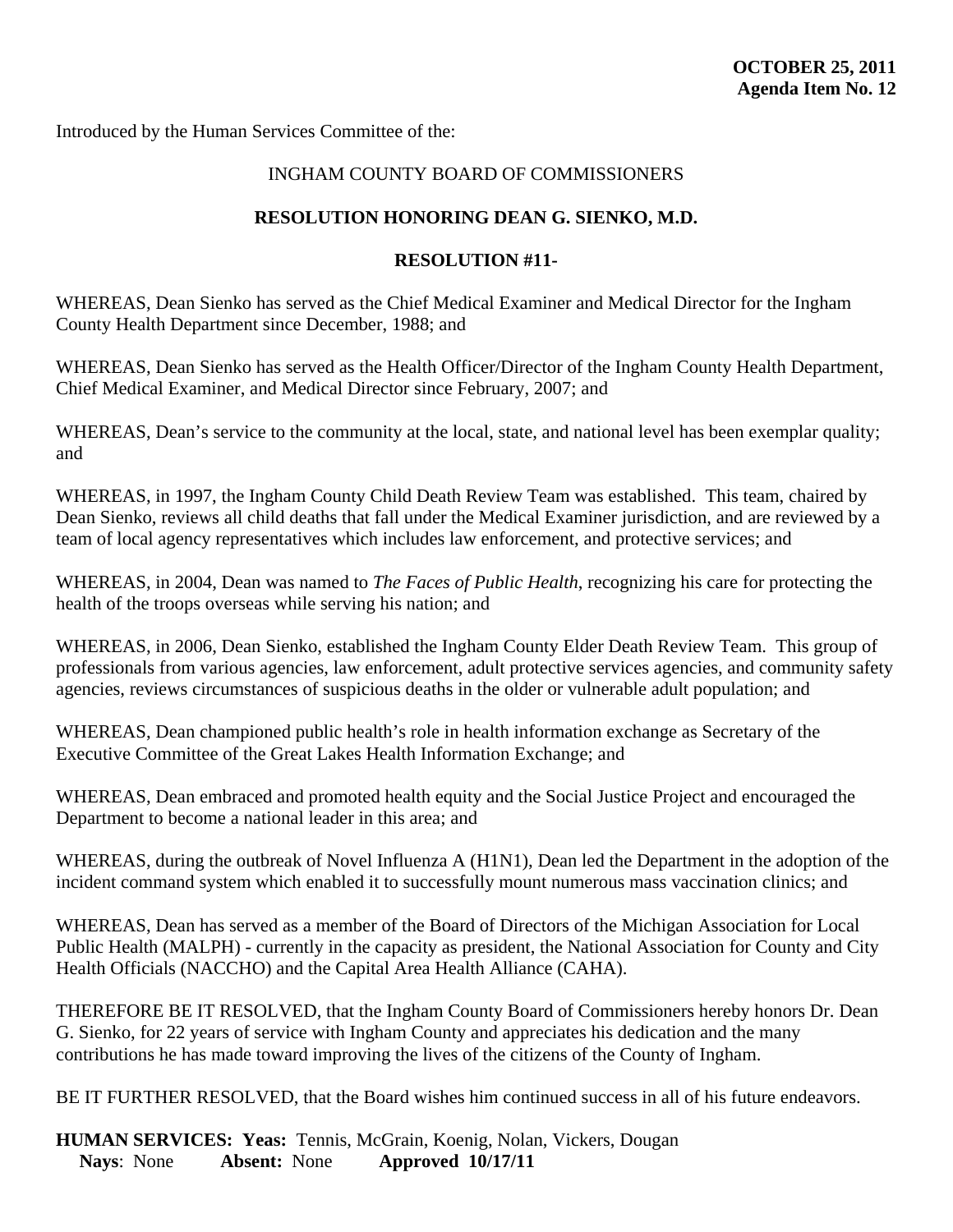**OCTOBER 25, 2011**
**Agenda Item No. 12**

Introduced by the Human Services Committee of the:

INGHAM COUNTY BOARD OF COMMISSIONERS

**RESOLUTION HONORING DEAN G. SIENKO, M.D.**

**RESOLUTION #11-**

WHEREAS, Dean Sienko has served as the Chief Medical Examiner and Medical Director for the Ingham County Health Department since December, 1988; and

WHEREAS, Dean Sienko has served as the Health Officer/Director of the Ingham County Health Department, Chief Medical Examiner, and Medical Director since February, 2007; and

WHEREAS, Dean's service to the community at the local, state, and national level has been exemplar quality; and

WHEREAS, in 1997, the Ingham County Child Death Review Team was established. This team, chaired by Dean Sienko, reviews all child deaths that fall under the Medical Examiner jurisdiction, and are reviewed by a team of local agency representatives which includes law enforcement, and protective services; and

WHEREAS, in 2004, Dean was named to *The Faces of Public Health*, recognizing his care for protecting the health of the troops overseas while serving his nation; and

WHEREAS, in 2006, Dean Sienko, established the Ingham County Elder Death Review Team. This group of professionals from various agencies, law enforcement, adult protective services agencies, and community safety agencies, reviews circumstances of suspicious deaths in the older or vulnerable adult population; and

WHEREAS, Dean championed public health's role in health information exchange as Secretary of the Executive Committee of the Great Lakes Health Information Exchange; and

WHEREAS, Dean embraced and promoted health equity and the Social Justice Project and encouraged the Department to become a national leader in this area; and

WHEREAS, during the outbreak of Novel Influenza A (H1N1), Dean led the Department in the adoption of the incident command system which enabled it to successfully mount numerous mass vaccination clinics; and

WHEREAS, Dean has served as a member of the Board of Directors of the Michigan Association for Local Public Health (MALPH) - currently in the capacity as president, the National Association for County and City Health Officials (NACCHO) and the Capital Area Health Alliance (CAHA).

THEREFORE BE IT RESOLVED, that the Ingham County Board of Commissioners hereby honors Dr. Dean G. Sienko, for 22 years of service with Ingham County and appreciates his dedication and the many contributions he has made toward improving the lives of the citizens of the County of Ingham.

BE IT FURTHER RESOLVED, that the Board wishes him continued success in all of his future endeavors.

**HUMAN SERVICES: Yeas:** Tennis, McGrain, Koenig, Nolan, Vickers, Dougan
**Nays**: None **Absent:** None **Approved 10/17/11**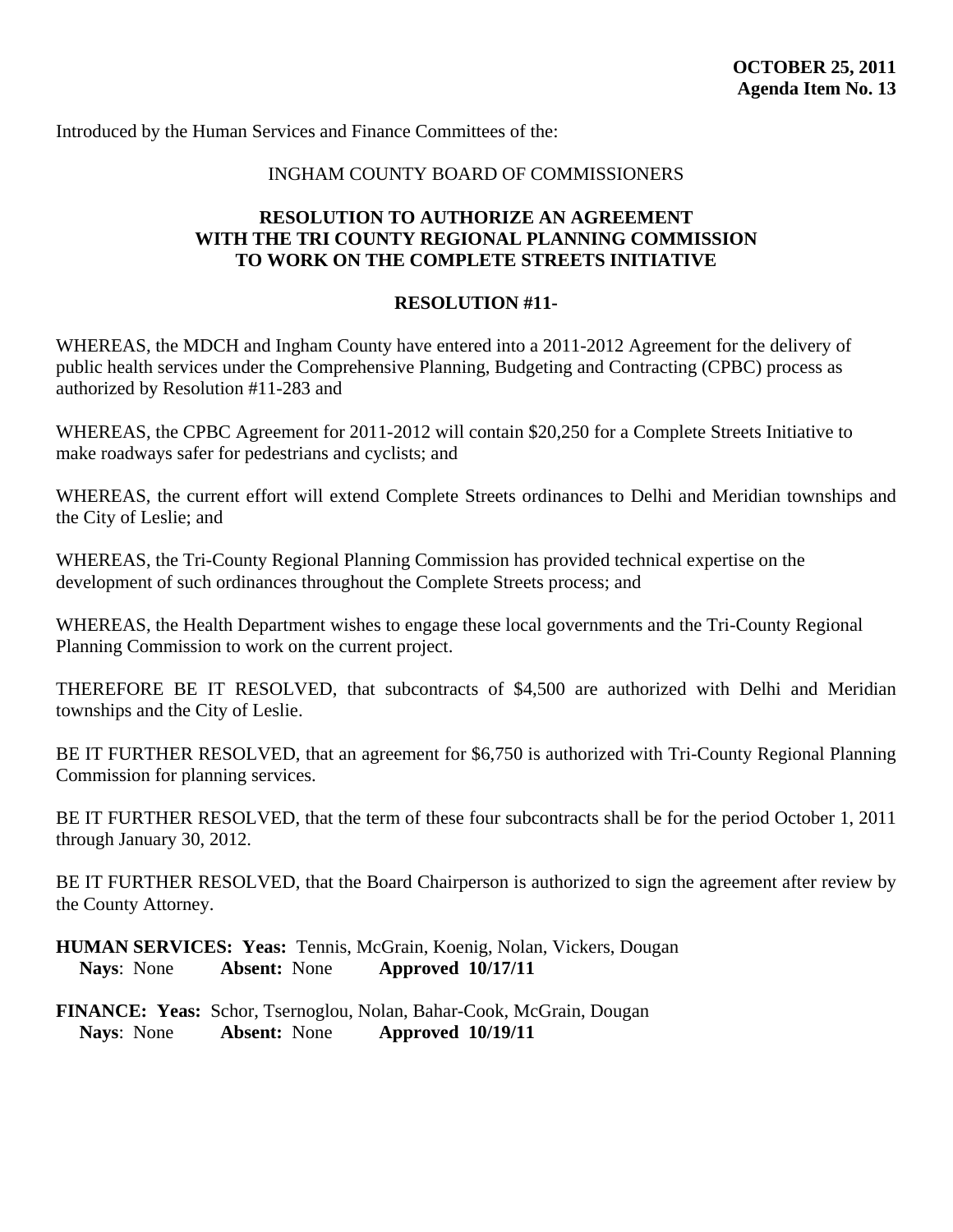**OCTOBER 25, 2011**
**Agenda Item No. 13**

Introduced by the Human Services and Finance Committees of the:

INGHAM COUNTY BOARD OF COMMISSIONERS

**RESOLUTION TO AUTHORIZE AN AGREEMENT WITH THE TRI COUNTY REGIONAL PLANNING COMMISSION TO WORK ON THE COMPLETE STREETS INITIATIVE**

**RESOLUTION #11-**

WHEREAS, the MDCH and Ingham County have entered into a 2011-2012 Agreement for the delivery of public health services under the Comprehensive Planning, Budgeting and Contracting (CPBC) process as authorized by Resolution #11-283 and

WHEREAS, the CPBC Agreement for 2011-2012 will contain $20,250 for a Complete Streets Initiative to make roadways safer for pedestrians and cyclists; and

WHEREAS, the current effort will extend Complete Streets ordinances to Delhi and Meridian townships and the City of Leslie; and

WHEREAS, the Tri-County Regional Planning Commission has provided technical expertise on the development of such ordinances throughout the Complete Streets process; and

WHEREAS, the Health Department wishes to engage these local governments and the Tri-County Regional Planning Commission to work on the current project.

THEREFORE BE IT RESOLVED, that subcontracts of $4,500 are authorized with Delhi and Meridian townships and the City of Leslie.

BE IT FURTHER RESOLVED, that an agreement for $6,750 is authorized with Tri-County Regional Planning Commission for planning services.

BE IT FURTHER RESOLVED, that the term of these four subcontracts shall be for the period October 1, 2011 through January 30, 2012.

BE IT FURTHER RESOLVED, that the Board Chairperson is authorized to sign the agreement after review by the County Attorney.

**HUMAN SERVICES: Yeas:** Tennis, McGrain, Koenig, Nolan, Vickers, Dougan
**Nays**: None **Absent:** None **Approved 10/17/11**

**FINANCE: Yeas:** Schor, Tsernoglou, Nolan, Bahar-Cook, McGrain, Dougan
**Nays**: None **Absent:** None **Approved 10/19/11**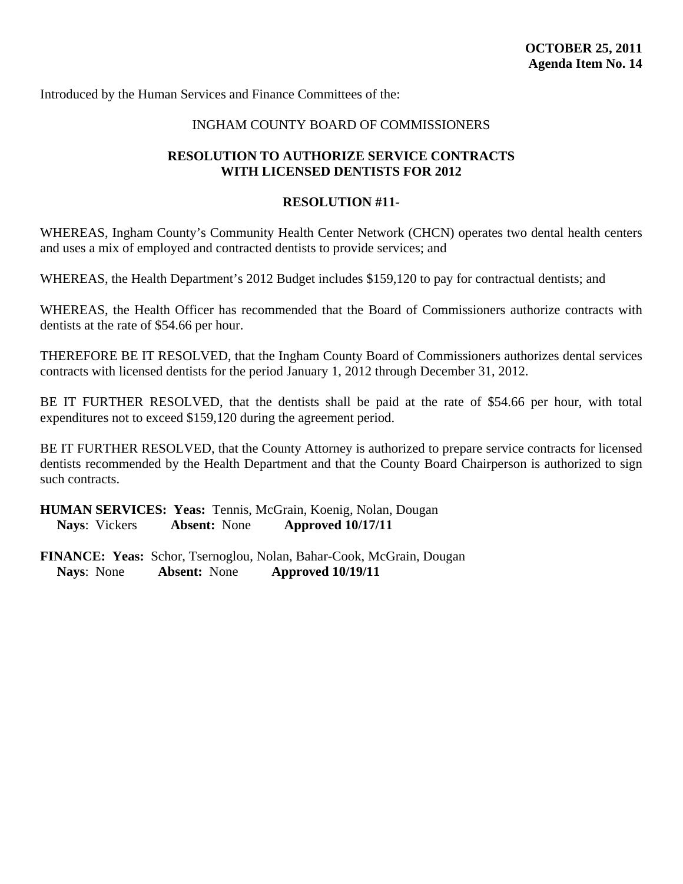**OCTOBER 25, 2011**
**Agenda Item No. 14**

Introduced by the Human Services and Finance Committees of the:

INGHAM COUNTY BOARD OF COMMISSIONERS

**RESOLUTION TO AUTHORIZE SERVICE CONTRACTS WITH LICENSED DENTISTS FOR 2012**

**RESOLUTION #11-**

WHEREAS, Ingham County's Community Health Center Network (CHCN) operates two dental health centers and uses a mix of employed and contracted dentists to provide services; and

WHEREAS, the Health Department's 2012 Budget includes $159,120 to pay for contractual dentists; and

WHEREAS, the Health Officer has recommended that the Board of Commissioners authorize contracts with dentists at the rate of $54.66 per hour.

THEREFORE BE IT RESOLVED, that the Ingham County Board of Commissioners authorizes dental services contracts with licensed dentists for the period January 1, 2012 through December 31, 2012.

BE IT FURTHER RESOLVED, that the dentists shall be paid at the rate of $54.66 per hour, with total expenditures not to exceed $159,120 during the agreement period.

BE IT FURTHER RESOLVED, that the County Attorney is authorized to prepare service contracts for licensed dentists recommended by the Health Department and that the County Board Chairperson is authorized to sign such contracts.

**HUMAN SERVICES: Yeas:** Tennis, McGrain, Koenig, Nolan, Dougan
**Nays**: Vickers **Absent:** None **Approved 10/17/11**

**FINANCE: Yeas:** Schor, Tsernoglou, Nolan, Bahar-Cook, McGrain, Dougan
**Nays**: None **Absent:** None **Approved 10/19/11**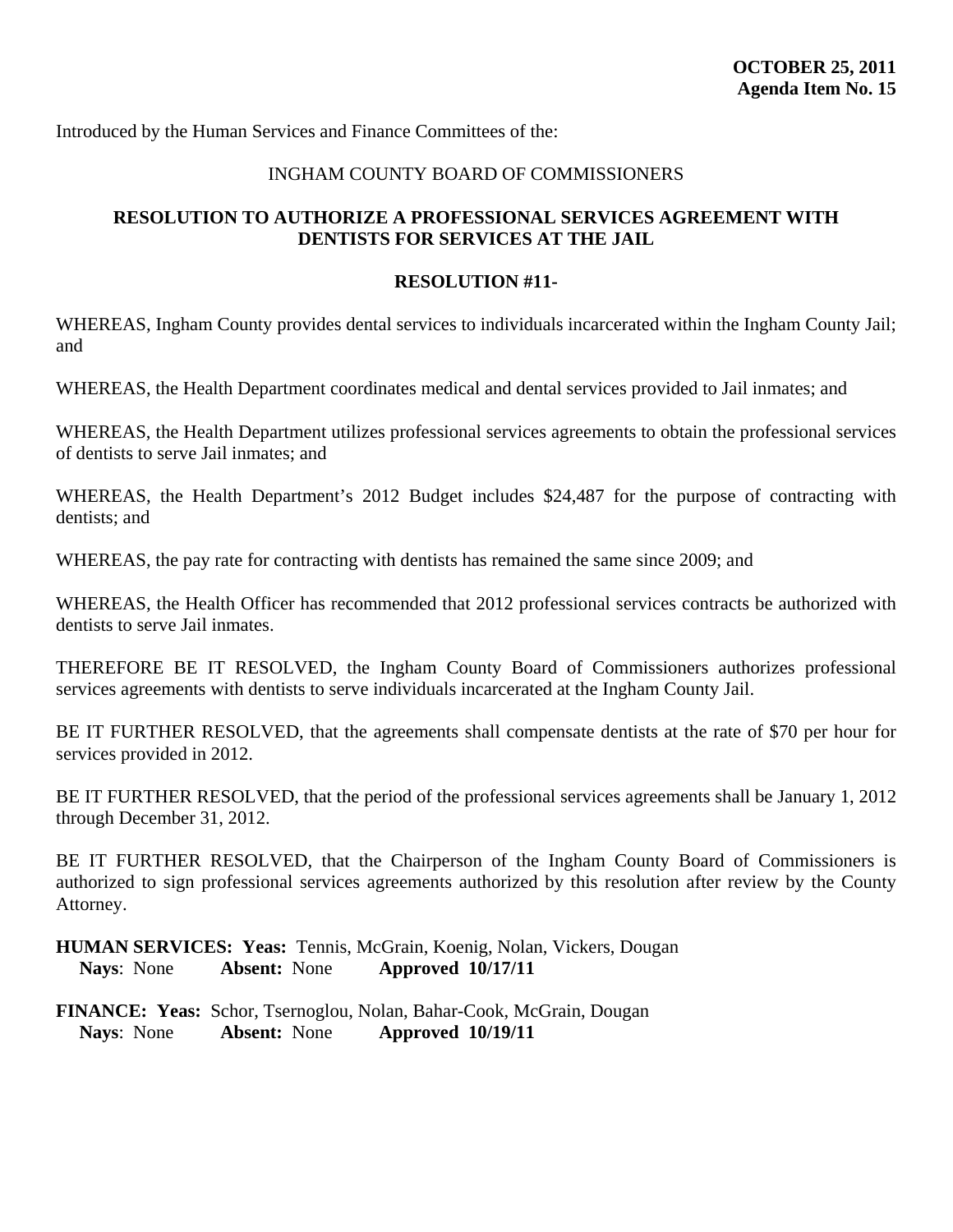**OCTOBER 25, 2011**
**Agenda Item No. 15**

Introduced by the Human Services and Finance Committees of the:

INGHAM COUNTY BOARD OF COMMISSIONERS

**RESOLUTION TO AUTHORIZE A PROFESSIONAL SERVICES AGREEMENT WITH DENTISTS FOR SERVICES AT THE JAIL**

**RESOLUTION #11-**

WHEREAS, Ingham County provides dental services to individuals incarcerated within the Ingham County Jail; and

WHEREAS, the Health Department coordinates medical and dental services provided to Jail inmates; and

WHEREAS, the Health Department utilizes professional services agreements to obtain the professional services of dentists to serve Jail inmates; and

WHEREAS, the Health Department's 2012 Budget includes $24,487 for the purpose of contracting with dentists; and

WHEREAS, the pay rate for contracting with dentists has remained the same since 2009; and

WHEREAS, the Health Officer has recommended that 2012 professional services contracts be authorized with dentists to serve Jail inmates.

THEREFORE BE IT RESOLVED, the Ingham County Board of Commissioners authorizes professional services agreements with dentists to serve individuals incarcerated at the Ingham County Jail.

BE IT FURTHER RESOLVED, that the agreements shall compensate dentists at the rate of $70 per hour for services provided in 2012.

BE IT FURTHER RESOLVED, that the period of the professional services agreements shall be January 1, 2012 through December 31, 2012.

BE IT FURTHER RESOLVED, that the Chairperson of the Ingham County Board of Commissioners is authorized to sign professional services agreements authorized by this resolution after review by the County Attorney.

**HUMAN SERVICES: Yeas:** Tennis, McGrain, Koenig, Nolan, Vickers, Dougan
**Nays**: None **Absent:** None **Approved 10/17/11**

**FINANCE: Yeas:** Schor, Tsernoglou, Nolan, Bahar-Cook, McGrain, Dougan
**Nays**: None **Absent:** None **Approved 10/19/11**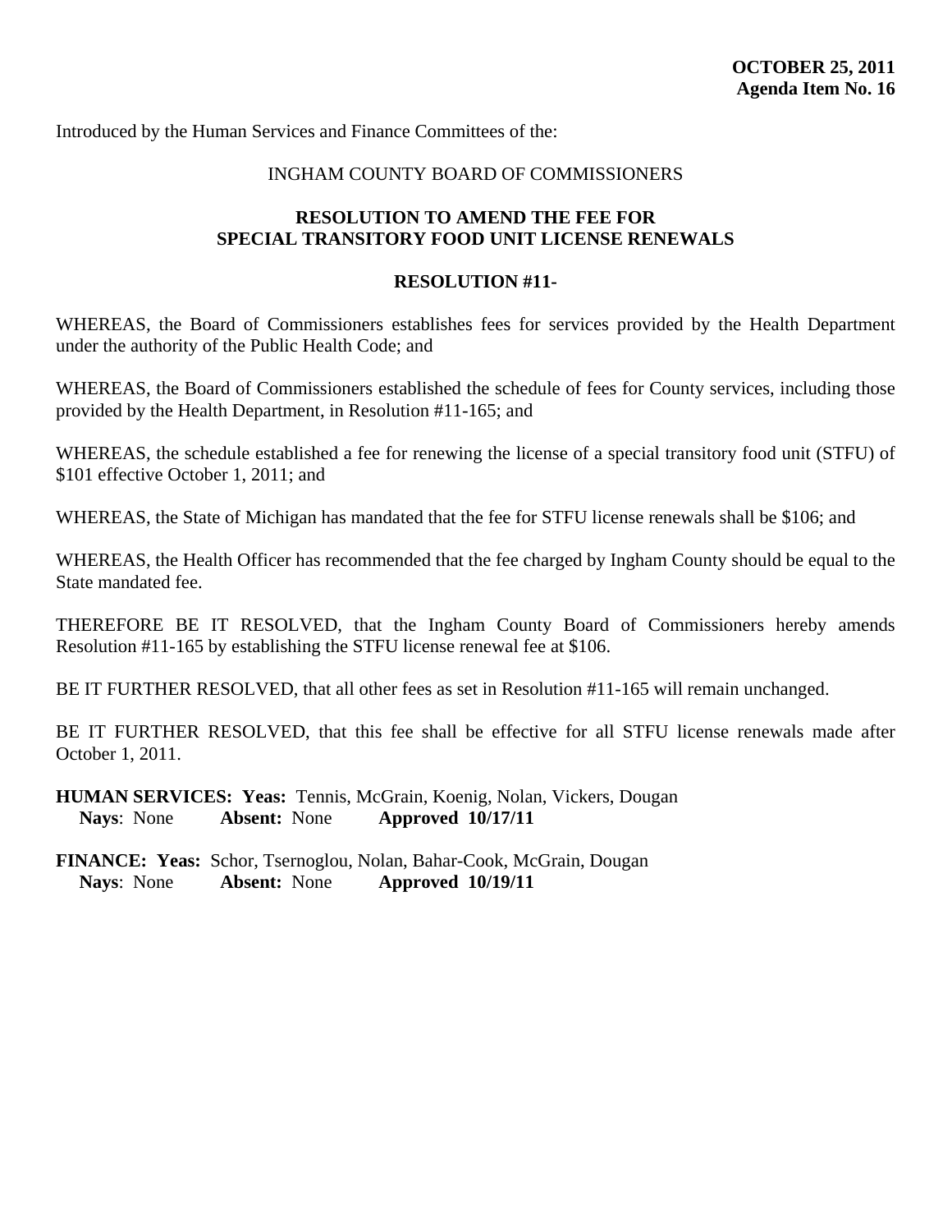**OCTOBER 25, 2011**
**Agenda Item No. 16**

Introduced by the Human Services and Finance Committees of the:

INGHAM COUNTY BOARD OF COMMISSIONERS

**RESOLUTION TO AMEND THE FEE FOR SPECIAL TRANSITORY FOOD UNIT LICENSE RENEWALS**

**RESOLUTION #11-**

WHEREAS, the Board of Commissioners establishes fees for services provided by the Health Department under the authority of the Public Health Code; and

WHEREAS, the Board of Commissioners established the schedule of fees for County services, including those provided by the Health Department, in Resolution #11-165; and

WHEREAS, the schedule established a fee for renewing the license of a special transitory food unit (STFU) of $101 effective October 1, 2011; and

WHEREAS, the State of Michigan has mandated that the fee for STFU license renewals shall be $106; and

WHEREAS, the Health Officer has recommended that the fee charged by Ingham County should be equal to the State mandated fee.

THEREFORE BE IT RESOLVED, that the Ingham County Board of Commissioners hereby amends Resolution #11-165 by establishing the STFU license renewal fee at $106.

BE IT FURTHER RESOLVED, that all other fees as set in Resolution #11-165 will remain unchanged.

BE IT FURTHER RESOLVED, that this fee shall be effective for all STFU license renewals made after October 1, 2011.

**HUMAN SERVICES: Yeas:** Tennis, McGrain, Koenig, Nolan, Vickers, Dougan
**Nays**: None **Absent:** None **Approved 10/17/11**

**FINANCE: Yeas:** Schor, Tsernoglou, Nolan, Bahar-Cook, McGrain, Dougan
**Nays**: None **Absent:** None **Approved 10/19/11**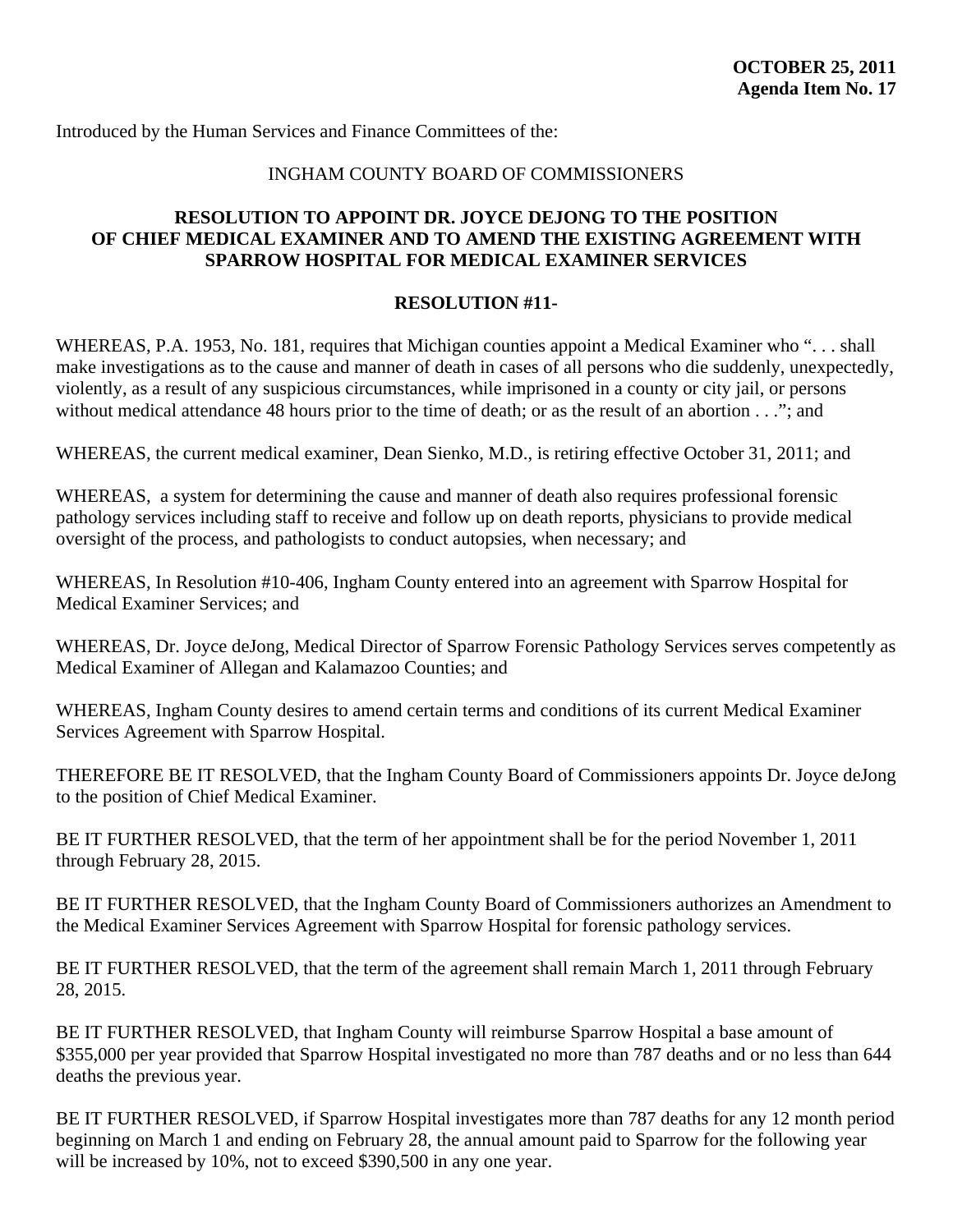**OCTOBER 25, 2011**
**Agenda Item No. 17**

Introduced by the Human Services and Finance Committees of the:

INGHAM COUNTY BOARD OF COMMISSIONERS

**RESOLUTION TO APPOINT DR. JOYCE DEJONG TO THE POSITION OF CHIEF MEDICAL EXAMINER AND TO AMEND THE EXISTING AGREEMENT WITH SPARROW HOSPITAL FOR MEDICAL EXAMINER SERVICES**

**RESOLUTION #11-**

WHEREAS, P.A. 1953, No. 181, requires that Michigan counties appoint a Medical Examiner who ". . . shall make investigations as to the cause and manner of death in cases of all persons who die suddenly, unexpectedly, violently, as a result of any suspicious circumstances, while imprisoned in a county or city jail, or persons without medical attendance 48 hours prior to the time of death; or as the result of an abortion . . ."; and

WHEREAS, the current medical examiner, Dean Sienko, M.D., is retiring effective October 31, 2011; and

WHEREAS, a system for determining the cause and manner of death also requires professional forensic pathology services including staff to receive and follow up on death reports, physicians to provide medical oversight of the process, and pathologists to conduct autopsies, when necessary; and

WHEREAS, In Resolution #10-406, Ingham County entered into an agreement with Sparrow Hospital for Medical Examiner Services; and

WHEREAS, Dr. Joyce deJong, Medical Director of Sparrow Forensic Pathology Services serves competently as Medical Examiner of Allegan and Kalamazoo Counties; and

WHEREAS, Ingham County desires to amend certain terms and conditions of its current Medical Examiner Services Agreement with Sparrow Hospital.

THEREFORE BE IT RESOLVED, that the Ingham County Board of Commissioners appoints Dr. Joyce deJong to the position of Chief Medical Examiner.

BE IT FURTHER RESOLVED, that the term of her appointment shall be for the period November 1, 2011 through February 28, 2015.

BE IT FURTHER RESOLVED, that the Ingham County Board of Commissioners authorizes an Amendment to the Medical Examiner Services Agreement with Sparrow Hospital for forensic pathology services.

BE IT FURTHER RESOLVED, that the term of the agreement shall remain March 1, 2011 through February 28, 2015.

BE IT FURTHER RESOLVED, that Ingham County will reimburse Sparrow Hospital a base amount of $355,000 per year provided that Sparrow Hospital investigated no more than 787 deaths and or no less than 644 deaths the previous year.

BE IT FURTHER RESOLVED, if Sparrow Hospital investigates more than 787 deaths for any 12 month period beginning on March 1 and ending on February 28, the annual amount paid to Sparrow for the following year will be increased by 10%, not to exceed $390,500 in any one year.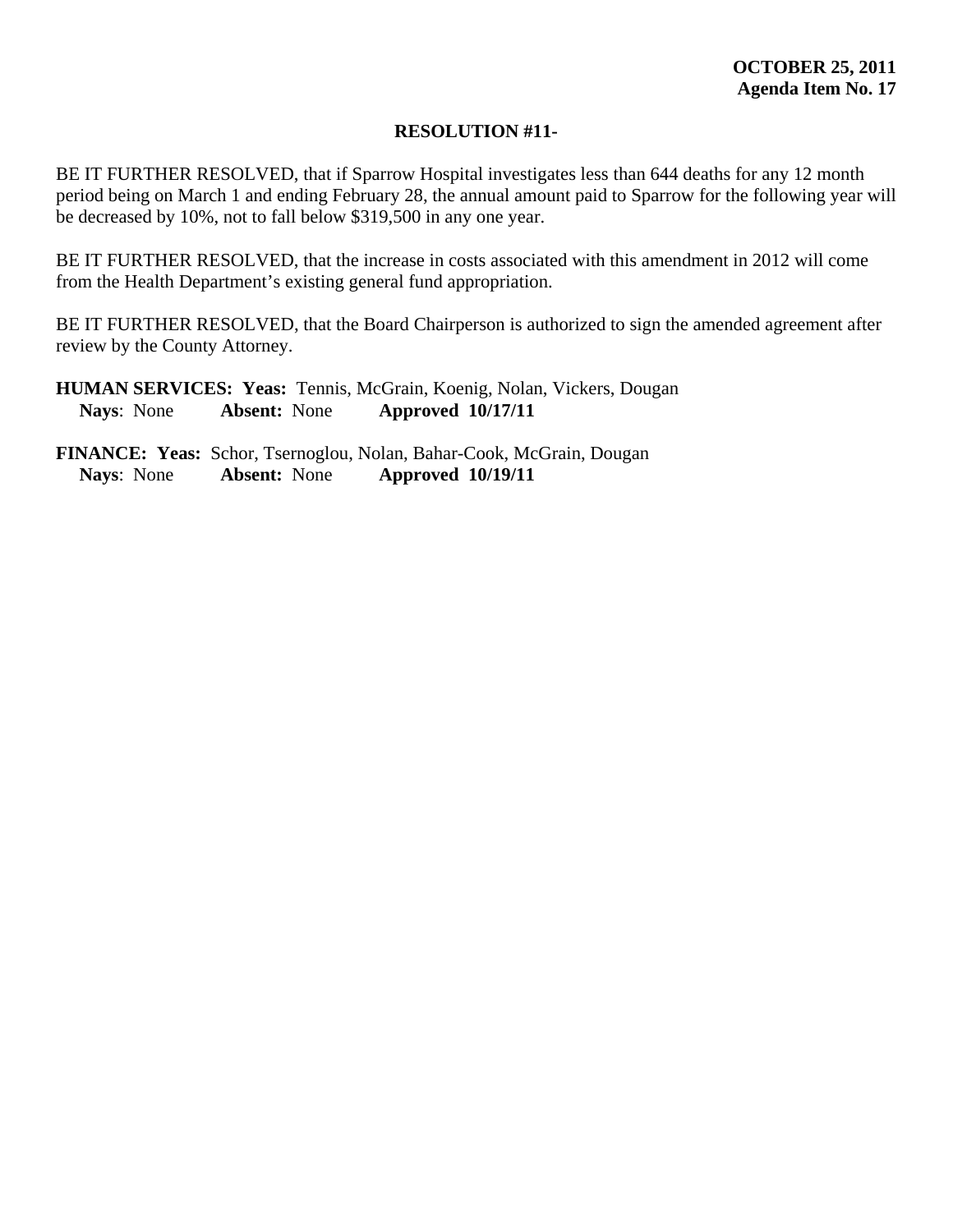**OCTOBER 25, 2011**
**Agenda Item No. 17**

**RESOLUTION #11-**

BE IT FURTHER RESOLVED, that if Sparrow Hospital investigates less than 644 deaths for any 12 month period being on March 1 and ending February 28, the annual amount paid to Sparrow for the following year will be decreased by 10%, not to fall below $319,500 in any one year.

BE IT FURTHER RESOLVED, that the increase in costs associated with this amendment in 2012 will come from the Health Department's existing general fund appropriation.

BE IT FURTHER RESOLVED, that the Board Chairperson is authorized to sign the amended agreement after review by the County Attorney.

**HUMAN SERVICES: Yeas:** Tennis, McGrain, Koenig, Nolan, Vickers, Dougan
**Nays**: None **Absent:** None **Approved 10/17/11**

**FINANCE: Yeas:** Schor, Tsernoglou, Nolan, Bahar-Cook, McGrain, Dougan
**Nays**: None **Absent:** None **Approved 10/19/11**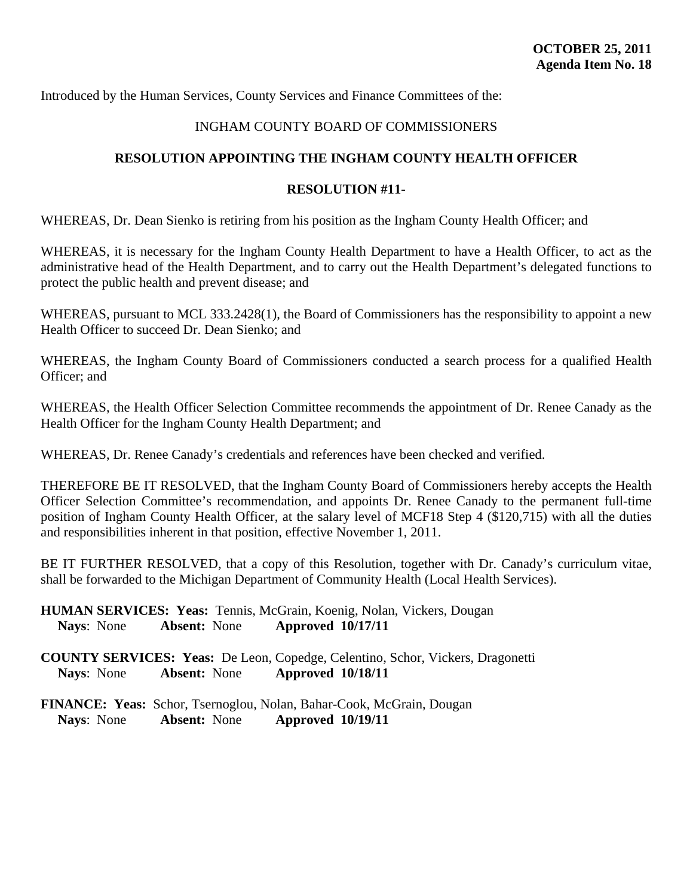**OCTOBER 25, 2011**
**Agenda Item No. 18**

Introduced by the Human Services, County Services and Finance Committees of the:

INGHAM COUNTY BOARD OF COMMISSIONERS

**RESOLUTION APPOINTING THE INGHAM COUNTY HEALTH OFFICER**

**RESOLUTION #11-**

WHEREAS, Dr. Dean Sienko is retiring from his position as the Ingham County Health Officer; and

WHEREAS, it is necessary for the Ingham County Health Department to have a Health Officer, to act as the administrative head of the Health Department, and to carry out the Health Department's delegated functions to protect the public health and prevent disease; and

WHEREAS, pursuant to MCL 333.2428(1), the Board of Commissioners has the responsibility to appoint a new Health Officer to succeed Dr. Dean Sienko; and

WHEREAS, the Ingham County Board of Commissioners conducted a search process for a qualified Health Officer; and

WHEREAS, the Health Officer Selection Committee recommends the appointment of Dr. Renee Canady as the Health Officer for the Ingham County Health Department; and

WHEREAS, Dr. Renee Canady's credentials and references have been checked and verified.

THEREFORE BE IT RESOLVED, that the Ingham County Board of Commissioners hereby accepts the Health Officer Selection Committee's recommendation, and appoints Dr. Renee Canady to the permanent full-time position of Ingham County Health Officer, at the salary level of MCF18 Step 4 ($120,715) with all the duties and responsibilities inherent in that position, effective November 1, 2011.

BE IT FURTHER RESOLVED, that a copy of this Resolution, together with Dr. Canady's curriculum vitae, shall be forwarded to the Michigan Department of Community Health (Local Health Services).

**HUMAN SERVICES: Yeas:** Tennis, McGrain, Koenig, Nolan, Vickers, Dougan
**Nays**: None **Absent:** None **Approved 10/17/11**

**COUNTY SERVICES: Yeas:** De Leon, Copedge, Celentino, Schor, Vickers, Dragonetti
**Nays**: None **Absent:** None **Approved 10/18/11**

**FINANCE: Yeas:** Schor, Tsernoglou, Nolan, Bahar-Cook, McGrain, Dougan
**Nays**: None **Absent:** None **Approved 10/19/11**